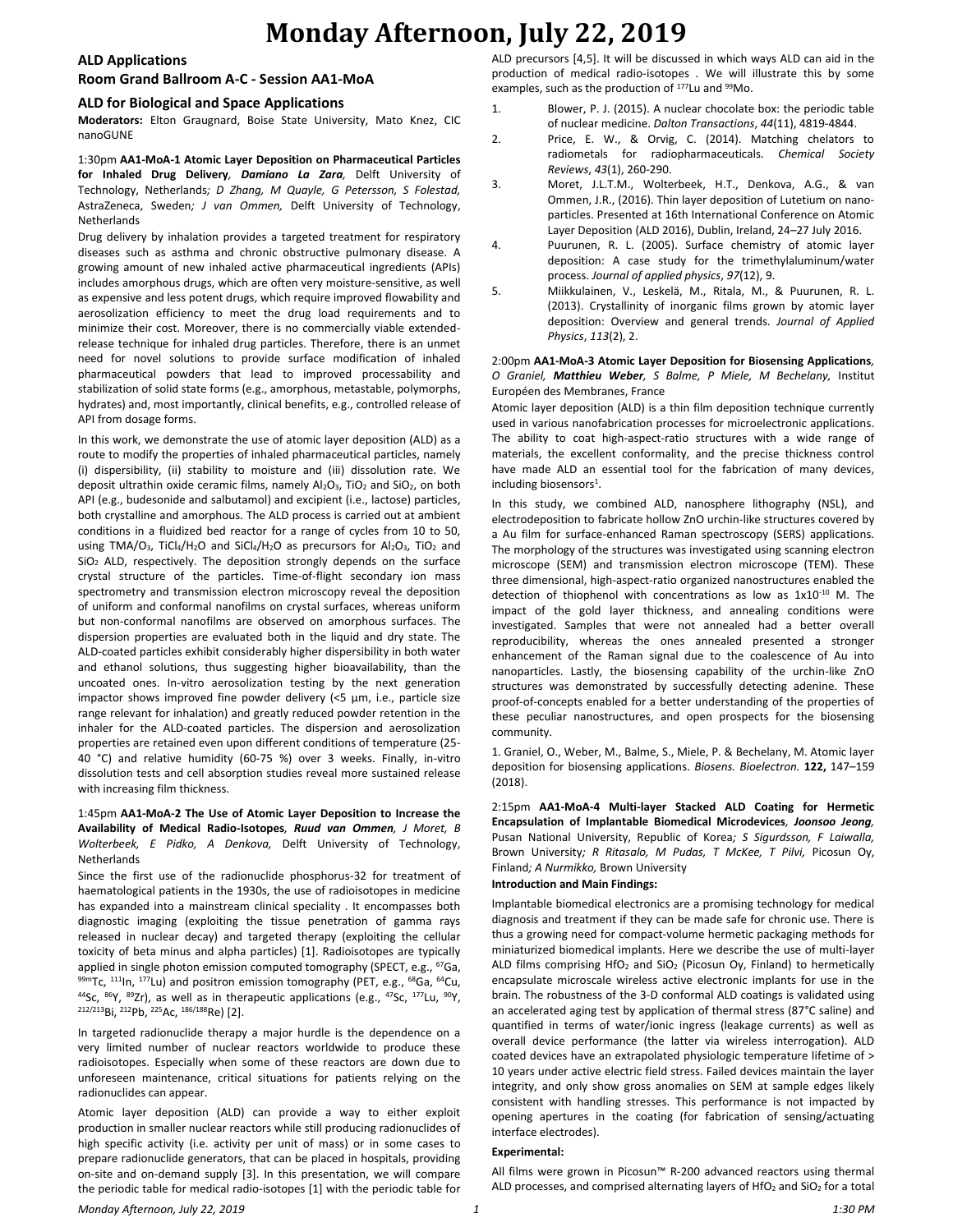# Monday Afternoon, July 22, 2019

## ALD Applications
## Room Grand Ballroom A-C - Session AA1-MoA

### ALD for Biological and Space Applications

**Moderators:** Elton Graugnard, Boise State University, Mato Knez, CIC nanoGUNE

1:30pm **AA1-MoA-1 Atomic Layer Deposition on Pharmaceutical Particles for Inhaled Drug Delivery**, ***Damiano La Zara***, Delft University of Technology, Netherlands*; D Zhang, M Quayle, G Petersson, S Folestad,* AstraZeneca, Sweden*; J van Ommen,* Delft University of Technology, Netherlands

Drug delivery by inhalation provides a targeted treatment for respiratory diseases such as asthma and chronic obstructive pulmonary disease. A growing amount of new inhaled active pharmaceutical ingredients (APIs) includes amorphous drugs, which are often very moisture-sensitive, as well as expensive and less potent drugs, which require improved flowability and aerosolization efficiency to meet the drug load requirements and to minimize their cost. Moreover, there is no commercially viable extended-release technique for inhaled drug particles. Therefore, there is an unmet need for novel solutions to provide surface modification of inhaled pharmaceutical powders that lead to improved processability and stabilization of solid state forms (e.g., amorphous, metastable, polymorphs, hydrates) and, most importantly, clinical benefits, e.g., controlled release of API from dosage forms.

In this work, we demonstrate the use of atomic layer deposition (ALD) as a route to modify the properties of inhaled pharmaceutical particles, namely (i) dispersibility, (ii) stability to moisture and (iii) dissolution rate. We deposit ultrathin oxide ceramic films, namely $Al_2O_3$, $TiO_2$ and $SiO_2$, on both API (e.g., budesonide and salbutamol) and excipient (i.e., lactose) particles, both crystalline and amorphous. The ALD process is carried out at ambient conditions in a fluidized bed reactor for a range of cycles from 10 to 50, using $TMA/O_3$, $TiCl_4/H_2O$ and $SiCl_4/H_2O$ as precursors for $Al_2O_3$, $TiO_2$ and $SiO_2$ ALD, respectively. The deposition strongly depends on the surface crystal structure of the particles. Time-of-flight secondary ion mass spectrometry and transmission electron microscopy reveal the deposition of uniform and conformal nanofilms on crystal surfaces, whereas uniform but non-conformal nanofilms are observed on amorphous surfaces. The dispersion properties are evaluated both in the liquid and dry state. The ALD-coated particles exhibit considerably higher dispersibility in both water and ethanol solutions, thus suggesting higher bioavailability, than the uncoated ones. In-vitro aerosolization testing by the next generation impactor shows improved fine powder delivery (<5 µm, i.e., particle size range relevant for inhalation) and greatly reduced powder retention in the inhaler for the ALD-coated particles. The dispersion and aerosolization properties are retained even upon different conditions of temperature (25-40 °C) and relative humidity (60-75 %) over 3 weeks. Finally, in-vitro dissolution tests and cell absorption studies reveal more sustained release with increasing film thickness.

1:45pm **AA1-MoA-2 The Use of Atomic Layer Deposition to Increase the Availability of Medical Radio-Isotopes**, ***Ruud van Ommen****, J Moret, B Wolterbeek, E Pidko, A Denkova,* Delft University of Technology, Netherlands

Since the first use of the radionuclide phosphorus-32 for treatment of haematological patients in the 1930s, the use of radioisotopes in medicine has expanded into a mainstream clinical speciality . It encompasses both diagnostic imaging (exploiting the tissue penetration of gamma rays released in nuclear decay) and targeted therapy (exploiting the cellular toxicity of beta minus and alpha particles) [1]. Radioisotopes are typically applied in single photon emission computed tomography (SPECT, e.g., $^{67}$Ga, $^{99m}$Tc, $^{111}$In, $^{177}$Lu) and positron emission tomography (PET, e.g., $^{68}$Ga, $^{64}$Cu, $^{44}$Sc, $^{86}$Y, $^{89}$Zr), as well as in therapeutic applications (e.g., $^{47}$Sc, $^{177}$Lu, $^{90}$Y, $^{212/213}$Bi, $^{212}$Pb, $^{225}$Ac, $^{186/188}$Re) [2].

In targeted radionuclide therapy a major hurdle is the dependence on a very limited number of nuclear reactors worldwide to produce these radioisotopes. Especially when some of these reactors are down due to unforeseen maintenance, critical situations for patients relying on the radionuclides can appear.

Atomic layer deposition (ALD) can provide a way to either exploit production in smaller nuclear reactors while still producing radionuclides of high specific activity (i.e. activity per unit of mass) or in some cases to prepare radionuclide generators, that can be placed in hospitals, providing on-site and on-demand supply [3]. In this presentation, we will compare the periodic table for medical radio-isotopes [1] with the periodic table for ALD precursors [4,5]. It will be discussed in which ways ALD can aid in the production of medical radio-isotopes . We will illustrate this by some examples, such as the production of $^{177}$Lu and $^{99}$Mo.

1. Blower, P. J. (2015). A nuclear chocolate box: the periodic table of nuclear medicine. *Dalton Transactions*, *44*(11), 4819-4844.
2. Price, E. W., & Orvig, C. (2014). Matching chelators to radiometals for radiopharmaceuticals. *Chemical Society Reviews*, *43*(1), 260-290.
3. Moret, J.L.T.M., Wolterbeek, H.T., Denkova, A.G., & van Ommen, J.R., (2016). Thin layer deposition of Lutetium on nano-particles. Presented at 16th International Conference on Atomic Layer Deposition (ALD 2016), Dublin, Ireland, 24–27 July 2016.
4. Puurunen, R. L. (2005). Surface chemistry of atomic layer deposition: A case study for the trimethylaluminum/water process. *Journal of applied physics*, *97*(12), 9.
5. Miikkulainen, V., Leskelä, M., Ritala, M., & Puurunen, R. L. (2013). Crystallinity of inorganic films grown by atomic layer deposition: Overview and general trends. *Journal of Applied Physics*, *113*(2), 2.

2:00pm **AA1-MoA-3 Atomic Layer Deposition for Biosensing Applications**, *O Graniel,* ***Matthieu Weber****, S Balme, P Miele, M Bechelany,* Institut Européen des Membranes, France

Atomic layer deposition (ALD) is a thin film deposition technique currently used in various nanofabrication processes for microelectronic applications. The ability to coat high-aspect-ratio structures with a wide range of materials, the excellent conformality, and the precise thickness control have made ALD an essential tool for the fabrication of many devices, including biosensors[1].

In this study, we combined ALD, nanosphere lithography (NSL), and electrodeposition to fabricate hollow ZnO urchin-like structures covered by a Au film for surface-enhanced Raman spectroscopy (SERS) applications. The morphology of the structures was investigated using scanning electron microscope (SEM) and transmission electron microscope (TEM). These three dimensional, high-aspect-ratio organized nanostructures enabled the detection of thiophenol with concentrations as low as $1x10^{-10}$ M. The impact of the gold layer thickness, and annealing conditions were investigated. Samples that were not annealed had a better overall reproducibility, whereas the ones annealed presented a stronger enhancement of the Raman signal due to the coalescence of Au into nanoparticles. Lastly, the biosensing capability of the urchin-like ZnO structures was demonstrated by successfully detecting adenine. These proof-of-concepts enabled for a better understanding of the properties of these peculiar nanostructures, and open prospects for the biosensing community.

1. Graniel, O., Weber, M., Balme, S., Miele, P. & Bechelany, M. Atomic layer deposition for biosensing applications. *Biosens. Bioelectron.* **122,** 147–159 (2018).

2:15pm **AA1-MoA-4 Multi-layer Stacked ALD Coating for Hermetic Encapsulation of Implantable Biomedical Microdevices**, ***Joonsoo Jeong***, Pusan National University, Republic of Korea*; S Sigurdsson, F Laiwalla,* Brown University*; R Ritasalo, M Pudas, T McKee, T Pilvi,* Picosun Oy, Finland*; A Nurmikko,* Brown University

**Introduction and Main Findings:**

Implantable biomedical electronics are a promising technology for medical diagnosis and treatment if they can be made safe for chronic use. There is thus a growing need for compact-volume hermetic packaging methods for miniaturized biomedical implants. Here we describe the use of multi-layer ALD films comprising $HfO_2$ and $SiO_2$ (Picosun Oy, Finland) to hermetically encapsulate microscale wireless active electronic implants for use in the brain. The robustness of the 3-D conformal ALD coatings is validated using an accelerated aging test by application of thermal stress (87°C saline) and quantified in terms of water/ionic ingress (leakage currents) as well as overall device performance (the latter via wireless interrogation). ALD coated devices have an extrapolated physiologic temperature lifetime of > 10 years under active electric field stress. Failed devices maintain the layer integrity, and only show gross anomalies on SEM at sample edges likely consistent with handling stresses. This performance is not impacted by opening apertures in the coating (for fabrication of sensing/actuating interface electrodes).

**Experimental:**

All films were grown in Picosun™ R-200 advanced reactors using thermal ALD processes, and comprised alternating layers of $HfO_2$ and $SiO_2$ for a total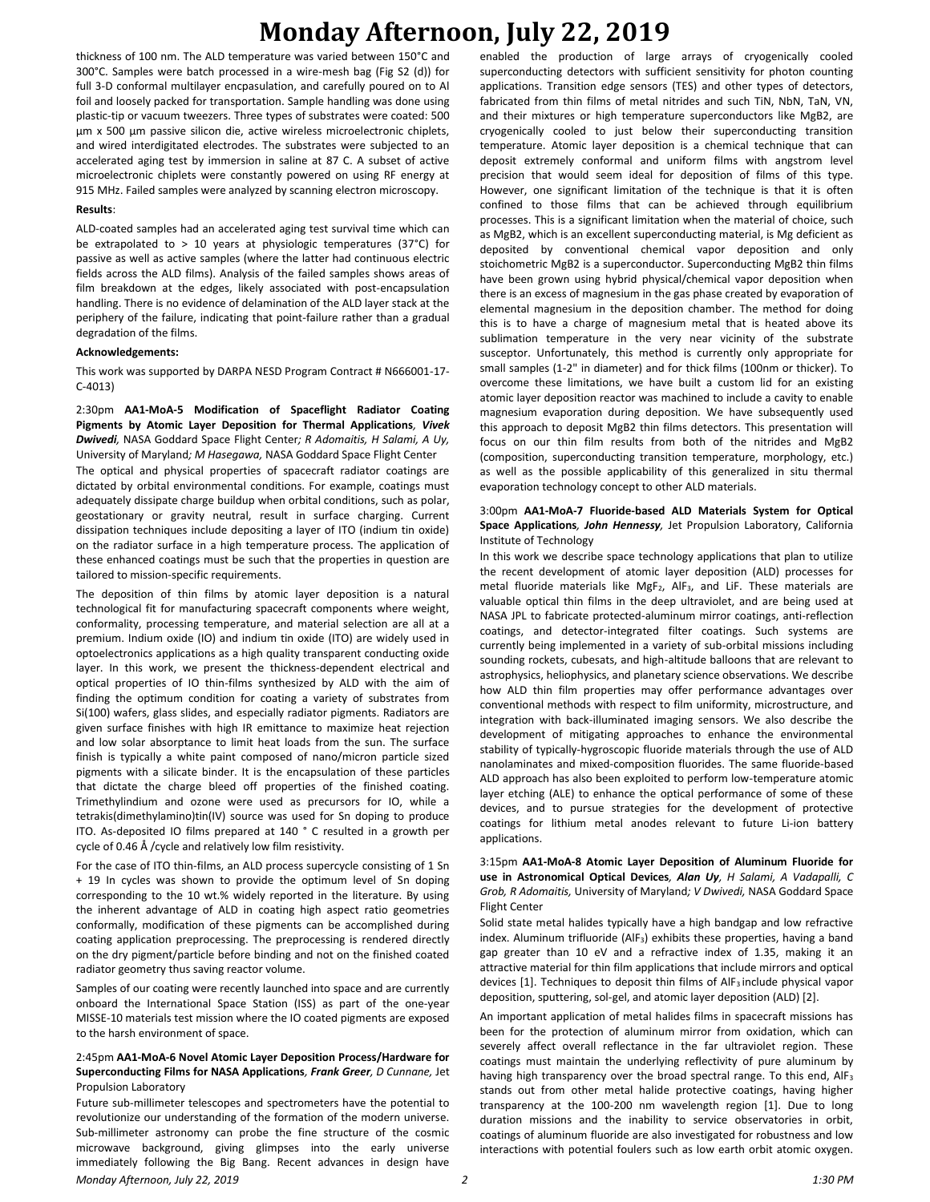thickness of 100 nm. The ALD temperature was varied between 150°C and 300°C. Samples were batch processed in a wire-mesh bag (Fig S2 (d)) for full 3-D conformal multilayer encpasulation, and carefully poured on to Al foil and loosely packed for transportation. Sample handling was done using plastic-tip or vacuum tweezers. Three types of substrates were coated: 500 µm x 500 µm passive silicon die, active wireless microelectronic chiplets, and wired interdigitated electrodes. The substrates were subjected to an accelerated aging test by immersion in saline at 87 C. A subset of active microelectronic chiplets were constantly powered on using RF energy at 915 MHz. Failed samples were analyzed by scanning electron microscopy.

**Results**:

ALD-coated samples had an accelerated aging test survival time which can be extrapolated to > 10 years at physiologic temperatures (37°C) for passive as well as active samples (where the latter had continuous electric fields across the ALD films). Analysis of the failed samples shows areas of film breakdown at the edges, likely associated with post-encapsulation handling. There is no evidence of delamination of the ALD layer stack at the periphery of the failure, indicating that point-failure rather than a gradual degradation of the films.

**Acknowledgements:**

This work was supported by DARPA NESD Program Contract # N666001-17-C-4013)

2:30pm **AA1-MoA-5 Modification of Spaceflight Radiator Coating Pigments by Atomic Layer Deposition for Thermal Applications*, Vivek Dwivedi*,** NASA Goddard Space Flight Center*; R Adomaitis, H Salami, A Uy,* University of Maryland*; M Hasegawa,* NASA Goddard Space Flight Center

The optical and physical properties of spacecraft radiator coatings are dictated by orbital environmental conditions. For example, coatings must adequately dissipate charge buildup when orbital conditions, such as polar, geostationary or gravity neutral, result in surface charging. Current dissipation techniques include depositing a layer of ITO (indium tin oxide) on the radiator surface in a high temperature process. The application of these enhanced coatings must be such that the properties in question are tailored to mission-specific requirements.

The deposition of thin films by atomic layer deposition is a natural technological fit for manufacturing spacecraft components where weight, conformality, processing temperature, and material selection are all at a premium. Indium oxide (IO) and indium tin oxide (ITO) are widely used in optoelectronics applications as a high quality transparent conducting oxide layer. In this work, we present the thickness-dependent electrical and optical properties of IO thin-films synthesized by ALD with the aim of finding the optimum condition for coating a variety of substrates from Si(100) wafers, glass slides, and especially radiator pigments. Radiators are given surface finishes with high IR emittance to maximize heat rejection and low solar absorptance to limit heat loads from the sun. The surface finish is typically a white paint composed of nano/micron particle sized pigments with a silicate binder. It is the encapsulation of these particles that dictate the charge bleed off properties of the finished coating. Trimethylindium and ozone were used as precursors for IO, while a tetrakis(dimethylamino)tin(IV) source was used for Sn doping to produce ITO. As-deposited IO films prepared at 140 ° C resulted in a growth per cycle of 0.46 Å /cycle and relatively low film resistivity.

For the case of ITO thin-films, an ALD process supercycle consisting of 1 Sn + 19 In cycles was shown to provide the optimum level of Sn doping corresponding to the 10 wt.% widely reported in the literature. By using the inherent advantage of ALD in coating high aspect ratio geometries conformally, modification of these pigments can be accomplished during coating application preprocessing. The preprocessing is rendered directly on the dry pigment/particle before binding and not on the finished coated radiator geometry thus saving reactor volume.

Samples of our coating were recently launched into space and are currently onboard the International Space Station (ISS) as part of the one-year MISSE-10 materials test mission where the IO coated pigments are exposed to the harsh environment of space.

2:45pm **AA1-MoA-6 Novel Atomic Layer Deposition Process/Hardware for Superconducting Films for NASA Applications*, Frank Greer*,** *D Cunnane,* Jet Propulsion Laboratory

Future sub-millimeter telescopes and spectrometers have the potential to revolutionize our understanding of the formation of the modern universe. Sub-millimeter astronomy can probe the fine structure of the cosmic microwave background, giving glimpses into the early universe immediately following the Big Bang. Recent advances in design have enabled the production of large arrays of cryogenically cooled superconducting detectors with sufficient sensitivity for photon counting applications. Transition edge sensors (TES) and other types of detectors, fabricated from thin films of metal nitrides and such TiN, NbN, TaN, VN, and their mixtures or high temperature superconductors like MgB2, are cryogenically cooled to just below their superconducting transition temperature. Atomic layer deposition is a chemical technique that can deposit extremely conformal and uniform films with angstrom level precision that would seem ideal for deposition of films of this type. However, one significant limitation of the technique is that it is often confined to those films that can be achieved through equilibrium processes. This is a significant limitation when the material of choice, such as MgB2, which is an excellent superconducting material, is Mg deficient as deposited by conventional chemical vapor deposition and only stoichometric MgB2 is a superconductor. Superconducting MgB2 thin films have been grown using hybrid physical/chemical vapor deposition when there is an excess of magnesium in the gas phase created by evaporation of elemental magnesium in the deposition chamber. The method for doing this is to have a charge of magnesium metal that is heated above its sublimation temperature in the very near vicinity of the substrate susceptor. Unfortunately, this method is currently only appropriate for small samples (1-2" in diameter) and for thick films (100nm or thicker). To overcome these limitations, we have built a custom lid for an existing atomic layer deposition reactor was machined to include a cavity to enable magnesium evaporation during deposition. We have subsequently used this approach to deposit MgB2 thin films detectors. This presentation will focus on our thin film results from both of the nitrides and MgB2 (composition, superconducting transition temperature, morphology, etc.) as well as the possible applicability of this generalized in situ thermal evaporation technology concept to other ALD materials.

3:00pm **AA1-MoA-7 Fluoride-based ALD Materials System for Optical Space Applications*, John Hennessy*,** Jet Propulsion Laboratory, California Institute of Technology

In this work we describe space technology applications that plan to utilize the recent development of atomic layer deposition (ALD) processes for metal fluoride materials like $MgF_2$, $AlF_3$, and LiF. These materials are valuable optical thin films in the deep ultraviolet, and are being used at NASA JPL to fabricate protected-aluminum mirror coatings, anti-reflection coatings, and detector-integrated filter coatings. Such systems are currently being implemented in a variety of sub-orbital missions including sounding rockets, cubesats, and high-altitude balloons that are relevant to astrophysics, heliophysics, and planetary science observations. We describe how ALD thin film properties may offer performance advantages over conventional methods with respect to film uniformity, microstructure, and integration with back-illuminated imaging sensors. We also describe the development of mitigating approaches to enhance the environmental stability of typically-hygroscopic fluoride materials through the use of ALD nanolaminates and mixed-composition fluorides. The same fluoride-based ALD approach has also been exploited to perform low-temperature atomic layer etching (ALE) to enhance the optical performance of some of these devices, and to pursue strategies for the development of protective coatings for lithium metal anodes relevant to future Li-ion battery applications.

3:15pm **AA1-MoA-8 Atomic Layer Deposition of Aluminum Fluoride for use in Astronomical Optical Devices*, Alan Uy*,** *H Salami, A Vadapalli, C Grob, R Adomaitis,* University of Maryland*; V Dwivedi,* NASA Goddard Space Flight Center

Solid state metal halides typically have a high bandgap and low refractive index. Aluminum trifluoride ($AlF_3$) exhibits these properties, having a band gap greater than 10 eV and a refractive index of 1.35, making it an attractive material for thin film applications that include mirrors and optical devices [1]. Techniques to deposit thin films of $AlF_3$ include physical vapor deposition, sputtering, sol-gel, and atomic layer deposition (ALD) [2].

An important application of metal halides films in spacecraft missions has been for the protection of aluminum mirror from oxidation, which can severely affect overall reflectance in the far ultraviolet region. These coatings must maintain the underlying reflectivity of pure aluminum by having high transparency over the broad spectral range. To this end, $AlF_3$ stands out from other metal halide protective coatings, having higher transparency at the 100-200 nm wavelength region [1]. Due to long duration missions and the inability to service observatories in orbit, coatings of aluminum fluoride are also investigated for robustness and low interactions with potential foulers such as low earth orbit atomic oxygen.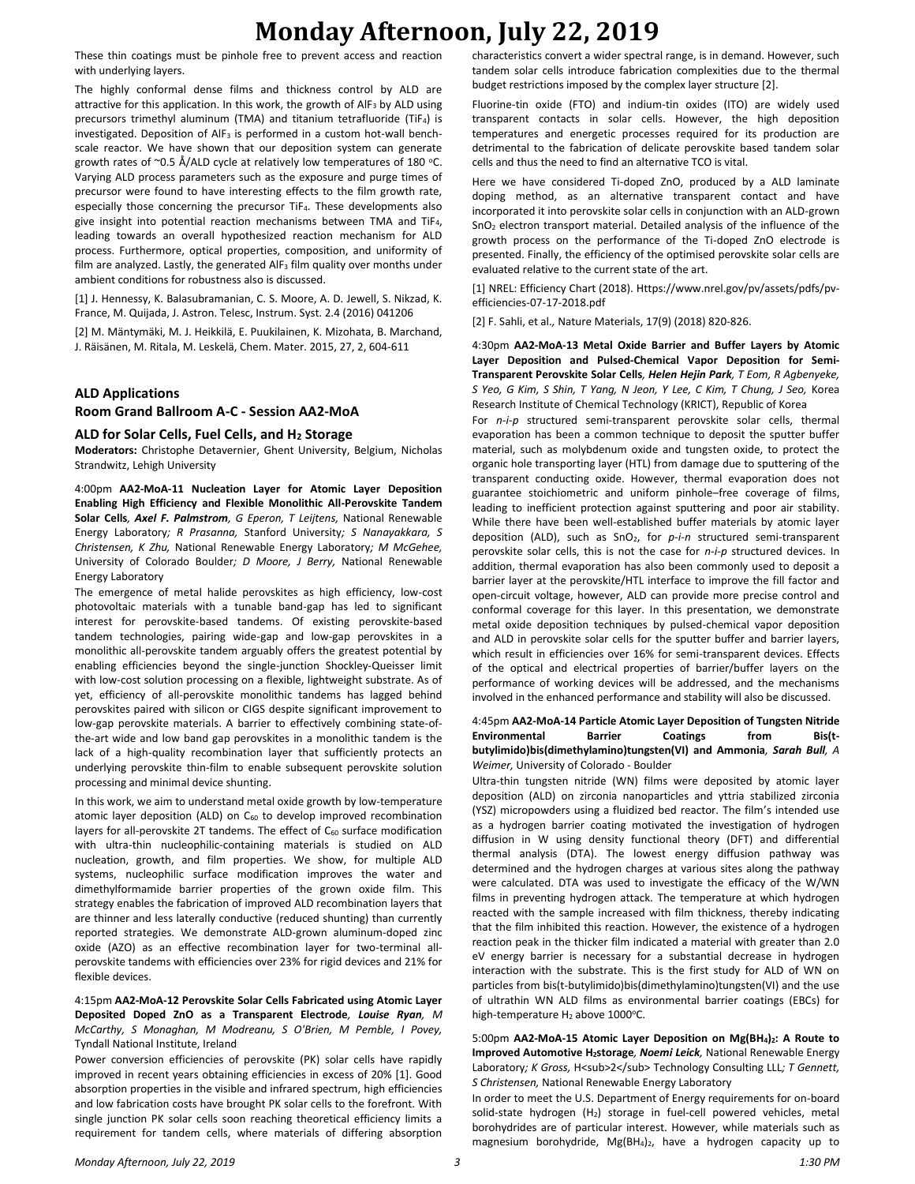These thin coatings must be pinhole free to prevent access and reaction with underlying layers.

The highly conformal dense films and thickness control by ALD are attractive for this application. In this work, the growth of $AlF_3$ by ALD using precursors trimethyl aluminum (TMA) and titanium tetrafluoride ($TiF_4$) is investigated. Deposition of $AlF_3$ is performed in a custom hot-wall bench-scale reactor. We have shown that our deposition system can generate growth rates of ~0.5 Å/ALD cycle at relatively low temperatures of 180 °C. Varying ALD process parameters such as the exposure and purge times of precursor were found to have interesting effects to the film growth rate, especially those concerning the precursor $TiF_4$. These developments also give insight into potential reaction mechanisms between TMA and $TiF_4$, leading towards an overall hypothesized reaction mechanism for ALD process. Furthermore, optical properties, composition, and uniformity of film are analyzed. Lastly, the generated $AlF_3$ film quality over months under ambient conditions for robustness also is discussed.

[1] J. Hennessy, K. Balasubramanian, C. S. Moore, A. D. Jewell, S. Nikzad, K. France, M. Quijada, J. Astron. Telesc, Instrum. Syst. 2.4 (2016) 041206

[2] M. Mäntymäki, M. J. Heikkilä, E. Puukilainen, K. Mizohata, B. Marchand, J. Räisänen, M. Ritala, M. Leskelä, Chem. Mater. 2015, 27, 2, 604-611

## ALD Applications
## Room Grand Ballroom A-C - Session AA2-MoA

### ALD for Solar Cells, Fuel Cells, and $H_2$ Storage

**Moderators:** Christophe Detavernier, Ghent University, Belgium, Nicholas Strandwitz, Lehigh University

4:00pm **AA2-MoA-11 Nucleation Layer for Atomic Layer Deposition Enabling High Efficiency and Flexible Monolithic All-Perovskite Tandem Solar Cells**, ***Axel F. Palmstrom**, G Eperon, T Leijtens,* National Renewable Energy Laboratory*; R Prasanna,* Stanford University*; S Nanayakkara, S Christensen, K Zhu,* National Renewable Energy Laboratory*; M McGehee,* University of Colorado Boulder*; D Moore, J Berry,* National Renewable Energy Laboratory

The emergence of metal halide perovskites as high efficiency, low-cost photovoltaic materials with a tunable band-gap has led to significant interest for perovskite-based tandems. Of existing perovskite-based tandem technologies, pairing wide-gap and low-gap perovskites in a monolithic all-perovskite tandem arguably offers the greatest potential by enabling efficiencies beyond the single-junction Shockley-Queisser limit with low-cost solution processing on a flexible, lightweight substrate. As of yet, efficiency of all-perovskite monolithic tandems has lagged behind perovskites paired with silicon or CIGS despite significant improvement to low-gap perovskite materials. A barrier to effectively combining state-of-the-art wide and low band gap perovskites in a monolithic tandem is the lack of a high-quality recombination layer that sufficiently protects an underlying perovskite thin-film to enable subsequent perovskite solution processing and minimal device shunting.

In this work, we aim to understand metal oxide growth by low-temperature atomic layer deposition (ALD) on $C_{60}$ to develop improved recombination layers for all-perovskite 2T tandems. The effect of $C_{60}$ surface modification with ultra-thin nucleophilic-containing materials is studied on ALD nucleation, growth, and film properties. We show, for multiple ALD systems, nucleophilic surface modification improves the water and dimethylformamide barrier properties of the grown oxide film. This strategy enables the fabrication of improved ALD recombination layers that are thinner and less laterally conductive (reduced shunting) than currently reported strategies. We demonstrate ALD-grown aluminum-doped zinc oxide (AZO) as an effective recombination layer for two-terminal all-perovskite tandems with efficiencies over 23% for rigid devices and 21% for flexible devices.

4:15pm **AA2-MoA-12 Perovskite Solar Cells Fabricated using Atomic Layer Deposited Doped ZnO as a Transparent Electrode**, ***Louise Ryan**, M McCarthy, S Monaghan, M Modreanu, S O'Brien, M Pemble, I Povey,* Tyndall National Institute, Ireland

Power conversion efficiencies of perovskite (PK) solar cells have rapidly improved in recent years obtaining efficiencies in excess of 20% [1]. Good absorption properties in the visible and infrared spectrum, high efficiencies and low fabrication costs have brought PK solar cells to the forefront. With single junction PK solar cells soon reaching theoretical efficiency limits a requirement for tandem cells, where materials of differing absorption characteristics convert a wider spectral range, is in demand. However, such tandem solar cells introduce fabrication complexities due to the thermal budget restrictions imposed by the complex layer structure [2].

Fluorine-tin oxide (FTO) and indium-tin oxides (ITO) are widely used transparent contacts in solar cells. However, the high deposition temperatures and energetic processes required for its production are detrimental to the fabrication of delicate perovskite based tandem solar cells and thus the need to find an alternative TCO is vital.

Here we have considered Ti-doped ZnO, produced by a ALD laminate doping method, as an alternative transparent contact and have incorporated it into perovskite solar cells in conjunction with an ALD-grown $SnO_2$ electron transport material. Detailed analysis of the influence of the growth process on the performance of the Ti-doped ZnO electrode is presented. Finally, the efficiency of the optimised perovskite solar cells are evaluated relative to the current state of the art.

[1] NREL: Efficiency Chart (2018). Https://www.nrel.gov/pv/assets/pdfs/pv-efficiencies-07-17-2018.pdf

[2] F. Sahli, et al., Nature Materials, 17(9) (2018) 820-826.

4:30pm **AA2-MoA-13 Metal Oxide Barrier and Buffer Layers by Atomic Layer Deposition and Pulsed-Chemical Vapor Deposition for Semi-Transparent Perovskite Solar Cells**, ***Helen Hejin Park**, T Eom, R Agbenyeke, S Yeo, G Kim, S Shin, T Yang, N Jeon, Y Lee, C Kim, T Chung, J Seo,* Korea Research Institute of Chemical Technology (KRICT), Republic of Korea

For *n-i-p* structured semi-transparent perovskite solar cells, thermal evaporation has been a common technique to deposit the sputter buffer material, such as molybdenum oxide and tungsten oxide, to protect the organic hole transporting layer (HTL) from damage due to sputtering of the transparent conducting oxide. However, thermal evaporation does not guarantee stoichiometric and uniform pinhole–free coverage of films, leading to inefficient protection against sputtering and poor air stability. While there have been well-established buffer materials by atomic layer deposition (ALD), such as $SnO_2$, for *p-i-n* structured semi-transparent perovskite solar cells, this is not the case for *n-i-p* structured devices. In addition, thermal evaporation has also been commonly used to deposit a barrier layer at the perovskite/HTL interface to improve the fill factor and open-circuit voltage, however, ALD can provide more precise control and conformal coverage for this layer. In this presentation, we demonstrate metal oxide deposition techniques by pulsed-chemical vapor deposition and ALD in perovskite solar cells for the sputter buffer and barrier layers, which result in efficiencies over 16% for semi-transparent devices. Effects of the optical and electrical properties of barrier/buffer layers on the performance of working devices will be addressed, and the mechanisms involved in the enhanced performance and stability will also be discussed.

4:45pm **AA2-MoA-14 Particle Atomic Layer Deposition of Tungsten Nitride Environmental Barrier Coatings from Bis(t-butylimido)bis(dimethylamino)tungsten(VI) and Ammonia**, ***Sarah Bull**, A Weimer,* University of Colorado - Boulder

Ultra-thin tungsten nitride (WN) films were deposited by atomic layer deposition (ALD) on zirconia nanoparticles and yttria stabilized zirconia (YSZ) micropowders using a fluidized bed reactor. The film's intended use as a hydrogen barrier coating motivated the investigation of hydrogen diffusion in W using density functional theory (DFT) and differential thermal analysis (DTA). The lowest energy diffusion pathway was determined and the hydrogen charges at various sites along the pathway were calculated. DTA was used to investigate the efficacy of the W/WN films in preventing hydrogen attack. The temperature at which hydrogen reacted with the sample increased with film thickness, thereby indicating that the film inhibited this reaction. However, the existence of a hydrogen reaction peak in the thicker film indicated a material with greater than 2.0 eV energy barrier is necessary for a substantial decrease in hydrogen interaction with the substrate. This is the first study for ALD of WN on particles from bis(t-butylimido)bis(dimethylamino)tungsten(VI) and the use of ultrathin WN ALD films as environmental barrier coatings (EBCs) for high-temperature $H_2$ above 1000°C.

5:00pm **AA2-MoA-15 Atomic Layer Deposition on $Mg(BH_4)_2$: A Route to Improved Automotive $H_2$storage**, ***Noemi Leick**,* National Renewable Energy Laboratory*; K Gross,* H<sub>2</sub> Technology Consulting LLL*; T Gennett, S Christensen,* National Renewable Energy Laboratory

In order to meet the U.S. Department of Energy requirements for on-board solid-state hydrogen ($H_2$) storage in fuel-cell powered vehicles, metal borohydrides are of particular interest. However, while materials such as magnesium borohydride, $Mg(BH_4)_2$, have a hydrogen capacity up to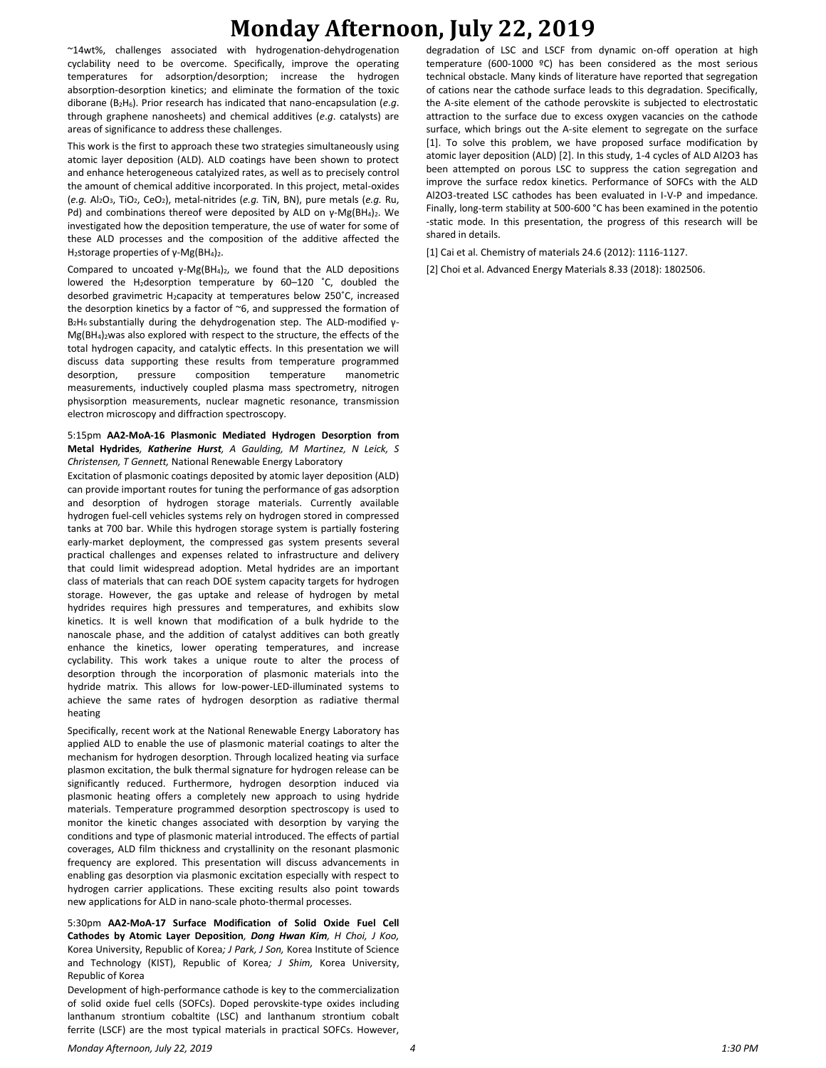~14wt%, challenges associated with hydrogenation-dehydrogenation cyclability need to be overcome. Specifically, improve the operating temperatures for adsorption/desorption; increase the hydrogen absorption-desorption kinetics; and eliminate the formation of the toxic diborane ($B_2H_6$). Prior research has indicated that nano-encapsulation (*e.g*. through graphene nanosheets) and chemical additives (*e.g*. catalysts) are areas of significance to address these challenges.

This work is the first to approach these two strategies simultaneously using atomic layer deposition (ALD). ALD coatings have been shown to protect and enhance heterogeneous catalyzed rates, as well as to precisely control the amount of chemical additive incorporated. In this project, metal-oxides (*e.g.* $Al_2O_3$, $TiO_2$, $CeO_2$), metal-nitrides (*e.g.* TiN, BN), pure metals (*e.g.* Ru, Pd) and combinations thereof were deposited by ALD on γ-$Mg(BH_4)_2$. We investigated how the deposition temperature, the use of water for some of these ALD processes and the composition of the additive affected the $H_2$storage properties of γ-$Mg(BH_4)_2$.

Compared to uncoated γ-$Mg(BH_4)_2$, we found that the ALD depositions lowered the $H_2$desorption temperature by 60–120 ˚C, doubled the desorbed gravimetric $H_2$capacity at temperatures below 250˚C, increased the desorption kinetics by a factor of ~6, and suppressed the formation of $B_2H_6$ substantially during the dehydrogenation step. The ALD-modified γ-$Mg(BH_4)_2$was also explored with respect to the structure, the effects of the total hydrogen capacity, and catalytic effects. In this presentation we will discuss data supporting these results from temperature programmed desorption, pressure composition temperature manometric measurements, inductively coupled plasma mass spectrometry, nitrogen physisorption measurements, nuclear magnetic resonance, transmission electron microscopy and diffraction spectroscopy.

5:15pm **AA2-MoA-16 Plasmonic Mediated Hydrogen Desorption from Metal Hydrides**, ***Katherine Hurst***, *A Gaulding, M Martinez, N Leick, S Christensen, T Gennett,* National Renewable Energy Laboratory

Excitation of plasmonic coatings deposited by atomic layer deposition (ALD) can provide important routes for tuning the performance of gas adsorption and desorption of hydrogen storage materials. Currently available hydrogen fuel-cell vehicles systems rely on hydrogen stored in compressed tanks at 700 bar. While this hydrogen storage system is partially fostering early-market deployment, the compressed gas system presents several practical challenges and expenses related to infrastructure and delivery that could limit widespread adoption. Metal hydrides are an important class of materials that can reach DOE system capacity targets for hydrogen storage. However, the gas uptake and release of hydrogen by metal hydrides requires high pressures and temperatures, and exhibits slow kinetics. It is well known that modification of a bulk hydride to the nanoscale phase, and the addition of catalyst additives can both greatly enhance the kinetics, lower operating temperatures, and increase cyclability. This work takes a unique route to alter the process of desorption through the incorporation of plasmonic materials into the hydride matrix. This allows for low-power-LED-illuminated systems to achieve the same rates of hydrogen desorption as radiative thermal heating

Specifically, recent work at the National Renewable Energy Laboratory has applied ALD to enable the use of plasmonic material coatings to alter the mechanism for hydrogen desorption. Through localized heating via surface plasmon excitation, the bulk thermal signature for hydrogen release can be significantly reduced. Furthermore, hydrogen desorption induced via plasmonic heating offers a completely new approach to using hydride materials. Temperature programmed desorption spectroscopy is used to monitor the kinetic changes associated with desorption by varying the conditions and type of plasmonic material introduced. The effects of partial coverages, ALD film thickness and crystallinity on the resonant plasmonic frequency are explored. This presentation will discuss advancements in enabling gas desorption via plasmonic excitation especially with respect to hydrogen carrier applications. These exciting results also point towards new applications for ALD in nano-scale photo-thermal processes.

5:30pm **AA2-MoA-17 Surface Modification of Solid Oxide Fuel Cell Cathodes by Atomic Layer Deposition**, ***Dong Hwan Kim***, *H Choi, J Koo,* Korea University, Republic of Korea*; J Park, J Son,* Korea Institute of Science and Technology (KIST), Republic of Korea*; J Shim,* Korea University, Republic of Korea

Development of high-performance cathode is key to the commercialization of solid oxide fuel cells (SOFCs). Doped perovskite-type oxides including lanthanum strontium cobaltite (LSC) and lanthanum strontium cobalt ferrite (LSCF) are the most typical materials in practical SOFCs. However, degradation of LSC and LSCF from dynamic on-off operation at high temperature (600-1000 ºC) has been considered as the most serious technical obstacle. Many kinds of literature have reported that segregation of cations near the cathode surface leads to this degradation. Specifically, the A-site element of the cathode perovskite is subjected to electrostatic attraction to the surface due to excess oxygen vacancies on the cathode surface, which brings out the A-site element to segregate on the surface [1]. To solve this problem, we have proposed surface modification by atomic layer deposition (ALD) [2]. In this study, 1-4 cycles of ALD Al2O3 has been attempted on porous LSC to suppress the cation segregation and improve the surface redox kinetics. Performance of SOFCs with the ALD Al2O3-treated LSC cathodes has been evaluated in I-V-P and impedance. Finally, long-term stability at 500-600 °C has been examined in the potentio -static mode. In this presentation, the progress of this research will be shared in details.

[1] Cai et al. Chemistry of materials 24.6 (2012): 1116-1127.

[2] Choi et al. Advanced Energy Materials 8.33 (2018): 1802506.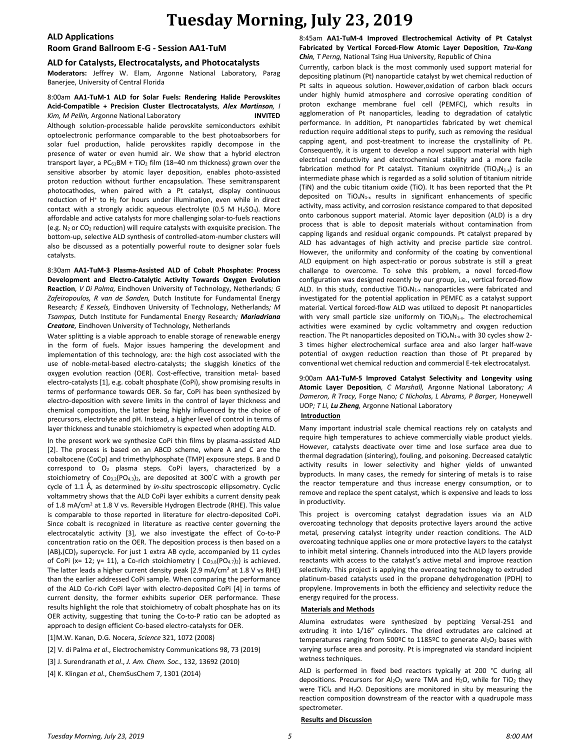# Tuesday Morning, July 23, 2019

## ALD Applications

## Room Grand Ballroom E-G - Session AA1-TuM

### ALD for Catalysts, Electrocatalysts, and Photocatalysts

**Moderators:** Jeffrey W. Elam, Argonne National Laboratory, Parag Banerjee, University of Central Florida

8:00am **AA1-TuM-1 ALD for Solar Fuels: Rendering Halide Perovskites Acid-Compatible + Precision Cluster Electrocatalysts**, ***Alex Martinson***, *I Kim, M Pellin,* Argonne National Laboratory **INVITED**

Although solution-processable halide perovskite semiconductors exhibit optoelectronic performance comparable to the best photoabsorbers for solar fuel production, halide perovskites rapidly decompose in the presence of water or even humid air. We show that a hybrid electron transport layer, a $PC_{61}BM$ + $TiO_2$ film (18–40 nm thickness) grown over the sensitive absorber by atomic layer deposition, enables photo-assisted proton reduction without further encapsulation. These semitransparent photocathodes, when paired with a Pt catalyst, display continuous reduction of $H^+$ to $H_2$ for hours under illumination, even while in direct contact with a strongly acidic aqueous electrolyte (0.5 M $H_2SO_4$). More affordable and active catalysts for more challenging solar-to-fuels reactions (e.g. $N_2$ or $CO_2$ reduction) will require catalysts with exquisite precision. The bottom-up, selective ALD synthesis of controlled-atom-number clusters will also be discussed as a potentially powerful route to designer solar fuels catalysts.

8:30am **AA1-TuM-3 Plasma-Assisted ALD of Cobalt Phosphate: Process Development and Electro-Catalytic Activity Towards Oxygen Evolution Reaction**, *V Di Palma,* Eindhoven University of Technology, Netherlands*; G Zafeiropoulos, R van de Sanden,* Dutch Institute for Fundamental Energy Research*; E Kessels,* Eindhoven University of Technology, Netherlands*; M Tsampas,* Dutch Institute for Fundamental Energy Research*;* ***Mariadriana Creatore***, Eindhoven University of Technology, Netherlands

Water splitting is a viable approach to enable storage of renewable energy in the form of fuels. Major issues hampering the development and implementation of this technology, are: the high cost associated with the use of noble-metal-based electro-catalysts; the sluggish kinetics of the oxygen evolution reaction (OER). Cost-effective, transition metal- based electro-catalysts [1], e.g. cobalt phosphate (CoPi), show promising results in terms of performance towards OER. So far, CoPi has been synthesized by electro-deposition with severe limits in the control of layer thickness and chemical composition, the latter being highly influenced by the choice of precursors, electrolyte and pH. Instead, a higher level of control in terms of layer thickness and tunable stoichiometry is expected when adopting ALD.

In the present work we synthesize CoPi thin films by plasma-assisted ALD [2]. The process is based on an ABCD scheme, where A and C are the cobaltocene (CoCp) and trimethylphosphate (TMP) exposure steps. B and D correspond to $O_2$ plasma steps. CoPi layers, characterized by a stoichiometry of $Co_{3.2}(PO_{4.3})_2$, are deposited at 300°C with a growth per cycle of 1.1 Å, as determined by *in-situ* spectroscopic ellipsometry. Cyclic voltammetry shows that the ALD CoPi layer exhibits a current density peak of 1.8 mA/cm$^2$ at 1.8 V vs. Reversible Hydrogen Electrode (RHE). This value is comparable to those reported in literature for electro-deposited CoPi. Since cobalt is recognized in literature as reactive center governing the electrocatalytic activity [3], we also investigate the effect of Co-to-P concentration ratio on the OER. The deposition process is then based on a $(AB)_x(CD)_y$ supercycle. For just 1 extra AB cycle, accompanied by 11 cycles of CoPi (x= 12; y= 11), a Co-rich stoichiometry ( $Co_{3.8}(PO_{4.7})_2$) is achieved. The latter leads a higher current density peak (2.9 mA/cm$^2$ at 1.8 V vs RHE) than the earlier addressed CoPi sample. When comparing the performance of the ALD Co-rich CoPi layer with electro-deposited CoPi [4] in terms of current density, the former exhibits superior OER performance. These results highlight the role that stoichiometry of cobalt phosphate has on its OER activity, suggesting that tuning the Co-to-P ratio can be adopted as approach to design efficient Co-based electro-catalysts for OER.

[1]M.W. Kanan, D.G. Nocera, *Science* 321, 1072 (2008)

[2] V. di Palma *et al*., Electrochemistry Communications 98, 73 (2019)

[3] J. Surendranath *et al*., *J. Am. Chem. Soc*., 132, 13692 (2010)

[4] K. Klingan *et al*., ChemSusChem 7, 1301 (2014)

8:45am **AA1-TuM-4 Improved Electrochemical Activity of Pt Catalyst Fabricated by Vertical Forced-Flow Atomic Layer Deposition**, ***Tzu-Kang Chin***, *T Perng,* National Tsing Hua University, Republic of China

Currently, carbon black is the most commonly used support material for depositing platinum (Pt) nanoparticle catalyst by wet chemical reduction of Pt salts in aqueous solution. However,oxidation of carbon black occurs under highly humid atmosphere and corrosive operating condition of proton exchange membrane fuel cell (PEMFC), which results in agglomeration of Pt nanoparticles, leading to degradation of catalytic performance. In addition, Pt nanoparticles fabricated by wet chemical reduction require additional steps to purify, such as removing the residual capping agent, and post-treatment to increase the crystallinity of Pt. Consequently, it is urgent to develop a novel support material with high electrical conductivity and electrochemical stability and a more facile fabrication method for Pt catalyst. Titanium oxynitride ($TiO_xN_{1-x}$) is an intermediate phase which is regarded as a solid solution of titanium nitride (TiN) and the cubic titanium oxide (TiO). It has been reported that the Pt deposited on $TiO_xN_{1-x}$ results in significant enhancements of specific activity, mass activity, and corrosion resistance compared to that deposited onto carbonous support material. Atomic layer deposition (ALD) is a dry process that is able to deposit materials without contamination from capping ligands and residual organic compounds. Pt catalyst prepared by ALD has advantages of high activity and precise particle size control. However, the uniformity and conformity of the coating by conventional ALD equipment on high aspect-ratio or porous substrate is still a great challenge to overcome. To solve this problem, a novel forced-flow configuration was designed recently by our group, i.e., vertical forced-flow ALD. In this study, conductive $TiO_xN_{1-x}$ nanoparticles were fabricated and investigated for the potential application in PEMFC as a catalyst support material. Vertical forced-flow ALD was utilized to deposit Pt nanoparticles with very small particle size uniformly on $TiO_xN_{1-x}$. The electrochemical activities were examined by cyclic voltammetry and oxygen reduction reaction. The Pt nanoparticles deposited on $TiO_xN_{1-x}$ with 30 cycles show 2-3 times higher electrochemical surface area and also larger half-wave potential of oxygen reduction reaction than those of Pt prepared by conventional wet chemical reduction and commercial E-tek electrocatalyst.

9:00am **AA1-TuM-5 Improved Catalyst Selectivity and Longevity using Atomic Layer Deposition**, *C Marshall,* Argonne National Laboratory*; A Dameron, R Tracy,* Forge Nano*; C Nicholas, L Abrams, P Barger,* Honeywell UOP*; T Li,* ***Lu Zheng***, Argonne National Laboratory

**Introduction**

Many important industrial scale chemical reactions rely on catalysts and require high temperatures to achieve commercially viable product yields. However, catalysts deactivate over time and lose surface area due to thermal degradation (sintering), fouling, and poisoning. Decreased catalytic activity results in lower selectivity and higher yields of unwanted byproducts. In many cases, the remedy for sintering of metals is to raise the reactor temperature and thus increase energy consumption, or to remove and replace the spent catalyst, which is expensive and leads to loss in productivity.

This project is overcoming catalyst degradation issues via an ALD overcoating technology that deposits protective layers around the active metal, preserving catalyst integrity under reaction conditions. The ALD overcoating technique applies one or more protective layers to the catalyst to inhibit metal sintering. Channels introduced into the ALD layers provide reactants with access to the catalyst's active metal and improve reaction selectivity. This project is applying the overcoating technology to extruded platinum-based catalysts used in the propane dehydrogenation (PDH) to propylene. Improvements in both the efficiency and selectivity reduce the energy required for the process.

**Materials and Methods**

Alumina extrudates were synthesized by peptizing Versal-251 and extruding it into 1/16" cylinders. The dried extrudates are calcined at temperatures ranging from 500ºC to 1185ºC to generate $Al_2O_3$ bases with varying surface area and porosity. Pt is impregnated via standard incipient wetness techniques.

ALD is performed in fixed bed reactors typically at 200 °C during all depositions. Precursors for $Al_2O_3$ were TMA and $H_2O$, while for $TiO_2$ they were $TiCl_4$ and $H_2O$. Depositions are monitored in situ by measuring the reaction composition downstream of the reactor with a quadrupole mass spectrometer.

**Results and Discussion**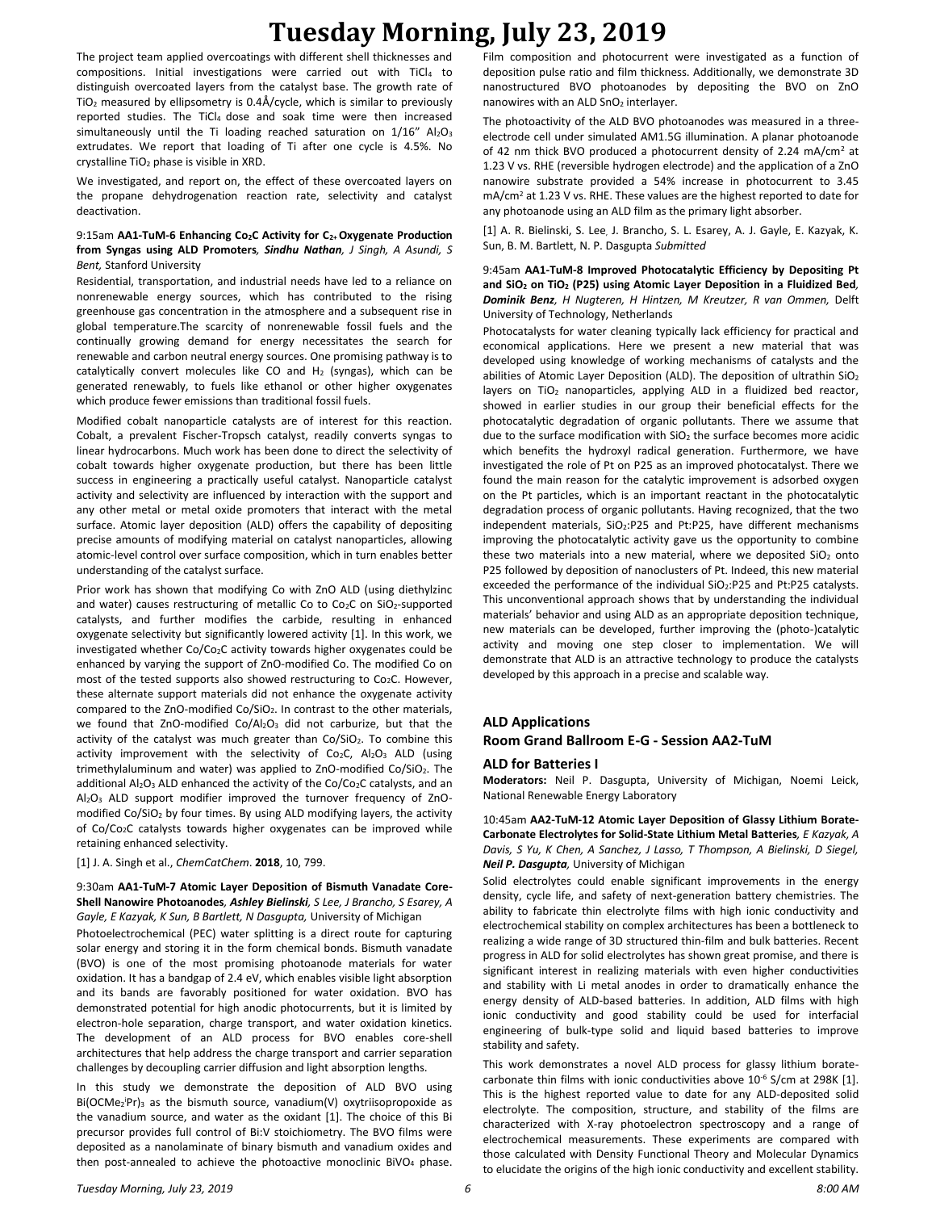The project team applied overcoatings with different shell thicknesses and compositions. Initial investigations were carried out with $TiCl_4$ to distinguish overcoated layers from the catalyst base. The growth rate of $TiO_2$ measured by ellipsometry is 0.4Å/cycle, which is similar to previously reported studies. The $TiCl_4$ dose and soak time were then increased simultaneously until the Ti loading reached saturation on 1/16" $Al_2O_3$ extrudates. We report that loading of Ti after one cycle is 4.5%. No crystalline $TiO_2$ phase is visible in XRD.

We investigated, and report on, the effect of these overcoated layers on the propane dehydrogenation reaction rate, selectivity and catalyst deactivation.

9:15am **AA1-TuM-6 Enhancing $Co_2C$ Activity for $C_{2+}$ Oxygenate Production from Syngas using ALD Promoters**, ***Sindhu Nathan**, J Singh, A Asundi, S Bent,* Stanford University

Residential, transportation, and industrial needs have led to a reliance on nonrenewable energy sources, which has contributed to the rising greenhouse gas concentration in the atmosphere and a subsequent rise in global temperature.The scarcity of nonrenewable fossil fuels and the continually growing demand for energy necessitates the search for renewable and carbon neutral energy sources. One promising pathway is to catalytically convert molecules like CO and $H_2$ (syngas), which can be generated renewably, to fuels like ethanol or other higher oxygenates which produce fewer emissions than traditional fossil fuels.

Modified cobalt nanoparticle catalysts are of interest for this reaction. Cobalt, a prevalent Fischer-Tropsch catalyst, readily converts syngas to linear hydrocarbons. Much work has been done to direct the selectivity of cobalt towards higher oxygenate production, but there has been little success in engineering a practically useful catalyst. Nanoparticle catalyst activity and selectivity are influenced by interaction with the support and any other metal or metal oxide promoters that interact with the metal surface. Atomic layer deposition (ALD) offers the capability of depositing precise amounts of modifying material on catalyst nanoparticles, allowing atomic-level control over surface composition, which in turn enables better understanding of the catalyst surface.

Prior work has shown that modifying Co with ZnO ALD (using diethylzinc and water) causes restructuring of metallic Co to $Co_2C$ on $SiO_2$-supported catalysts, and further modifies the carbide, resulting in enhanced oxygenate selectivity but significantly lowered activity [1]. In this work, we investigated whether $Co/Co_2C$ activity towards higher oxygenates could be enhanced by varying the support of ZnO-modified Co. The modified Co on most of the tested supports also showed restructuring to $Co_2C$. However, these alternate support materials did not enhance the oxygenate activity compared to the ZnO-modified $Co/SiO_2$. In contrast to the other materials, we found that ZnO-modified $Co/Al_2O_3$ did not carburize, but that the activity of the catalyst was much greater than $Co/SiO_2$. To combine this activity improvement with the selectivity of $Co_2C$, $Al_2O_3$ ALD (using trimethylaluminum and water) was applied to ZnO-modified $Co/SiO_2$. The additional $Al_2O_3$ ALD enhanced the activity of the $Co/Co_2C$ catalysts, and an $Al_2O_3$ ALD support modifier improved the turnover frequency of ZnO-modified $Co/SiO_2$ by four times. By using ALD modifying layers, the activity of $Co/Co_2C$ catalysts towards higher oxygenates can be improved while retaining enhanced selectivity.

[1] J. A. Singh et al., *ChemCatChem*. **2018**, 10, 799.

9:30am **AA1-TuM-7 Atomic Layer Deposition of Bismuth Vanadate Core-Shell Nanowire Photoanodes**, ***Ashley Bielinski**, S Lee, J Brancho, S Esarey, A Gayle, E Kazyak, K Sun, B Bartlett, N Dasgupta,* University of Michigan

Photoelectrochemical (PEC) water splitting is a direct route for capturing solar energy and storing it in the form chemical bonds. Bismuth vanadate (BVO) is one of the most promising photoanode materials for water oxidation. It has a bandgap of 2.4 eV, which enables visible light absorption and its bands are favorably positioned for water oxidation. BVO has demonstrated potential for high anodic photocurrents, but it is limited by electron-hole separation, charge transport, and water oxidation kinetics. The development of an ALD process for BVO enables core-shell architectures that help address the charge transport and carrier separation challenges by decoupling carrier diffusion and light absorption lengths.

In this study we demonstrate the deposition of ALD BVO using $Bi(OCMe_2{}^iPr)_3$ as the bismuth source, vanadium(V) oxytriisopropoxide as the vanadium source, and water as the oxidant [1]. The choice of this Bi precursor provides full control of Bi:V stoichiometry. The BVO films were deposited as a nanolaminate of binary bismuth and vanadium oxides and then post-annealed to achieve the photoactive monoclinic $BiVO_4$ phase. Film composition and photocurrent were investigated as a function of deposition pulse ratio and film thickness. Additionally, we demonstrate 3D nanostructured BVO photoanodes by depositing the BVO on ZnO nanowires with an ALD $SnO_2$ interlayer.

The photoactivity of the ALD BVO photoanodes was measured in a three-electrode cell under simulated AM1.5G illumination. A planar photoanode of 42 nm thick BVO produced a photocurrent density of 2.24 mA/cm$^2$ at 1.23 V vs. RHE (reversible hydrogen electrode) and the application of a ZnO nanowire substrate provided a 54% increase in photocurrent to 3.45 mA/cm$^2$ at 1.23 V vs. RHE. These values are the highest reported to date for any photoanode using an ALD film as the primary light absorber.

[1] A. R. Bielinski, S. Lee, J. Brancho, S. L. Esarey, A. J. Gayle, E. Kazyak, K. Sun, B. M. Bartlett, N. P. Dasgupta *Submitted*

9:45am **AA1-TuM-8 Improved Photocatalytic Efficiency by Depositing Pt and $SiO_2$ on $TiO_2$ (P25) using Atomic Layer Deposition in a Fluidized Bed**, ***Dominik Benz**, H Nugteren, H Hintzen, M Kreutzer, R van Ommen,* Delft University of Technology, Netherlands

Photocatalysts for water cleaning typically lack efficiency for practical and economical applications. Here we present a new material that was developed using knowledge of working mechanisms of catalysts and the abilities of Atomic Layer Deposition (ALD). The deposition of ultrathin $SiO_2$ layers on $TiO_2$ nanoparticles, applying ALD in a fluidized bed reactor, showed in earlier studies in our group their beneficial effects for the photocatalytic degradation of organic pollutants. There we assume that due to the surface modification with $SiO_2$ the surface becomes more acidic which benefits the hydroxyl radical generation. Furthermore, we have investigated the role of Pt on P25 as an improved photocatalyst. There we found the main reason for the catalytic improvement is adsorbed oxygen on the Pt particles, which is an important reactant in the photocatalytic degradation process of organic pollutants. Having recognized, that the two independent materials, $SiO_2$:P25 and Pt:P25, have different mechanisms improving the photocatalytic activity gave us the opportunity to combine these two materials into a new material, where we deposited $SiO_2$ onto P25 followed by deposition of nanoclusters of Pt. Indeed, this new material exceeded the performance of the individual $SiO_2$:P25 and Pt:P25 catalysts. This unconventional approach shows that by understanding the individual materials' behavior and using ALD as an appropriate deposition technique, new materials can be developed, further improving the (photo-)catalytic activity and moving one step closer to implementation. We will demonstrate that ALD is an attractive technology to produce the catalysts developed by this approach in a precise and scalable way.

## ALD Applications
## Room Grand Ballroom E-G - Session AA2-TuM

### ALD for Batteries I

**Moderators:** Neil P. Dasgupta, University of Michigan, Noemi Leick, National Renewable Energy Laboratory

10:45am **AA2-TuM-12 Atomic Layer Deposition of Glassy Lithium Borate-Carbonate Electrolytes for Solid-State Lithium Metal Batteries**, *E Kazyak, A Davis, S Yu, K Chen, A Sanchez, J Lasso, T Thompson, A Bielinski, D Siegel, **Neil P. Dasgupta**,* University of Michigan

Solid electrolytes could enable significant improvements in the energy density, cycle life, and safety of next-generation battery chemistries. The ability to fabricate thin electrolyte films with high ionic conductivity and electrochemical stability on complex architectures has been a bottleneck to realizing a wide range of 3D structured thin-film and bulk batteries. Recent progress in ALD for solid electrolytes has shown great promise, and there is significant interest in realizing materials with even higher conductivities and stability with Li metal anodes in order to dramatically enhance the energy density of ALD-based batteries. In addition, ALD films with high ionic conductivity and good stability could be used for interfacial engineering of bulk-type solid and liquid based batteries to improve stability and safety.

This work demonstrates a novel ALD process for glassy lithium borate-carbonate thin films with ionic conductivities above $10^{-6}$ S/cm at 298K [1]. This is the highest reported value to date for any ALD-deposited solid electrolyte. The composition, structure, and stability of the films are characterized with X-ray photoelectron spectroscopy and a range of electrochemical measurements. These experiments are compared with those calculated with Density Functional Theory and Molecular Dynamics to elucidate the origins of the high ionic conductivity and excellent stability.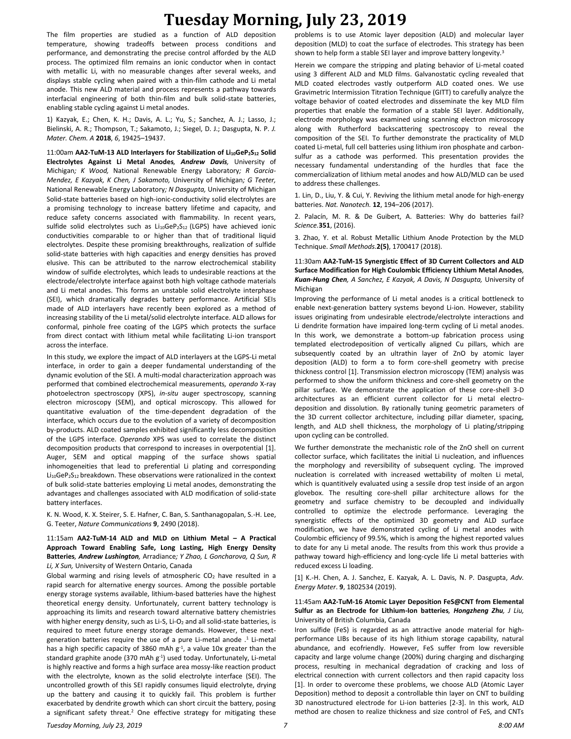The film properties are studied as a function of ALD deposition temperature, showing tradeoffs between process conditions and performance, and demonstrating the precise control afforded by the ALD process. The optimized film remains an ionic conductor when in contact with metallic Li, with no measurable changes after several weeks, and displays stable cycling when paired with a thin-film cathode and Li metal anode. This new ALD material and process represents a pathway towards interfacial engineering of both thin-film and bulk solid-state batteries, enabling stable cycling against Li metal anodes.

1) Kazyak, E.; Chen, K. H.; Davis, A. L.; Yu, S.; Sanchez, A. J.; Lasso, J.; Bielinski, A. R.; Thompson, T.; Sakamoto, J.; Siegel, D. J.; Dasgupta, N. P. *J. Mater. Chem. A* **2018**, *6*, 19425–19437.

11:00am **AA2-TuM-13 ALD Interlayers for Stabilization of $Li_{10}GeP_2S_{12}$ Solid Electrolytes Against Li Metal Anodes**, ***Andrew Davis***, University of Michigan; *K Wood,* National Renewable Energy Laboratory; *R Garcia-Mendez, E Kazyak, K Chen, J Sakamoto,* University of Michigan; *G Teeter,* National Renewable Energy Laboratory; *N Dasgupta,* University of Michigan

Solid-state batteries based on high-ionic-conductivity solid electrolytes are a promising technology to increase battery lifetime and capacity, and reduce safety concerns associated with flammability. In recent years, sulfide solid electrolytes such as $Li_{10}GeP_2S_{12}$ (LGPS) have achieved ionic conductivities comparable to or higher than that of traditional liquid electrolytes. Despite these promising breakthroughs, realization of sulfide solid-state batteries with high capacities and energy densities has proved elusive. This can be attributed to the narrow electrochemical stability window of sulfide electrolytes, which leads to undesirable reactions at the electrode/electrolyte interface against both high voltage cathode materials and Li metal anodes. This forms an unstable solid electrolyte interphase (SEI), which dramatically degrades battery performance. Artificial SEIs made of ALD interlayers have recently been explored as a method of increasing stability of the Li metal/solid electrolyte interface. ALD allows for conformal, pinhole free coating of the LGPS which protects the surface from direct contact with lithium metal while facilitating Li-ion transport across the interface.

In this study, we explore the impact of ALD interlayers at the LGPS-Li metal interface, in order to gain a deeper fundamental understanding of the dynamic evolution of the SEI. A multi-modal characterization approach was performed that combined electrochemical measurements, *operando* X-ray photoelectron spectroscopy (XPS), *in-situ* auger spectroscopy, scanning electron microscopy (SEM), and optical microscopy. This allowed for quantitative evaluation of the time-dependent degradation of the interface, which occurs due to the evolution of a variety of decomposition by-products. ALD coated samples exhibited significantly less decomposition of the LGPS interface. *Operando* XPS was used to correlate the distinct decomposition products that correspond to increases in overpotential [1]. Auger, SEM and optical mapping of the surface shows spatial inhomogeneities that lead to preferential Li plating and corresponding $Li_{10}GeP_2S_{12}$ breakdown. These observations were rationalized in the context of bulk solid-state batteries employing Li metal anodes, demonstrating the advantages and challenges associated with ALD modification of solid-state battery interfaces.

K. N. Wood, K. X. Steirer, S. E. Hafner, C. Ban, S. Santhanagopalan, S.-H. Lee, G. Teeter, *Nature Communications* **9**, 2490 (2018).

11:15am **AA2-TuM-14 ALD and MLD on Lithium Metal – A Practical Approach Toward Enabling Safe, Long Lasting, High Energy Density Batteries**, ***Andrew Lushington***, Arradiance; *Y Zhao, L Goncharova, Q Sun, R Li, X Sun,* University of Western Ontario, Canada

Global warming and rising levels of atmospheric $CO_2$ have resulted in a rapid search for alternative energy sources. Among the possible portable energy storage systems available, lithium-based batteries have the highest theoretical energy density. Unfortunately, current battery technology is approaching its limits and research toward alternative battery chemistries with higher energy density, such as Li-S, $Li-O_2$ and all solid-state batteries, is required to meet future energy storage demands. However, these next-generation batteries require the use of a pure Li-metal anode .[1] Li-metal has a high specific capacity of 3860 mAh $g^{-1}$, a value 10x greater than the standard graphite anode (370 mAh $g^{-1}$) used today. Unfortunately, Li-metal is highly reactive and forms a high surface area mossy-like reaction product with the electrolyte, known as the solid electrolyte interface (SEI). The uncontrolled growth of this SEI rapidly consumes liquid electrolyte, drying up the battery and causing it to quickly fail. This problem is further exacerbated by dendrite growth which can short circuit the battery, posing a significant safety threat.[2] One effective strategy for mitigating these problems is to use Atomic layer deposition (ALD) and molecular layer deposition (MLD) to coat the surface of electrodes. This strategy has been shown to help form a stable SEI layer and improve battery longevity.[3]

Herein we compare the stripping and plating behavior of Li-metal coated using 3 different ALD and MLD films. Galvanostatic cycling revealed that MLD coated electrodes vastly outperform ALD coated ones. We use Gravimetric Intermission Titration Technique (GITT) to carefully analyze the voltage behavior of coated electrodes and disseminate the key MLD film properties that enable the formation of a stable SEI layer. Additionally, electrode morphology was examined using scanning electron microscopy along with Rutherford backscattering spectroscopy to reveal the composition of the SEI. To further demonstrate the practicality of MLD coated Li-metal, full cell batteries using lithium iron phosphate and carbon-sulfur as a cathode was performed. This presentation provides the necessary fundamental understanding of the hurdles that face the commercialization of lithium metal anodes and how ALD/MLD can be used to address these challenges.

1. Lin, D., Liu, Y. & Cui, Y. Reviving the lithium metal anode for high-energy batteries. *Nat. Nanotech.* **12**, 194–206 (2017).

2. Palacín, M. R. & De Guibert, A. Batteries: Why do batteries fail? *Science.***351**, (2016).

3. Zhao, Y. et al. Robust Metallic Lithium Anode Protection by the MLD Technique. *Small Methods.***2(5)**, 1700417 (2018).

11:30am **AA2-TuM-15 Synergistic Effect of 3D Current Collectors and ALD Surface Modification for High Coulombic Efficiency Lithium Metal Anodes**, ***Kuan-Hung Chen***, *A Sanchez, E Kazyak, A Davis, N Dasgupta,* University of Michigan

Improving the performance of Li metal anodes is a critical bottleneck to enable next-generation battery systems beyond Li-ion. However, stability issues originating from undesirable electrode/electrolyte interactions and Li dendrite formation have impaired long-term cycling of Li metal anodes. In this work, we demonstrate a bottom-up fabrication process using templated electrodeposition of vertically aligned Cu pillars, which are subsequently coated by an ultrathin layer of ZnO by atomic layer deposition (ALD) to form a to form core-shell geometry with precise thickness control [1]. Transmission electron microscopy (TEM) analysis was performed to show the uniform thickness and core-shell geometry on the pillar surface. We demonstrate the application of these core-shell 3-D architectures as an efficient current collector for Li metal electro-deposition and dissolution. By rationally tuning geometric parameters of the 3D current collector architecture, including pillar diameter, spacing, length, and ALD shell thickness, the morphology of Li plating/stripping upon cycling can be controlled.

We further demonstrate the mechanistic role of the ZnO shell on current collector surface, which facilitates the initial Li nucleation, and influences the morphology and reversibility of subsequent cycling. The improved nucleation is correlated with increased wettability of molten Li metal, which is quantitively evaluated using a sessile drop test inside of an argon glovebox. The resulting core-shell pillar architecture allows for the geometry and surface chemistry to be decoupled and individually controlled to optimize the electrode performance. Leveraging the synergistic effects of the optimized 3D geometry and ALD surface modification, we have demonstrated cycling of Li metal anodes with Coulombic efficiency of 99.5%, which is among the highest reported values to date for any Li metal anode. The results from this work thus provide a pathway toward high-efficiency and long-cycle life Li metal batteries with reduced excess Li loading.

[1] K.-H. Chen, A. J. Sanchez, E. Kazyak, A. L. Davis, N. P. Dasgupta, *Adv. Energy Mater*. **9**, 1802534 (2019).

11:45am **AA2-TuM-16 Atomic Layer Deposition FeS@CNT from Elemental Sulfur as an Electrode for Lithium-Ion batteries**, ***Hongzheng Zhu***, *J Liu,* University of British Columbia, Canada

Iron sulfide (FeS) is regarded as an attractive anode material for high-performance LIBs because of its high lithium storage capability, natural abundance, and ecofriendly. However, FeS suffer from low reversible capacity and large volume change (200%) during charging and discharging process, resulting in mechanical degradation of cracking and loss of electrical connection with current collectors and then rapid capacity loss [1]. In order to overcome these problems, we choose ALD (Atomic Layer Deposition) method to deposit a controllable thin layer on CNT to building 3D nanostructured electrode for Li-ion batteries [2-3]. In this work, ALD method are chosen to realize thickness and size control of FeS, and CNTs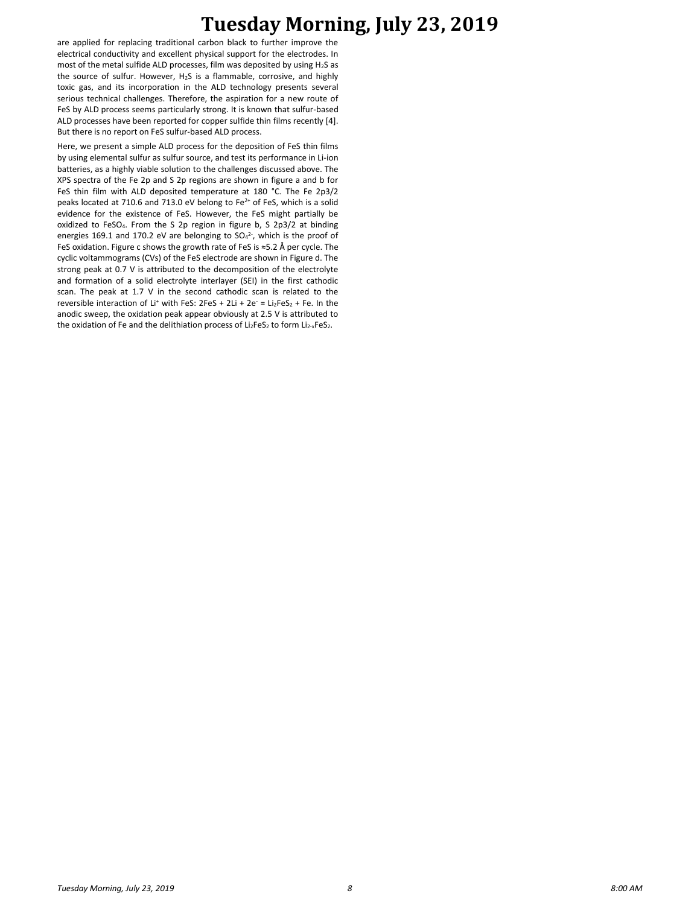are applied for replacing traditional carbon black to further improve the electrical conductivity and excellent physical support for the electrodes. In most of the metal sulfide ALD processes, film was deposited by using $H_2S$ as the source of sulfur. However, $H_2S$ is a flammable, corrosive, and highly toxic gas, and its incorporation in the ALD technology presents several serious technical challenges. Therefore, the aspiration for a new route of FeS by ALD process seems particularly strong. It is known that sulfur-based ALD processes have been reported for copper sulfide thin films recently [4]. But there is no report on FeS sulfur-based ALD process.

Here, we present a simple ALD process for the deposition of FeS thin films by using elemental sulfur as sulfur source, and test its performance in Li-ion batteries, as a highly viable solution to the challenges discussed above. The XPS spectra of the Fe 2p and S 2p regions are shown in figure a and b for FeS thin film with ALD deposited temperature at 180 °C. The Fe 2p3/2 peaks located at 710.6 and 713.0 eV belong to $Fe^{2+}$ of FeS, which is a solid evidence for the existence of FeS. However, the FeS might partially be oxidized to $FeSO_4$. From the S 2p region in figure b, S 2p3/2 at binding energies 169.1 and 170.2 eV are belonging to $SO_4^{2-}$, which is the proof of FeS oxidation. Figure c shows the growth rate of FeS is ≈5.2 Å per cycle. The cyclic voltammograms (CVs) of the FeS electrode are shown in Figure d. The strong peak at 0.7 V is attributed to the decomposition of the electrolyte and formation of a solid electrolyte interlayer (SEI) in the first cathodic scan. The peak at 1.7 V in the second cathodic scan is related to the reversible interaction of $Li^+$ with FeS: $2FeS + 2Li + 2e^- = Li_2FeS_2 + Fe$. In the anodic sweep, the oxidation peak appear obviously at 2.5 V is attributed to the oxidation of Fe and the delithiation process of $Li_2FeS_2$ to form $Li_{2-x}FeS_2$.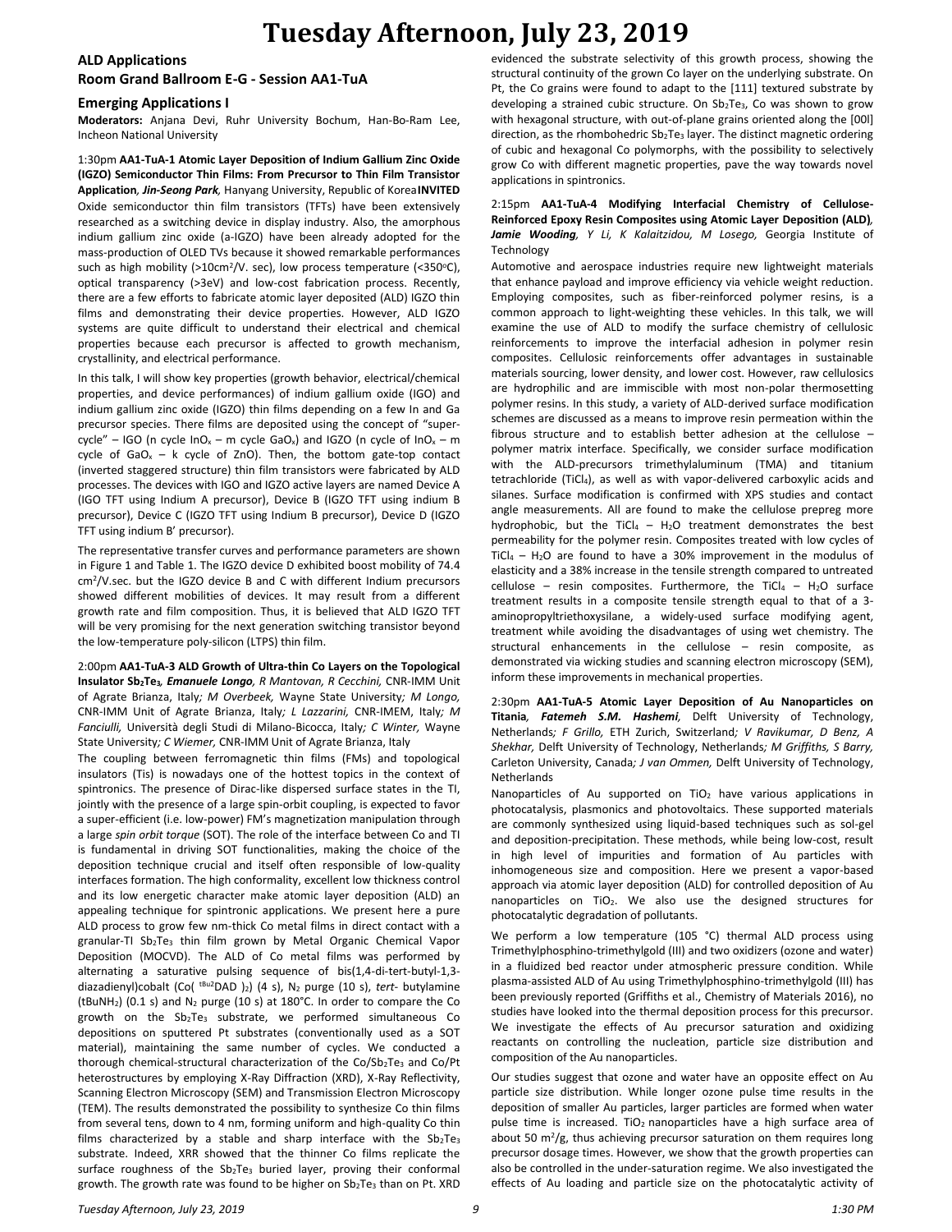# Tuesday Afternoon, July 23, 2019

## ALD Applications
## Room Grand Ballroom E-G - Session AA1-TuA

### Emerging Applications I

**Moderators:** Anjana Devi, Ruhr University Bochum, Han-Bo-Ram Lee, Incheon National University

1:30pm **AA1-TuA-1 Atomic Layer Deposition of Indium Gallium Zinc Oxide (IGZO) Semiconductor Thin Films: From Precursor to Thin Film Transistor Application**, ***Jin-Seong Park***, Hanyang University, Republic of Korea **INVITED**

Oxide semiconductor thin film transistors (TFTs) have been extensively researched as a switching device in display industry. Also, the amorphous indium gallium zinc oxide (a-IGZO) have been already adopted for the mass-production of OLED TVs because it showed remarkable performances such as high mobility (>10cm²/V. sec), low process temperature (<350°C), optical transparency (>3eV) and low-cost fabrication process. Recently, there are a few efforts to fabricate atomic layer deposited (ALD) IGZO thin films and demonstrating their device properties. However, ALD IGZO systems are quite difficult to understand their electrical and chemical properties because each precursor is affected to growth mechanism, crystallinity, and electrical performance.

In this talk, I will show key properties (growth behavior, electrical/chemical properties, and device performances) of indium gallium oxide (IGO) and indium gallium zinc oxide (IGZO) thin films depending on a few In and Ga precursor species. There films are deposited using the concept of "super-cycle" – IGO (n cycle $InO_x$ – m cycle $GaO_x$) and IGZO (n cycle of $InO_x$ – m cycle of $GaO_x$ – k cycle of ZnO). Then, the bottom gate-top contact (inverted staggered structure) thin film transistors were fabricated by ALD processes. The devices with IGO and IGZO active layers are named Device A (IGO TFT using Indium A precursor), Device B (IGZO TFT using indium B precursor), Device C (IGZO TFT using Indium B precursor), Device D (IGZO TFT using indium B' precursor).

The representative transfer curves and performance parameters are shown in Figure 1 and Table 1. The IGZO device D exhibited boost mobility of 74.4 cm²/V.sec. but the IGZO device B and C with different Indium precursors showed different mobilities of devices. It may result from a different growth rate and film composition. Thus, it is believed that ALD IGZO TFT will be very promising for the next generation switching transistor beyond the low-temperature poly-silicon (LTPS) thin film.

2:00pm **AA1-TuA-3 ALD Growth of Ultra-thin Co Layers on the Topological Insulator $Sb_2Te_3$**, ***Emanuele Longo***, *R Mantovan, R Cecchini,* CNR-IMM Unit of Agrate Brianza, Italy*; M Overbeek,* Wayne State University*; M Longo,* CNR-IMM Unit of Agrate Brianza, Italy*; L Lazzarini,* CNR-IMEM, Italy*; M Fanciulli,* Università degli Studi di Milano-Bicocca, Italy*; C Winter,* Wayne State University*; C Wiemer,* CNR-IMM Unit of Agrate Brianza, Italy

The coupling between ferromagnetic thin films (FMs) and topological insulators (Tis) is nowadays one of the hottest topics in the context of spintronics. The presence of Dirac-like dispersed surface states in the TI, jointly with the presence of a large spin-orbit coupling, is expected to favor a super-efficient (i.e. low-power) FM's magnetization manipulation through a large *spin orbit torque* (SOT). The role of the interface between Co and TI is fundamental in driving SOT functionalities, making the choice of the deposition technique crucial and itself often responsible of low-quality interfaces formation. The high conformality, excellent low thickness control and its low energetic character make atomic layer deposition (ALD) an appealing technique for spintronic applications. We present here a pure ALD process to grow few nm-thick Co metal films in direct contact with a granular-TI $Sb_2Te_3$ thin film grown by Metal Organic Chemical Vapor Deposition (MOCVD). The ALD of Co metal films was performed by alternating a saturative pulsing sequence of bis(1,4-di-tert-butyl-1,3-diazadienyl)cobalt (Co( $^{tBu2}$DAD )$_2$) (4 s), $N_2$ purge (10 s), *tert*- butylamine ($tBuNH_2$) (0.1 s) and $N_2$ purge (10 s) at 180°C. In order to compare the Co growth on the $Sb_2Te_3$ substrate, we performed simultaneous Co depositions on sputtered Pt substrates (conventionally used as a SOT material), maintaining the same number of cycles. We conducted a thorough chemical-structural characterization of the Co/$Sb_2Te_3$ and Co/Pt heterostructures by employing X-Ray Diffraction (XRD), X-Ray Reflectivity, Scanning Electron Microscopy (SEM) and Transmission Electron Microscopy (TEM). The results demonstrated the possibility to synthesize Co thin films from several tens, down to 4 nm, forming uniform and high-quality Co thin films characterized by a stable and sharp interface with the $Sb_2Te_3$ substrate. Indeed, XRR showed that the thinner Co films replicate the surface roughness of the $Sb_2Te_3$ buried layer, proving their conformal growth. The growth rate was found to be higher on $Sb_2Te_3$ than on Pt. XRD evidenced the substrate selectivity of this growth process, showing the structural continuity of the grown Co layer on the underlying substrate. On Pt, the Co grains were found to adapt to the [111] textured substrate by developing a strained cubic structure. On $Sb_2Te_3$, Co was shown to grow with hexagonal structure, with out-of-plane grains oriented along the [00l] direction, as the rhombohedric $Sb_2Te_3$ layer. The distinct magnetic ordering of cubic and hexagonal Co polymorphs, with the possibility to selectively grow Co with different magnetic properties, pave the way towards novel applications in spintronics.

2:15pm **AA1-TuA-4 Modifying Interfacial Chemistry of Cellulose-Reinforced Epoxy Resin Composites using Atomic Layer Deposition (ALD)**, ***Jamie Wooding****, Y Li, K Kalaitzidou, M Losego,* Georgia Institute of Technology

Automotive and aerospace industries require new lightweight materials that enhance payload and improve efficiency via vehicle weight reduction. Employing composites, such as fiber-reinforced polymer resins, is a common approach to light-weighting these vehicles. In this talk, we will examine the use of ALD to modify the surface chemistry of cellulosic reinforcements to improve the interfacial adhesion in polymer resin composites. Cellulosic reinforcements offer advantages in sustainable materials sourcing, lower density, and lower cost. However, raw cellulosics are hydrophilic and are immiscible with most non-polar thermosetting polymer resins. In this study, a variety of ALD-derived surface modification schemes are discussed as a means to improve resin permeation within the fibrous structure and to establish better adhesion at the cellulose – polymer matrix interface. Specifically, we consider surface modification with the ALD-precursors trimethylaluminum (TMA) and titanium tetrachloride ($TiCl_4$), as well as with vapor-delivered carboxylic acids and silanes. Surface modification is confirmed with XPS studies and contact angle measurements. All are found to make the cellulose prepreg more hydrophobic, but the $TiCl_4$ – $H_2O$ treatment demonstrates the best permeability for the polymer resin. Composites treated with low cycles of $TiCl_4$ – $H_2O$ are found to have a 30% improvement in the modulus of elasticity and a 38% increase in the tensile strength compared to untreated cellulose – resin composites. Furthermore, the $TiCl_4$ – $H_2O$ surface treatment results in a composite tensile strength equal to that of a 3-aminopropyltriethoxysilane, a widely-used surface modifying agent, treatment while avoiding the disadvantages of using wet chemistry. The structural enhancements in the cellulose – resin composite, as demonstrated via wicking studies and scanning electron microscopy (SEM), inform these improvements in mechanical properties.

2:30pm **AA1-TuA-5 Atomic Layer Deposition of Au Nanoparticles on Titania**, ***Fatemeh S.M. Hashemi***, Delft University of Technology, Netherlands*; F Grillo,* ETH Zurich, Switzerland*; V Ravikumar, D Benz, A Shekhar,* Delft University of Technology, Netherlands*; M Griffiths, S Barry,* Carleton University, Canada*; J van Ommen,* Delft University of Technology, Netherlands

Nanoparticles of Au supported on $TiO_2$ have various applications in photocatalysis, plasmonics and photovoltaics. These supported materials are commonly synthesized using liquid-based techniques such as sol-gel and deposition-precipitation. These methods, while being low-cost, result in high level of impurities and formation of Au particles with inhomogeneous size and composition. Here we present a vapor-based approach via atomic layer deposition (ALD) for controlled deposition of Au nanoparticles on $TiO_2$. We also use the designed structures for photocatalytic degradation of pollutants.

We perform a low temperature (105 °C) thermal ALD process using Trimethylphosphino-trimethylgold (III) and two oxidizers (ozone and water) in a fluidized bed reactor under atmospheric pressure condition. While plasma-assisted ALD of Au using Trimethylphosphino-trimethylgold (III) has been previously reported (Griffiths et al., Chemistry of Materials 2016), no studies have looked into the thermal deposition process for this precursor. We investigate the effects of Au precursor saturation and oxidizing reactants on controlling the nucleation, particle size distribution and composition of the Au nanoparticles.

Our studies suggest that ozone and water have an opposite effect on Au particle size distribution. While longer ozone pulse time results in the deposition of smaller Au particles, larger particles are formed when water pulse time is increased. $TiO_2$ nanoparticles have a high surface area of about 50 m²/g, thus achieving precursor saturation on them requires long precursor dosage times. However, we show that the growth properties can also be controlled in the under-saturation regime. We also investigated the effects of Au loading and particle size on the photocatalytic activity of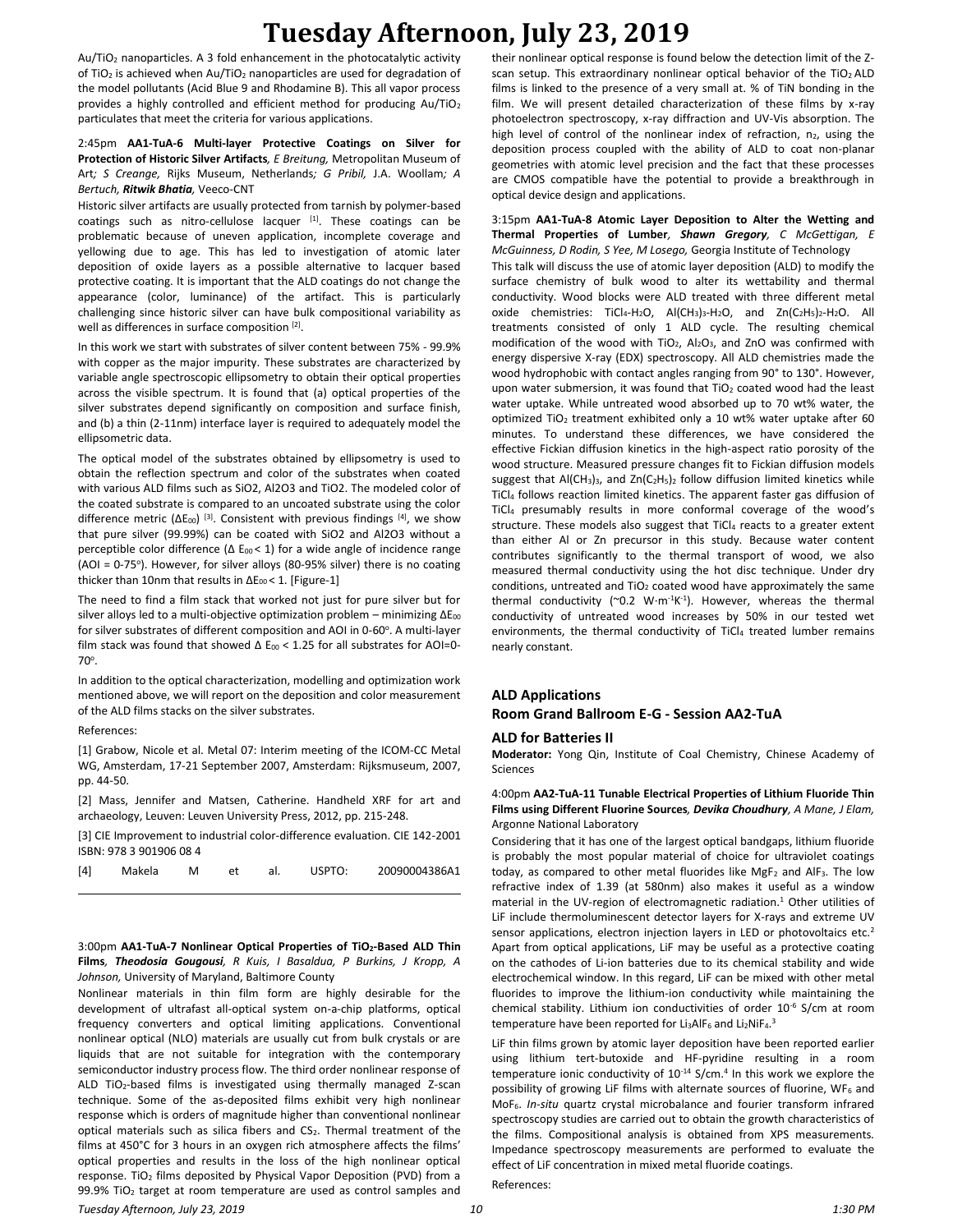$Au/TiO_2$ nanoparticles. A 3 fold enhancement in the photocatalytic activity of $TiO_2$ is achieved when $Au/TiO_2$ nanoparticles are used for degradation of the model pollutants (Acid Blue 9 and Rhodamine B). This all vapor process provides a highly controlled and efficient method for producing $Au/TiO_2$ particulates that meet the criteria for various applications.

2:45pm **AA1-TuA-6 Multi-layer Protective Coatings on Silver for Protection of Historic Silver Artifacts**, *E Breitung,* Metropolitan Museum of Art*; S Creange,* Rijks Museum, Netherlands*; G Pribil,* J.A. Woollam*; A Bertuch, **Ritwik Bhatia**,* Veeco-CNT

Historic silver artifacts are usually protected from tarnish by polymer-based coatings such as nitro-cellulose lacquer [1]. These coatings can be problematic because of uneven application, incomplete coverage and yellowing due to age. This has led to investigation of atomic later deposition of oxide layers as a possible alternative to lacquer based protective coating. It is important that the ALD coatings do not change the appearance (color, luminance) of the artifact. This is particularly challenging since historic silver can have bulk compositional variability as well as differences in surface composition [2].

In this work we start with substrates of silver content between 75% - 99.9% with copper as the major impurity. These substrates are characterized by variable angle spectroscopic ellipsometry to obtain their optical properties across the visible spectrum. It is found that (a) optical properties of the silver substrates depend significantly on composition and surface finish, and (b) a thin (2-11nm) interface layer is required to adequately model the ellipsometric data.

The optical model of the substrates obtained by ellipsometry is used to obtain the reflection spectrum and color of the substrates when coated with various ALD films such as SiO2, Al2O3 and TiO2. The modeled color of the coated substrate is compared to an uncoated substrate using the color difference metric ($\Delta E_{00}$) [3]. Consistent with previous findings [4], we show that pure silver (99.99%) can be coated with SiO2 and Al2O3 without a perceptible color difference ($\Delta E_{00} < 1$) for a wide angle of incidence range (AOI = 0-75°). However, for silver alloys (80-95% silver) there is no coating thicker than 10nm that results in $\Delta E_{00} < 1$. [Figure-1]

The need to find a film stack that worked not just for pure silver but for silver alloys led to a multi-objective optimization problem – minimizing $\Delta E_{00}$ for silver substrates of different composition and AOI in 0-60°. A multi-layer film stack was found that showed $\Delta E_{00} < 1.25$ for all substrates for AOI=0-70°.

In addition to the optical characterization, modelling and optimization work mentioned above, we will report on the deposition and color measurement of the ALD films stacks on the silver substrates.

References:

[1] Grabow, Nicole et al. Metal 07: Interim meeting of the ICOM-CC Metal WG, Amsterdam, 17-21 September 2007, Amsterdam: Rijksmuseum, 2007, pp. 44-50.

[2] Mass, Jennifer and Matsen, Catherine. Handheld XRF for art and archaeology, Leuven: Leuven University Press, 2012, pp. 215-248.

[3] CIE Improvement to industrial color-difference evaluation. CIE 142-2001 ISBN: 978 3 901906 08 4

[4] Makela M et al. USPTO: 20090004386A1

3:00pm **AA1-TuA-7 Nonlinear Optical Properties of $TiO_2$-Based ALD Thin Films**, ***Theodosia Gougousi**, R Kuis, I Basaldua, P Burkins, J Kropp, A Johnson,* University of Maryland, Baltimore County

Nonlinear materials in thin film form are highly desirable for the development of ultrafast all-optical system on-a-chip platforms, optical frequency converters and optical limiting applications. Conventional nonlinear optical (NLO) materials are usually cut from bulk crystals or are liquids that are not suitable for integration with the contemporary semiconductor industry process flow. The third order nonlinear response of ALD $TiO_2$-based films is investigated using thermally managed Z-scan technique. Some of the as-deposited films exhibit very high nonlinear response which is orders of magnitude higher than conventional nonlinear optical materials such as silica fibers and $CS_2$. Thermal treatment of the films at 450°C for 3 hours in an oxygen rich atmosphere affects the films' optical properties and results in the loss of the high nonlinear optical response. $TiO_2$ films deposited by Physical Vapor Deposition (PVD) from a 99.9% $TiO_2$ target at room temperature are used as control samples and their nonlinear optical response is found below the detection limit of the Z-scan setup. This extraordinary nonlinear optical behavior of the $TiO_2$ ALD films is linked to the presence of a very small at. % of TiN bonding in the film. We will present detailed characterization of these films by x-ray photoelectron spectroscopy, x-ray diffraction and UV-Vis absorption. The high level of control of the nonlinear index of refraction, $n_2$, using the deposition process coupled with the ability of ALD to coat non-planar geometries with atomic level precision and the fact that these processes are CMOS compatible have the potential to provide a breakthrough in optical device design and applications.

3:15pm **AA1-TuA-8 Atomic Layer Deposition to Alter the Wetting and Thermal Properties of Lumber**, ***Shawn Gregory**, C McGettigan, E McGuinness, D Rodin, S Yee, M Losego,* Georgia Institute of Technology

This talk will discuss the use of atomic layer deposition (ALD) to modify the surface chemistry of bulk wood to alter its wettability and thermal conductivity. Wood blocks were ALD treated with three different metal oxide chemistries: $TiCl_4$-$H_2O$, $Al(CH_3)_3$-$H_2O$, and $Zn(C_2H_5)_2$-$H_2O$. All treatments consisted of only 1 ALD cycle. The resulting chemical modification of the wood with $TiO_2$, $Al_2O_3$, and ZnO was confirmed with energy dispersive X-ray (EDX) spectroscopy. All ALD chemistries made the wood hydrophobic with contact angles ranging from 90° to 130°. However, upon water submersion, it was found that $TiO_2$ coated wood had the least water uptake. While untreated wood absorbed up to 70 wt% water, the optimized $TiO_2$ treatment exhibited only a 10 wt% water uptake after 60 minutes. To understand these differences, we have considered the effective Fickian diffusion kinetics in the high-aspect ratio porosity of the wood structure. Measured pressure changes fit to Fickian diffusion models suggest that $Al(CH_3)_3$, and $Zn(C_2H_5)_2$ follow diffusion limited kinetics while $TiCl_4$ follows reaction limited kinetics. The apparent faster gas diffusion of $TiCl_4$ presumably results in more conformal coverage of the wood's structure. These models also suggest that $TiCl_4$ reacts to a greater extent than either Al or Zn precursor in this study. Because water content contributes significantly to the thermal transport of wood, we also measured thermal conductivity using the hot disc technique. Under dry conditions, untreated and $TiO_2$ coated wood have approximately the same thermal conductivity (~0.2 $W \cdot m^{-1} K^{-1}$). However, whereas the thermal conductivity of untreated wood increases by 50% in our tested wet environments, the thermal conductivity of $TiCl_4$ treated lumber remains nearly constant.

## ALD Applications
## Room Grand Ballroom E-G - Session AA2-TuA

### ALD for Batteries II

**Moderator:** Yong Qin, Institute of Coal Chemistry, Chinese Academy of Sciences

4:00pm **AA2-TuA-11 Tunable Electrical Properties of Lithium Fluoride Thin Films using Different Fluorine Sources**, ***Devika Choudhury**, A Mane, J Elam,* Argonne National Laboratory

Considering that it has one of the largest optical bandgaps, lithium fluoride is probably the most popular material of choice for ultraviolet coatings today, as compared to other metal fluorides like $MgF_2$ and $AlF_3$. The low refractive index of 1.39 (at 580nm) also makes it useful as a window material in the UV-region of electromagnetic radiation.[1] Other utilities of LiF include thermoluminescent detector layers for X-rays and extreme UV sensor applications, electron injection layers in LED or photovoltaics etc.[2] Apart from optical applications, LiF may be useful as a protective coating on the cathodes of Li-ion batteries due to its chemical stability and wide electrochemical window. In this regard, LiF can be mixed with other metal fluorides to improve the lithium-ion conductivity while maintaining the chemical stability. Lithium ion conductivities of order $10^{-6}$ S/cm at room temperature have been reported for $Li_3AlF_6$ and $Li_2NiF_4$.[3]

LiF thin films grown by atomic layer deposition have been reported earlier using lithium tert-butoxide and HF-pyridine resulting in a room temperature ionic conductivity of $10^{-14}$ S/cm.[4] In this work we explore the possibility of growing LiF films with alternate sources of fluorine, $WF_6$ and $MoF_6$. *In-situ* quartz crystal microbalance and fourier transform infrared spectroscopy studies are carried out to obtain the growth characteristics of the films. Compositional analysis is obtained from XPS measurements. Impedance spectroscopy measurements are performed to evaluate the effect of LiF concentration in mixed metal fluoride coatings.

References: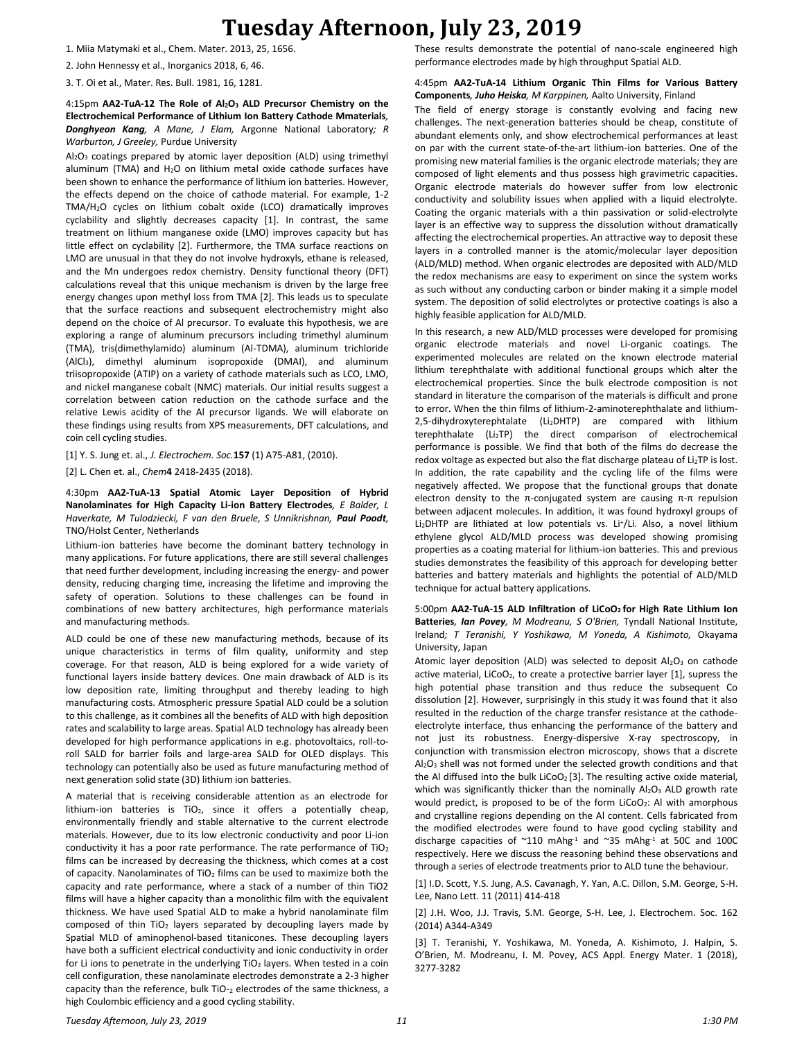1. Miia Matymaki et al., Chem. Mater. 2013, 25, 1656.

2. John Hennessy et al., Inorganics 2018, 6, 46.

3. T. Oi et al., Mater. Res. Bull. 1981, 16, 1281.

4:15pm **AA2-TuA-12 The Role of $Al_2O_3$ ALD Precursor Chemistry on the Electrochemical Performance of Lithium Ion Battery Cathode Mmaterials**, ***Donghyeon Kang**, A Mane, J Elam,* Argonne National Laboratory*; R Warburton, J Greeley,* Purdue University

$Al_2O_3$ coatings prepared by atomic layer deposition (ALD) using trimethyl aluminum (TMA) and $H_2O$ on lithium metal oxide cathode surfaces have been shown to enhance the performance of lithium ion batteries. However, the effects depend on the choice of cathode material. For example, 1-2 TMA/$H_2O$ cycles on lithium cobalt oxide (LCO) dramatically improves cyclability and slightly decreases capacity [1]. In contrast, the same treatment on lithium manganese oxide (LMO) improves capacity but has little effect on cyclability [2]. Furthermore, the TMA surface reactions on LMO are unusual in that they do not involve hydroxyls, ethane is released, and the Mn undergoes redox chemistry. Density functional theory (DFT) calculations reveal that this unique mechanism is driven by the large free energy changes upon methyl loss from TMA [2]. This leads us to speculate that the surface reactions and subsequent electrochemistry might also depend on the choice of Al precursor. To evaluate this hypothesis, we are exploring a range of aluminum precursors including trimethyl aluminum (TMA), tris(dimethylamido) aluminum (Al-TDMA), aluminum trichloride ($AlCl_3$), dimethyl aluminum isopropoxide (DMAI), and aluminum triisopropoxide (ATIP) on a variety of cathode materials such as LCO, LMO, and nickel manganese cobalt (NMC) materials. Our initial results suggest a correlation between cation reduction on the cathode surface and the relative Lewis acidity of the Al precursor ligands. We will elaborate on these findings using results from XPS measurements, DFT calculations, and coin cell cycling studies.

[1] Y. S. Jung et. al., *J. Electrochem. Soc.***157** (1) A75-A81, (2010).

[2] L. Chen et. al., *Chem***4** 2418-2435 (2018).

4:30pm **AA2-TuA-13 Spatial Atomic Layer Deposition of Hybrid Nanolaminates for High Capacity Li-ion Battery Electrodes**, *E Balder, L Haverkate, M Tulodziecki, F van den Bruele, S Unnikrishnan,* ***Paul Poodt**,* TNO/Holst Center, Netherlands

Lithium-ion batteries have become the dominant battery technology in many applications. For future applications, there are still several challenges that need further development, including increasing the energy- and power density, reducing charging time, increasing the lifetime and improving the safety of operation. Solutions to these challenges can be found in combinations of new battery architectures, high performance materials and manufacturing methods.

ALD could be one of these new manufacturing methods, because of its unique characteristics in terms of film quality, uniformity and step coverage. For that reason, ALD is being explored for a wide variety of functional layers inside battery devices. One main drawback of ALD is its low deposition rate, limiting throughput and thereby leading to high manufacturing costs. Atmospheric pressure Spatial ALD could be a solution to this challenge, as it combines all the benefits of ALD with high deposition rates and scalability to large areas. Spatial ALD technology has already been developed for high performance applications in e.g. photovoltaics, roll-to-roll SALD for barrier foils and large-area SALD for OLED displays. This technology can potentially also be used as future manufacturing method of next generation solid state (3D) lithium ion batteries.

A material that is receiving considerable attention as an electrode for lithium-ion batteries is $TiO_2$, since it offers a potentially cheap, environmentally friendly and stable alternative to the current electrode materials. However, due to its low electronic conductivity and poor Li-ion conductivity it has a poor rate performance. The rate performance of $TiO_2$ films can be increased by decreasing the thickness, which comes at a cost of capacity. Nanolaminates of $TiO_2$ films can be used to maximize both the capacity and rate performance, where a stack of a number of thin TiO2 films will have a higher capacity than a monolithic film with the equivalent thickness. We have used Spatial ALD to make a hybrid nanolaminate film composed of thin $TiO_2$ layers separated by decoupling layers made by Spatial MLD of aminophenol-based titanicones. These decoupling layers have both a sufficient electrical conductivity and ionic conductivity in order for Li ions to penetrate in the underlying $TiO_2$ layers. When tested in a coin cell configuration, these nanolaminate electrodes demonstrate a 2-3 higher capacity than the reference, bulk $TiO_2$ electrodes of the same thickness, a high Coulombic efficiency and a good cycling stability.

These results demonstrate the potential of nano-scale engineered high performance electrodes made by high throughput Spatial ALD.

4:45pm **AA2-TuA-14 Lithium Organic Thin Films for Various Battery Components**, ***Juho Heiska**, M Karppinen,* Aalto University, Finland

The field of energy storage is constantly evolving and facing new challenges. The next-generation batteries should be cheap, constitute of abundant elements only, and show electrochemical performances at least on par with the current state-of-the-art lithium-ion batteries. One of the promising new material families is the organic electrode materials; they are composed of light elements and thus possess high gravimetric capacities. Organic electrode materials do however suffer from low electronic conductivity and solubility issues when applied with a liquid electrolyte. Coating the organic materials with a thin passivation or solid-electrolyte layer is an effective way to suppress the dissolution without dramatically affecting the electrochemical properties. An attractive way to deposit these layers in a controlled manner is the atomic/molecular layer deposition (ALD/MLD) method. When organic electrodes are deposited with ALD/MLD the redox mechanisms are easy to experiment on since the system works as such without any conducting carbon or binder making it a simple model system. The deposition of solid electrolytes or protective coatings is also a highly feasible application for ALD/MLD.

In this research, a new ALD/MLD processes were developed for promising organic electrode materials and novel Li-organic coatings. The experimented molecules are related on the known electrode material lithium terephthalate with additional functional groups which alter the electrochemical properties. Since the bulk electrode composition is not standard in literature the comparison of the materials is difficult and prone to error. When the thin films of lithium-2-aminoterephthalate and lithium-2,5-dihydroxyterephtalate ($Li_2DHTP$) are compared with lithium terephthalate ($Li_2TP$) the direct comparison of electrochemical performance is possible. We find that both of the films do decrease the redox voltage as expected but also the flat discharge plateau of $Li_2TP$ is lost. In addition, the rate capability and the cycling life of the films were negatively affected. We propose that the functional groups that donate electron density to the π-conjugated system are causing π-π repulsion between adjacent molecules. In addition, it was found hydroxyl groups of $Li_2DHTP$ are lithiated at low potentials vs. $Li^+$/Li. Also, a novel lithium ethylene glycol ALD/MLD process was developed showing promising properties as a coating material for lithium-ion batteries. This and previous studies demonstrates the feasibility of this approach for developing better batteries and battery materials and highlights the potential of ALD/MLD technique for actual battery applications.

5:00pm **AA2-TuA-15 ALD Infiltration of $LiCoO_2$ for High Rate Lithium Ion Batteries**, ***Ian Povey**, M Modreanu, S O'Brien,* Tyndall National Institute, Ireland*; T Teranishi, Y Yoshikawa, M Yoneda, A Kishimoto,* Okayama University, Japan

Atomic layer deposition (ALD) was selected to deposit $Al_2O_3$ on cathode active material, $LiCoO_2$, to create a protective barrier layer [1], supress the high potential phase transition and thus reduce the subsequent Co dissolution [2]. However, surprisingly in this study it was found that it also resulted in the reduction of the charge transfer resistance at the cathode-electrolyte interface, thus enhancing the performance of the battery and not just its robustness. Energy-dispersive X-ray spectroscopy, in conjunction with transmission electron microscopy, shows that a discrete $Al_2O_3$ shell was not formed under the selected growth conditions and that the Al diffused into the bulk $LiCoO_2$ [3]. The resulting active oxide material, which was significantly thicker than the nominally $Al_2O_3$ ALD growth rate would predict, is proposed to be of the form $LiCoO_2$: Al with amorphous and crystalline regions depending on the Al content. Cells fabricated from the modified electrodes were found to have good cycling stability and discharge capacities of ~110 $mAhg^{-1}$ and ~35 $mAhg^{-1}$ at 50C and 100C respectively. Here we discuss the reasoning behind these observations and through a series of electrode treatments prior to ALD tune the behaviour.

[1] I.D. Scott, Y.S. Jung, A.S. Cavanagh, Y. Yan, A.C. Dillon, S.M. George, S-H. Lee, Nano Lett. 11 (2011) 414-418

[2] J.H. Woo, J.J. Travis, S.M. George, S-H. Lee, J. Electrochem. Soc. 162 (2014) A344-A349

[3] T. Teranishi, Y. Yoshikawa, M. Yoneda, A. Kishimoto, J. Halpin, S. O'Brien, M. Modreanu, I. M. Povey, ACS Appl. Energy Mater. 1 (2018), 3277-3282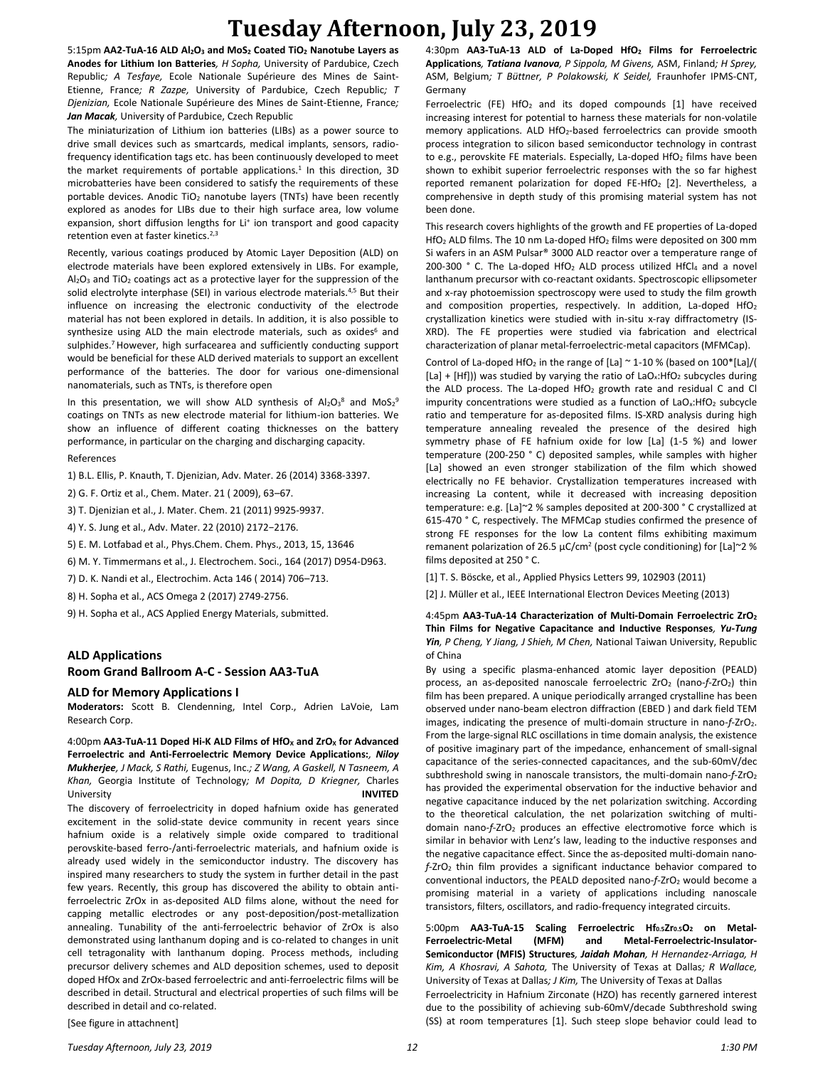5:15pm **AA2-TuA-16 ALD $Al_2O_3$ and $MoS_2$ Coated $TiO_2$ Nanotube Layers as Anodes for Lithium Ion Batteries**, *H Sopha,* University of Pardubice, Czech Republic*; A Tesfaye,* Ecole Nationale Supérieure des Mines de Saint-Etienne, France*; R Zazpe,* University of Pardubice, Czech Republic*; T Djenizian,* Ecole Nationale Supérieure des Mines de Saint-Etienne, France*; **Jan Macak**,* University of Pardubice, Czech Republic

The miniaturization of Lithium ion batteries (LIBs) as a power source to drive small devices such as smartcards, medical implants, sensors, radio-frequency identification tags etc. has been continuously developed to meet the market requirements of portable applications.[1] In this direction, 3D microbatteries have been considered to satisfy the requirements of these portable devices. Anodic $TiO_2$ nanotube layers (TNTs) have been recently explored as anodes for LIBs due to their high surface area, low volume expansion, short diffusion lengths for $Li^+$ ion transport and good capacity retention even at faster kinetics.[2,3]

Recently, various coatings produced by Atomic Layer Deposition (ALD) on electrode materials have been explored extensively in LIBs. For example, $Al_2O_3$ and $TiO_2$ coatings act as a protective layer for the suppression of the solid electrolyte interphase (SEI) in various electrode materials.[4,5] But their influence on increasing the electronic conductivity of the electrode material has not been explored in details. In addition, it is also possible to synthesize using ALD the main electrode materials, such as oxides[6] and sulphides.[7] However, high surfacearea and sufficiently conducting support would be beneficial for these ALD derived materials to support an excellent performance of the batteries. The door for various one-dimensional nanomaterials, such as TNTs, is therefore open

In this presentation, we will show ALD synthesis of $Al_2O_3$[8] and $MoS_2$[9] coatings on TNTs as new electrode material for lithium-ion batteries. We show an influence of different coating thicknesses on the battery performance, in particular on the charging and discharging capacity.

References

1) B.L. Ellis, P. Knauth, T. Djenizian, Adv. Mater. 26 (2014) 3368-3397.

2) G. F. Ortiz et al., Chem. Mater. 21 ( 2009), 63–67.

3) T. Djenizian et al., J. Mater. Chem. 21 (2011) 9925-9937.

4) Y. S. Jung et al., Adv. Mater. 22 (2010) 2172−2176.

5) E. M. Lotfabad et al., Phys.Chem. Chem. Phys., 2013, 15, 13646

6) M. Y. Timmermans et al., J. Electrochem. Soci., 164 (2017) D954-D963.

7) D. K. Nandi et al., Electrochim. Acta 146 ( 2014) 706–713.

8) H. Sopha et al., ACS Omega 2 (2017) 2749-2756.

9) H. Sopha et al., ACS Applied Energy Materials, submitted.

## ALD Applications
## Room Grand Ballroom A-C - Session AA3-TuA

### ALD for Memory Applications I

**Moderators:** Scott B. Clendenning, Intel Corp., Adrien LaVoie, Lam Research Corp.

4:00pm **AA3-TuA-11 Doped Hi-K ALD Films of $HfO_X$ and $ZrO_X$ for Advanced Ferroelectric and Anti-Ferroelectric Memory Device Applications:**, ***Niloy Mukherjee**, J Mack, S Rathi,* Eugenus, Inc.*; Z Wang, A Gaskell, N Tasneem, A Khan,* Georgia Institute of Technology*; M Dopita, D Kriegner,* Charles University **INVITED**

The discovery of ferroelectricity in doped hafnium oxide has generated excitement in the solid-state device community in recent years since hafnium oxide is a relatively simple oxide compared to traditional perovskite-based ferro-/anti-ferroelectric materials, and hafnium oxide is already used widely in the semiconductor industry. The discovery has inspired many researchers to study the system in further detail in the past few years. Recently, this group has discovered the ability to obtain anti-ferroelectric ZrOx in as-deposited ALD films alone, without the need for capping metallic electrodes or any post-deposition/post-metallization annealing. Tunability of the anti-ferroelectric behavior of ZrOx is also demonstrated using lanthanum doping and is co-related to changes in unit cell tetragonality with lanthanum doping. Process methods, including precursor delivery schemes and ALD deposition schemes, used to deposit doped HfOx and ZrOx-based ferroelectric and anti-ferroelectric films will be described in detail. Structural and electrical properties of such films will be described in detail and co-related.

[See figure in attachment]

4:30pm **AA3-TuA-13 ALD of La-Doped $HfO_2$ Films for Ferroelectric Applications**, ***Tatiana Ivanova**, P Sippola, M Givens,* ASM, Finland*; H Sprey,* ASM, Belgium*; T Büttner, P Polakowski, K Seidel,* Fraunhofer IPMS-CNT, Germany

Ferroelectric (FE) $HfO_2$ and its doped compounds [1] have received increasing interest for potential to harness these materials for non-volatile memory applications. ALD $HfO_2$-based ferroelectrics can provide smooth process integration to silicon based semiconductor technology in contrast to e.g., perovskite FE materials. Especially, La-doped $HfO_2$ films have been shown to exhibit superior ferroelectric responses with the so far highest reported remanent polarization for doped FE-$HfO_2$ [2]. Nevertheless, a comprehensive in depth study of this promising material system has not been done.

This research covers highlights of the growth and FE properties of La-doped $HfO_2$ ALD films. The 10 nm La-doped $HfO_2$ films were deposited on 300 mm Si wafers in an ASM Pulsar® 3000 ALD reactor over a temperature range of 200-300 ° C. The La-doped $HfO_2$ ALD process utilized $HfCl_4$ and a novel lanthanum precursor with co-reactant oxidants. Spectroscopic ellipsometer and x-ray photoemission spectroscopy were used to study the film growth and composition properties, respectively. In addition, La-doped $HfO_2$ crystallization kinetics were studied with in-situ x-ray diffractometry (IS-XRD). The FE properties were studied via fabrication and electrical characterization of planar metal-ferroelectric-metal capacitors (MFMCap).

Control of La-doped $HfO_2$ in the range of [La] ~ 1-10 % (based on 100*[La]/([La] + [Hf])) was studied by varying the ratio of $LaO_x$:$HfO_2$ subcycles during the ALD process. The La-doped $HfO_2$ growth rate and residual C and Cl impurity concentrations were studied as a function of $LaO_x$:$HfO_2$ subcycle ratio and temperature for as-deposited films. IS-XRD analysis during high temperature annealing revealed the presence of the desired high symmetry phase of FE hafnium oxide for low [La] (1-5 %) and lower temperature (200-250 ° C) deposited samples, while samples with higher [La] showed an even stronger stabilization of the film which showed electrically no FE behavior. Crystallization temperatures increased with increasing La content, while it decreased with increasing deposition temperature: e.g. [La]~2 % samples deposited at 200-300 ° C crystallized at 615-470 ° C, respectively. The MFMCap studies confirmed the presence of strong FE responses for the low La content films exhibiting maximum remanent polarization of 26.5 µC/cm² (post cycle conditioning) for [La]~2 % films deposited at 250 ° C.

[1] T. S. Böscke, et al., Applied Physics Letters 99, 102903 (2011)

[2] J. Müller et al., IEEE International Electron Devices Meeting (2013)

4:45pm **AA3-TuA-14 Characterization of Multi-Domain Ferroelectric $ZrO_2$ Thin Films for Negative Capacitance and Inductive Responses**, ***Yu-Tung Yin**, P Cheng, Y Jiang, J Shieh, M Chen,* National Taiwan University, Republic of China

By using a specific plasma-enhanced atomic layer deposition (PEALD) process, an as-deposited nanoscale ferroelectric $ZrO_2$ (nano-*f*-$ZrO_2$) thin film has been prepared. A unique periodically arranged crystalline has been observed under nano-beam electron diffraction (EBED ) and dark field TEM images, indicating the presence of multi-domain structure in nano-*f*-$ZrO_2$. From the large-signal RLC oscillations in time domain analysis, the existence of positive imaginary part of the impedance, enhancement of small-signal capacitance of the series-connected capacitances, and the sub-60mV/dec subthreshold swing in nanoscale transistors, the multi-domain nano-*f*-$ZrO_2$ has provided the experimental observation for the inductive behavior and negative capacitance induced by the net polarization switching. According to the theoretical calculation, the net polarization switching of multi-domain nano-*f*-$ZrO_2$ produces an effective electromotive force which is similar in behavior with Lenz's law, leading to the inductive responses and the negative capacitance effect. Since the as-deposited multi-domain nano-*f*-$ZrO_2$ thin film provides a significant inductance behavior compared to conventional inductors, the PEALD deposited nano-*f*-$ZrO_2$ would become a promising material in a variety of applications including nanoscale transistors, filters, oscillators, and radio-frequency integrated circuits.

5:00pm **AA3-TuA-15 Scaling Ferroelectric $Hf_{0.5}Zr_{0.5}O_2$ on Metal-Ferroelectric-Metal (MFM) and Metal-Ferroelectric-Insulator-Semiconductor (MFIS) Structures**, ***Jaidah Mohan**, H Hernandez-Arriaga, H Kim, A Khosravi, A Sahota,* The University of Texas at Dallas*; R Wallace,* University of Texas at Dallas*; J Kim,* The University of Texas at Dallas

Ferroelectricity in Hafnium Zirconate (HZO) has recently garnered interest due to the possibility of achieving sub-60mV/decade Subthreshold swing (SS) at room temperatures [1]. Such steep slope behavior could lead to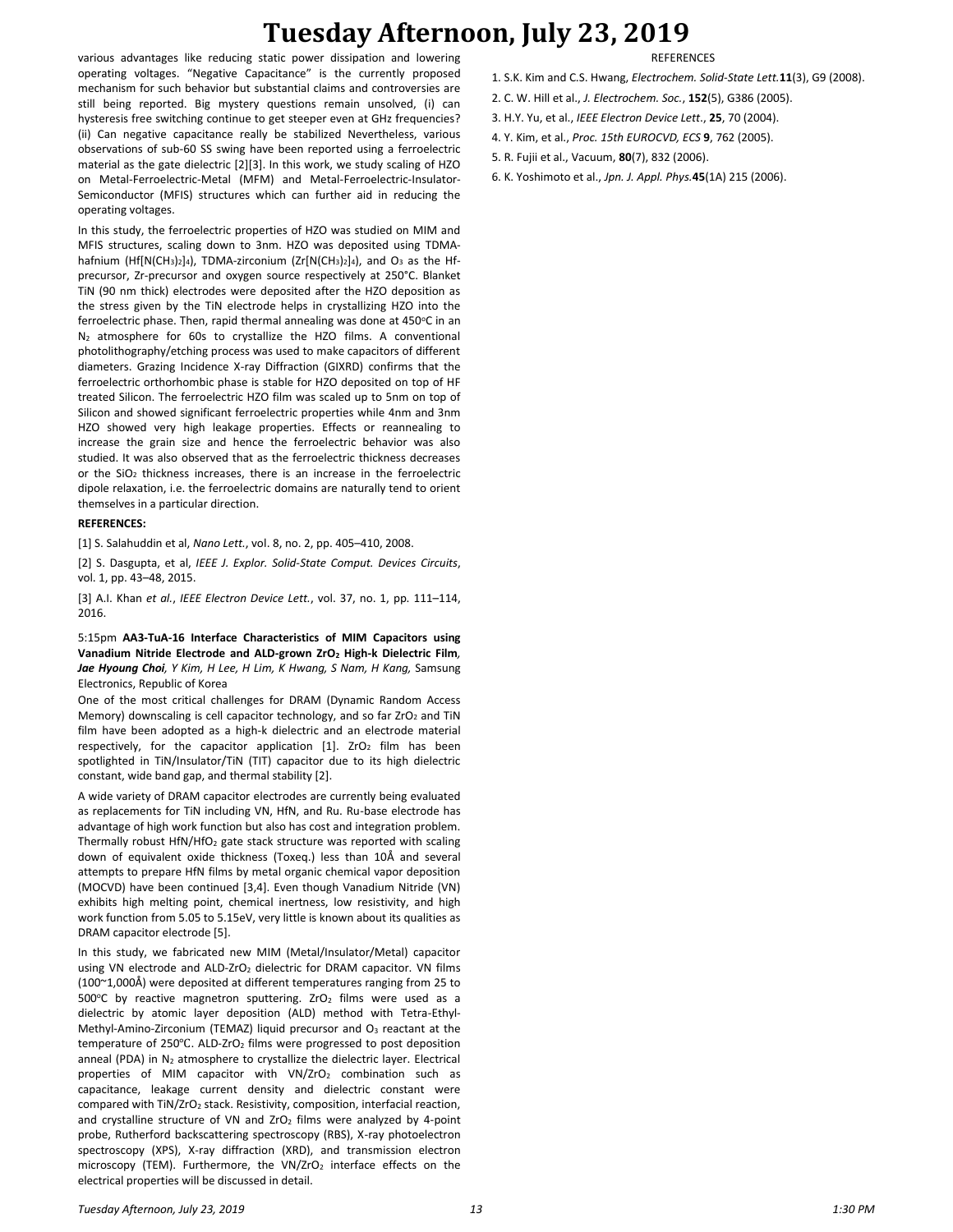various advantages like reducing static power dissipation and lowering operating voltages. "Negative Capacitance" is the currently proposed mechanism for such behavior but substantial claims and controversies are still being reported. Big mystery questions remain unsolved, (i) can hysteresis free switching continue to get steeper even at GHz frequencies? (ii) Can negative capacitance really be stabilized Nevertheless, various observations of sub-60 SS swing have been reported using a ferroelectric material as the gate dielectric [2][3]. In this work, we study scaling of HZO on Metal-Ferroelectric-Metal (MFM) and Metal-Ferroelectric-Insulator-Semiconductor (MFIS) structures which can further aid in reducing the operating voltages.

In this study, the ferroelectric properties of HZO was studied on MIM and MFIS structures, scaling down to 3nm. HZO was deposited using TDMA-hafnium ($Hf[N(CH_3)_2]_4$), TDMA-zirconium ($Zr[N(CH_3)_2]_4$), and $O_3$ as the Hf-precursor, Zr-precursor and oxygen source respectively at 250°C. Blanket TiN (90 nm thick) electrodes were deposited after the HZO deposition as the stress given by the TiN electrode helps in crystallizing HZO into the ferroelectric phase. Then, rapid thermal annealing was done at 450°C in an $N_2$ atmosphere for 60s to crystallize the HZO films. A conventional photolithography/etching process was used to make capacitors of different diameters. Grazing Incidence X-ray Diffraction (GIXRD) confirms that the ferroelectric orthorhombic phase is stable for HZO deposited on top of HF treated Silicon. The ferroelectric HZO film was scaled up to 5nm on top of Silicon and showed significant ferroelectric properties while 4nm and 3nm HZO showed very high leakage properties. Effects or reannealing to increase the grain size and hence the ferroelectric behavior was also studied. It was also observed that as the ferroelectric thickness decreases or the $SiO_2$ thickness increases, there is an increase in the ferroelectric dipole relaxation, i.e. the ferroelectric domains are naturally tend to orient themselves in a particular direction.

**REFERENCES:**

[1] S. Salahuddin et al, *Nano Lett.*, vol. 8, no. 2, pp. 405–410, 2008.

[2] S. Dasgupta, et al, *IEEE J. Explor. Solid-State Comput. Devices Circuits*, vol. 1, pp. 43–48, 2015.

[3] A.I. Khan *et al.*, *IEEE Electron Device Lett.*, vol. 37, no. 1, pp. 111–114, 2016.

5:15pm **AA3-TuA-16 Interface Characteristics of MIM Capacitors using Vanadium Nitride Electrode and ALD-grown $ZrO_2$ High-k Dielectric Film**, ***Jae Hyoung Choi***, *Y Kim, H Lee, H Lim, K Hwang, S Nam, H Kang,* Samsung Electronics, Republic of Korea

One of the most critical challenges for DRAM (Dynamic Random Access Memory) downscaling is cell capacitor technology, and so far $ZrO_2$ and TiN film have been adopted as a high-k dielectric and an electrode material respectively, for the capacitor application [1]. $ZrO_2$ film has been spotlighted in TiN/Insulator/TiN (TIT) capacitor due to its high dielectric constant, wide band gap, and thermal stability [2].

A wide variety of DRAM capacitor electrodes are currently being evaluated as replacements for TiN including VN, HfN, and Ru. Ru-base electrode has advantage of high work function but also has cost and integration problem. Thermally robust HfN/$HfO_2$ gate stack structure was reported with scaling down of equivalent oxide thickness (Toxeq.) less than 10Å and several attempts to prepare HfN films by metal organic chemical vapor deposition (MOCVD) have been continued [3,4]. Even though Vanadium Nitride (VN) exhibits high melting point, chemical inertness, low resistivity, and high work function from 5.05 to 5.15eV, very little is known about its qualities as DRAM capacitor electrode [5].

In this study, we fabricated new MIM (Metal/Insulator/Metal) capacitor using VN electrode and ALD-$ZrO_2$ dielectric for DRAM capacitor. VN films (100~1,000Å) were deposited at different temperatures ranging from 25 to 500°C by reactive magnetron sputtering. $ZrO_2$ films were used as a dielectric by atomic layer deposition (ALD) method with Tetra-Ethyl-Methyl-Amino-Zirconium (TEMAZ) liquid precursor and $O_3$ reactant at the temperature of 250°C. ALD-$ZrO_2$ films were progressed to post deposition anneal (PDA) in $N_2$ atmosphere to crystallize the dielectric layer. Electrical properties of MIM capacitor with VN/$ZrO_2$ combination such as capacitance, leakage current density and dielectric constant were compared with TiN/$ZrO_2$ stack. Resistivity, composition, interfacial reaction, and crystalline structure of VN and $ZrO_2$ films were analyzed by 4-point probe, Rutherford backscattering spectroscopy (RBS), X-ray photoelectron spectroscopy (XPS), X-ray diffraction (XRD), and transmission electron microscopy (TEM). Furthermore, the VN/$ZrO_2$ interface effects on the electrical properties will be discussed in detail.

REFERENCES

1. S.K. Kim and C.S. Hwang, *Electrochem. Solid-State Lett.* **11**(3), G9 (2008).
2. C. W. Hill et al., *J. Electrochem. Soc.*, **152**(5), G386 (2005).
3. H.Y. Yu, et al., *IEEE Electron Device Lett*., **25**, 70 (2004).
4. Y. Kim, et al., *Proc. 15th EUROCVD, ECS* **9**, 762 (2005).
5. R. Fujii et al., Vacuum, **80**(7), 832 (2006).
6. K. Yoshimoto et al., *Jpn. J. Appl. Phys.* **45**(1A) 215 (2006).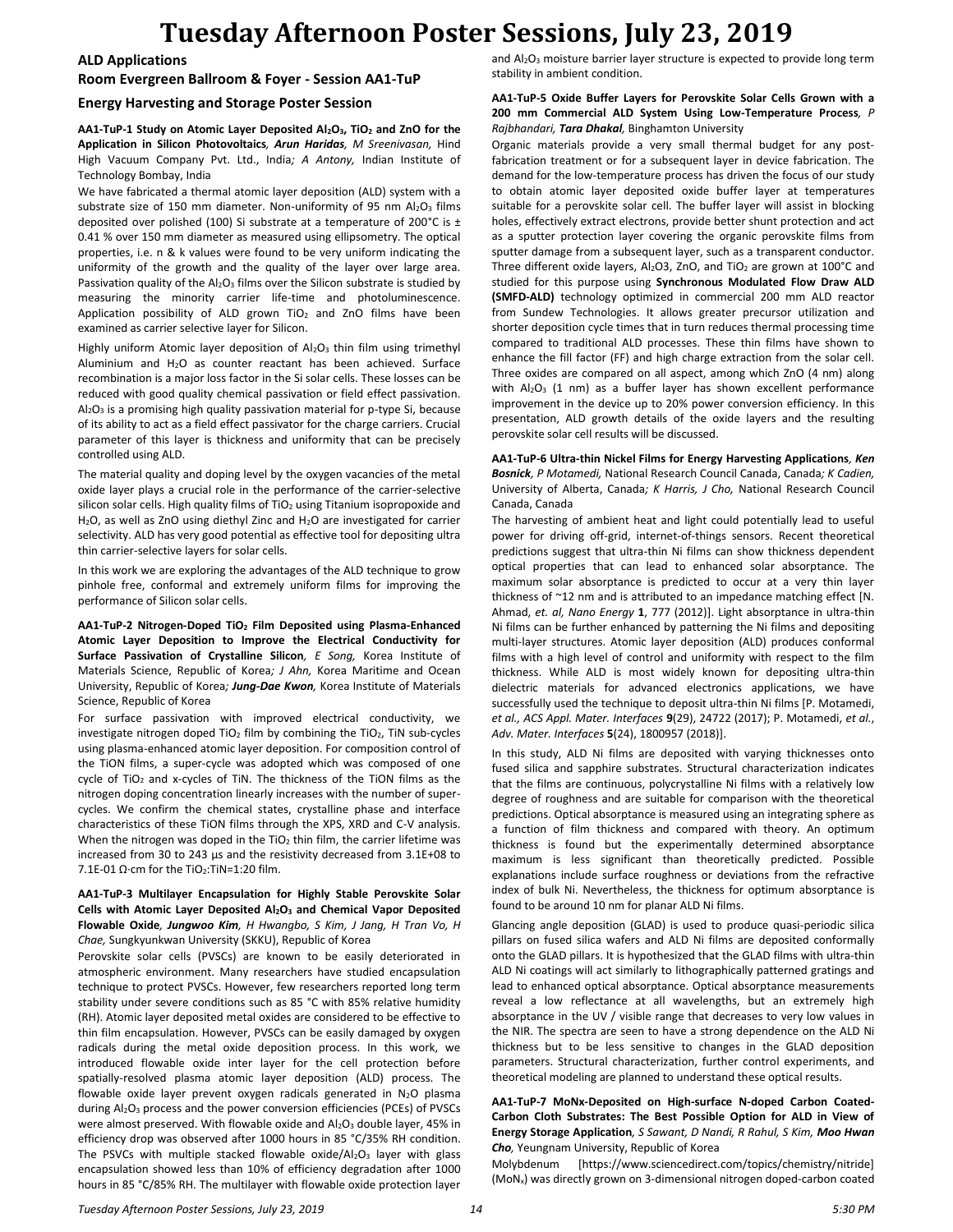# Tuesday Afternoon Poster Sessions, July 23, 2019

## ALD Applications

## Room Evergreen Ballroom & Foyer - Session AA1-TuP

## Energy Harvesting and Storage Poster Session

**AA1-TuP-1 Study on Atomic Layer Deposited $Al_2O_3$, $TiO_2$ and ZnO for the Application in Silicon Photovoltaics**, ***Arun Haridas**, M Sreenivasan,* Hind High Vacuum Company Pvt. Ltd., India*; A Antony,* Indian Institute of Technology Bombay, India

We have fabricated a thermal atomic layer deposition (ALD) system with a substrate size of 150 mm diameter. Non-uniformity of 95 nm $Al_2O_3$ films deposited over polished (100) Si substrate at a temperature of 200°C is ± 0.41 % over 150 mm diameter as measured using ellipsometry. The optical properties, i.e. n & k values were found to be very uniform indicating the uniformity of the growth and the quality of the layer over large area. Passivation quality of the $Al_2O_3$ films over the Silicon substrate is studied by measuring the minority carrier life-time and photoluminescence. Application possibility of ALD grown $TiO_2$ and ZnO films have been examined as carrier selective layer for Silicon.

Highly uniform Atomic layer deposition of $Al_2O_3$ thin film using trimethyl Aluminium and $H_2O$ as counter reactant has been achieved. Surface recombination is a major loss factor in the Si solar cells. These losses can be reduced with good quality chemical passivation or field effect passivation. $Al_2O_3$ is a promising high quality passivation material for p-type Si, because of its ability to act as a field effect passivator for the charge carriers. Crucial parameter of this layer is thickness and uniformity that can be precisely controlled using ALD.

The material quality and doping level by the oxygen vacancies of the metal oxide layer plays a crucial role in the performance of the carrier-selective silicon solar cells. High quality films of $TiO_2$ using Titanium isopropoxide and $H_2O$, as well as ZnO using diethyl Zinc and $H_2O$ are investigated for carrier selectivity. ALD has very good potential as effective tool for depositing ultra thin carrier-selective layers for solar cells.

In this work we are exploring the advantages of the ALD technique to grow pinhole free, conformal and extremely uniform films for improving the performance of Silicon solar cells.

**AA1-TuP-2 Nitrogen-Doped $TiO_2$ Film Deposited using Plasma-Enhanced Atomic Layer Deposition to Improve the Electrical Conductivity for Surface Passivation of Crystalline Silicon**, *E Song,* Korea Institute of Materials Science, Republic of Korea*; J Ahn,* Korea Maritime and Ocean University, Republic of Korea*; **Jung-Dae Kwon**,* Korea Institute of Materials Science, Republic of Korea

For surface passivation with improved electrical conductivity, we investigate nitrogen doped $TiO_2$ film by combining the $TiO_2$, TiN sub-cycles using plasma-enhanced atomic layer deposition. For composition control of the TiON films, a super-cycle was adopted which was composed of one cycle of $TiO_2$ and x-cycles of TiN. The thickness of the TiON films as the nitrogen doping concentration linearly increases with the number of super-cycles. We confirm the chemical states, crystalline phase and interface characteristics of these TiON films through the XPS, XRD and C-V analysis. When the nitrogen was doped in the $TiO_2$ thin film, the carrier lifetime was increased from 30 to 243 µs and the resistivity decreased from 3.1E+08 to 7.1E-01 Ω·cm for the $TiO_2$:TiN=1:20 film.

**AA1-TuP-3 Multilayer Encapsulation for Highly Stable Perovskite Solar Cells with Atomic Layer Deposited $Al_2O_3$ and Chemical Vapor Deposited Flowable Oxide**, ***Jungwoo Kim**, H Hwangbo, S Kim, J Jang, H Tran Vo, H Chae,* Sungkyunkwan University (SKKU), Republic of Korea

Perovskite solar cells (PVSCs) are known to be easily deteriorated in atmospheric environment. Many researchers have studied encapsulation technique to protect PVSCs. However, few researchers reported long term stability under severe conditions such as 85 °C with 85% relative humidity (RH). Atomic layer deposited metal oxides are considered to be effective to thin film encapsulation. However, PVSCs can be easily damaged by oxygen radicals during the metal oxide deposition process. In this work, we introduced flowable oxide inter layer for the cell protection before spatially-resolved plasma atomic layer deposition (ALD) process. The flowable oxide layer prevent oxygen radicals generated in $N_2O$ plasma during $Al_2O_3$ process and the power conversion efficiencies (PCEs) of PVSCs were almost preserved. With flowable oxide and $Al_2O_3$ double layer, 45% in efficiency drop was observed after 1000 hours in 85 °C/35% RH condition. The PSVCs with multiple stacked flowable oxide/$Al_2O_3$ layer with glass encapsulation showed less than 10% of efficiency degradation after 1000 hours in 85 °C/85% RH. The multilayer with flowable oxide protection layer and $Al_2O_3$ moisture barrier layer structure is expected to provide long term stability in ambient condition.

**AA1-TuP-5 Oxide Buffer Layers for Perovskite Solar Cells Grown with a 200 mm Commercial ALD System Using Low-Temperature Process**, *P Rajbhandari, **Tara Dhakal**,* Binghamton University

Organic materials provide a very small thermal budget for any post-fabrication treatment or for a subsequent layer in device fabrication. The demand for the low-temperature process has driven the focus of our study to obtain atomic layer deposited oxide buffer layer at temperatures suitable for a perovskite solar cell. The buffer layer will assist in blocking holes, effectively extract electrons, provide better shunt protection and act as a sputter protection layer covering the organic perovskite films from sputter damage from a subsequent layer, such as a transparent conductor. Three different oxide layers, Al2O3, ZnO, and $TiO_2$ are grown at 100°C and studied for this purpose using **Synchronous Modulated Flow Draw ALD (SMFD-ALD)** technology optimized in commercial 200 mm ALD reactor from Sundew Technologies. It allows greater precursor utilization and shorter deposition cycle times that in turn reduces thermal processing time compared to traditional ALD processes. These thin films have shown to enhance the fill factor (FF) and high charge extraction from the solar cell. Three oxides are compared on all aspect, among which ZnO (4 nm) along with $Al_2O_3$ (1 nm) as a buffer layer has shown excellent performance improvement in the device up to 20% power conversion efficiency. In this presentation, ALD growth details of the oxide layers and the resulting perovskite solar cell results will be discussed.

**AA1-TuP-6 Ultra-thin Nickel Films for Energy Harvesting Applications**, ***Ken Bosnick**, P Motamedi,* National Research Council Canada, Canada*; K Cadien,* University of Alberta, Canada*; K Harris, J Cho,* National Research Council Canada, Canada

The harvesting of ambient heat and light could potentially lead to useful power for driving off-grid, internet-of-things sensors. Recent theoretical predictions suggest that ultra-thin Ni films can show thickness dependent optical properties that can lead to enhanced solar absorptance. The maximum solar absorptance is predicted to occur at a very thin layer thickness of ~12 nm and is attributed to an impedance matching effect [N. Ahmad, *et. al, Nano Energy* **1**, 777 (2012)]. Light absorptance in ultra-thin Ni films can be further enhanced by patterning the Ni films and depositing multi-layer structures. Atomic layer deposition (ALD) produces conformal films with a high level of control and uniformity with respect to the film thickness. While ALD is most widely known for depositing ultra-thin dielectric materials for advanced electronics applications, we have successfully used the technique to deposit ultra-thin Ni films [P. Motamedi, *et al., ACS Appl. Mater. Interfaces* **9**(29), 24722 (2017); P. Motamedi, *et al.*, *Adv. Mater. Interfaces* **5**(24), 1800957 (2018)].

In this study, ALD Ni films are deposited with varying thicknesses onto fused silica and sapphire substrates. Structural characterization indicates that the films are continuous, polycrystalline Ni films with a relatively low degree of roughness and are suitable for comparison with the theoretical predictions. Optical absorptance is measured using an integrating sphere as a function of film thickness and compared with theory. An optimum thickness is found but the experimentally determined absorptance maximum is less significant than theoretically predicted. Possible explanations include surface roughness or deviations from the refractive index of bulk Ni. Nevertheless, the thickness for optimum absorptance is found to be around 10 nm for planar ALD Ni films.

Glancing angle deposition (GLAD) is used to produce quasi-periodic silica pillars on fused silica wafers and ALD Ni films are deposited conformally onto the GLAD pillars. It is hypothesized that the GLAD films with ultra-thin ALD Ni coatings will act similarly to lithographically patterned gratings and lead to enhanced optical absorptance. Optical absorptance measurements reveal a low reflectance at all wavelengths, but an extremely high absorptance in the UV / visible range that decreases to very low values in the NIR. The spectra are seen to have a strong dependence on the ALD Ni thickness but to be less sensitive to changes in the GLAD deposition parameters. Structural characterization, further control experiments, and theoretical modeling are planned to understand these optical results.

**AA1-TuP-7 MoNx-Deposited on High-surface N-doped Carbon Coated-Carbon Cloth Substrates: The Best Possible Option for ALD in View of Energy Storage Application**, *S Sawant, D Nandi, R Rahul, S Kim, **Moo Hwan Cho**,* Yeungnam University, Republic of Korea

Molybdenum [https://www.sciencedirect.com/topics/chemistry/nitride] ($MoN_x$) was directly grown on 3-dimensional nitrogen doped-carbon coated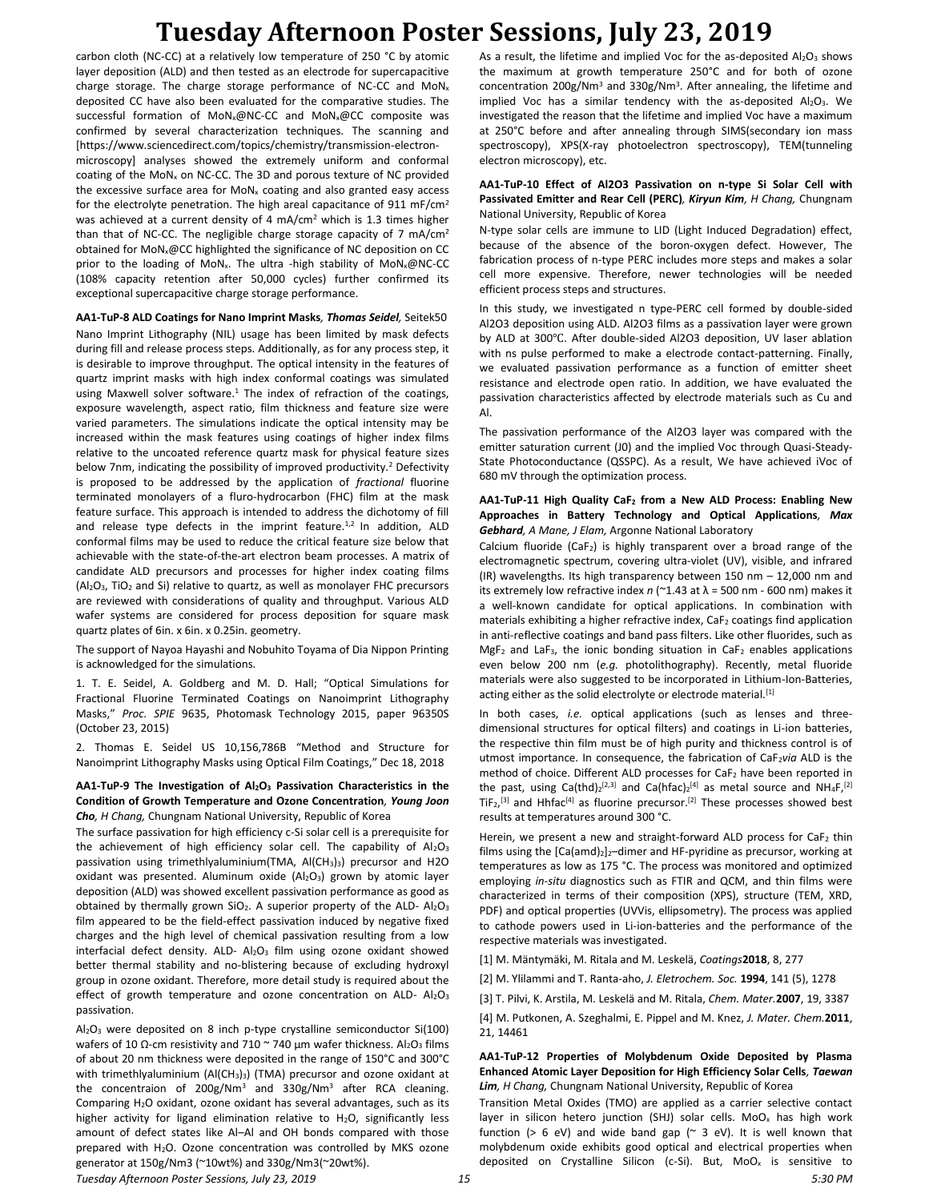carbon cloth (NC-CC) at a relatively low temperature of 250 °C by atomic layer deposition (ALD) and then tested as an electrode for supercapacitive charge storage. The charge storage performance of NC-CC and $MoN_x$ deposited CC have also been evaluated for the comparative studies. The successful formation of $MoN_x$@NC-CC and $MoN_x$@CC composite was confirmed by several characterization techniques. The scanning and [https://www.sciencedirect.com/topics/chemistry/transmission-electron-microscopy] analyses showed the extremely uniform and conformal coating of the $MoN_x$ on NC-CC. The 3D and porous texture of NC provided the excessive surface area for $MoN_x$ coating and also granted easy access for the electrolyte penetration. The high areal capacitance of 911 mF/cm$^2$ was achieved at a current density of 4 mA/cm$^2$ which is 1.3 times higher than that of NC-CC. The negligible charge storage capacity of 7 mA/cm$^2$ obtained for $MoN_x$@CC highlighted the significance of NC deposition on CC prior to the loading of $MoN_x$. The ultra -high stability of $MoN_x$@NC-CC (108% capacity retention after 50,000 cycles) further confirmed its exceptional supercapacitive charge storage performance.

**AA1-TuP-8 ALD Coatings for Nano Imprint Masks***, Thomas Seidel,* Seitek50

Nano Imprint Lithography (NIL) usage has been limited by mask defects during fill and release process steps. Additionally, as for any process step, it is desirable to improve throughput. The optical intensity in the features of quartz imprint masks with high index conformal coatings was simulated using Maxwell solver software.[1] The index of refraction of the coatings, exposure wavelength, aspect ratio, film thickness and feature size were varied parameters. The simulations indicate the optical intensity may be increased within the mask features using coatings of higher index films relative to the uncoated reference quartz mask for physical feature sizes below 7nm, indicating the possibility of improved productivity.[2] Defectivity is proposed to be addressed by the application of *fractional* fluorine terminated monolayers of a fluro-hydrocarbon (FHC) film at the mask feature surface. This approach is intended to address the dichotomy of fill and release type defects in the imprint feature.[1,2] In addition, ALD conformal films may be used to reduce the critical feature size below that achievable with the state-of-the-art electron beam processes. A matrix of candidate ALD precursors and processes for higher index coating films ($Al_2O_3$, $TiO_2$ and Si) relative to quartz, as well as monolayer FHC precursors are reviewed with considerations of quality and throughput. Various ALD wafer systems are considered for process deposition for square mask quartz plates of 6in. x 6in. x 0.25in. geometry.

The support of Nayoa Hayashi and Nobuhito Toyama of Dia Nippon Printing is acknowledged for the simulations.

1. T. E. Seidel, A. Goldberg and M. D. Hall; "Optical Simulations for Fractional Fluorine Terminated Coatings on Nanoimprint Lithography Masks," *Proc. SPIE* 9635, Photomask Technology 2015, paper 96350S (October 23, 2015)

2. Thomas E. Seidel US 10,156,786B "Method and Structure for Nanoimprint Lithography Masks using Optical Film Coatings," Dec 18, 2018

**AA1-TuP-9 The Investigation of $Al_2O_3$ Passivation Characteristics in the Condition of Growth Temperature and Ozone Concentration***, Young Joon Cho, H Chang,* Chungnam National University, Republic of Korea

The surface passivation for high efficiency c-Si solar cell is a prerequisite for the achievement of high efficiency solar cell. The capability of $Al_2O_3$ passivation using trimethlyaluminium(TMA, $Al(CH_3)_3$) precursor and H2O oxidant was presented. Aluminum oxide ($Al_2O_3$) grown by atomic layer deposition (ALD) was showed excellent passivation performance as good as obtained by thermally grown $SiO_2$. A superior property of the ALD- $Al_2O_3$ film appeared to be the field-effect passivation induced by negative fixed charges and the high level of chemical passivation resulting from a low interfacial defect density. ALD- $Al_2O_3$ film using ozone oxidant showed better thermal stability and no-blistering because of excluding hydroxyl group in ozone oxidant. Therefore, more detail study is required about the effect of growth temperature and ozone concentration on ALD- $Al_2O_3$ passivation.

$Al_2O_3$ were deposited on 8 inch p-type crystalline semiconductor Si(100) wafers of 10 Ω-cm resistivity and 710 ~ 740 µm wafer thickness. $Al_2O_3$ films of about 20 nm thickness were deposited in the range of 150°C and 300°C with trimethlyaluminium ($Al(CH_3)_3$) (TMA) precursor and ozone oxidant at the concentraion of 200g/Nm$^3$ and 330g/Nm$^3$ after RCA cleaning. Comparing $H_2O$ oxidant, ozone oxidant has several advantages, such as its higher activity for ligand elimination relative to $H_2O$, significantly less amount of defect states like Al–Al and OH bonds compared with those prepared with $H_2O$. Ozone concentration was controlled by MKS ozone generator at 150g/Nm3 (~10wt%) and 330g/Nm3(~20wt%).

As a result, the lifetime and implied Voc for the as-deposited $Al_2O_3$ shows the maximum at growth temperature 250°C and for both of ozone concentration 200g/Nm$^3$ and 330g/Nm$^3$. After annealing, the lifetime and implied Voc has a similar tendency with the as-deposited $Al_2O_3$. We investigated the reason that the lifetime and implied Voc have a maximum at 250°C before and after annealing through SIMS(secondary ion mass spectroscopy), XPS(X-ray photoelectron spectroscopy), TEM(tunneling electron microscopy), etc.

**AA1-TuP-10 Effect of Al2O3 Passivation on n-type Si Solar Cell with Passivated Emitter and Rear Cell (PERC)***, Kiryun Kim, H Chang,* Chungnam National University, Republic of Korea

N-type solar cells are immune to LID (Light Induced Degradation) effect, because of the absence of the boron-oxygen defect. However, The fabrication process of n-type PERC includes more steps and makes a solar cell more expensive. Therefore, newer technologies will be needed efficient process steps and structures.

In this study, we investigated n type-PERC cell formed by double-sided Al2O3 deposition using ALD. Al2O3 films as a passivation layer were grown by ALD at 300°C. After double-sided Al2O3 deposition, UV laser ablation with ns pulse performed to make a electrode contact-patterning. Finally, we evaluated passivation performance as a function of emitter sheet resistance and electrode open ratio. In addition, we have evaluated the passivation characteristics affected by electrode materials such as Cu and Al.

The passivation performance of the Al2O3 layer was compared with the emitter saturation current (J0) and the implied Voc through Quasi-Steady-State Photoconductance (QSSPC). As a result, We have achieved iVoc of 680 mV through the optimization process.

**AA1-TuP-11 High Quality $CaF_2$ from a New ALD Process: Enabling New Approaches in Battery Technology and Optical Applications***, Max Gebhard, A Mane, J Elam,* Argonne National Laboratory

Calcium fluoride ($CaF_2$) is highly transparent over a broad range of the electromagnetic spectrum, covering ultra-violet (UV), visible, and infrared (IR) wavelengths. Its high transparency between 150 nm – 12,000 nm and its extremely low refractive index *n* (~1.43 at λ = 500 nm - 600 nm) makes it a well-known candidate for optical applications. In combination with materials exhibiting a higher refractive index, $CaF_2$ coatings find application in anti-reflective coatings and band pass filters. Like other fluorides, such as $MgF_2$ and $LaF_3$, the ionic bonding situation in $CaF_2$ enables applications even below 200 nm (*e.g.* photolithography). Recently, metal fluoride materials were also suggested to be incorporated in Lithium-Ion-Batteries, acting either as the solid electrolyte or electrode material.[1]

In both cases, *i.e.* optical applications (such as lenses and three-dimensional structures for optical filters) and coatings in Li-ion batteries, the respective thin film must be of high purity and thickness control is of utmost importance. In consequence, the fabrication of $CaF_2$*via* ALD is the method of choice. Different ALD processes for $CaF_2$ have been reported in the past, using $Ca(thd)_2$[2,3] and $Ca(hfac)_2$[4] as metal source and $NH_4F$,[2] $TiF_2$,[3] and Hhfac[4] as fluorine precursor.[2] These processes showed best results at temperatures around 300 °C.

Herein, we present a new and straight-forward ALD process for $CaF_2$ thin films using the $[Ca(amd)_2]_2$–dimer and HF-pyridine as precursor, working at temperatures as low as 175 °C. The process was monitored and optimized employing *in-situ* diagnostics such as FTIR and QCM, and thin films were characterized in terms of their composition (XPS), structure (TEM, XRD, PDF) and optical properties (UVVis, ellipsometry). The process was applied to cathode powers used in Li-ion-batteries and the performance of the respective materials was investigated.

[1] M. Mäntymäki, M. Ritala and M. Leskelä, *Coatings***2018**, 8, 277

[2] M. Ylilammi and T. Ranta-aho, *J. Eletrochem. Soc.* **1994**, 141 (5), 1278

[3] T. Pilvi, K. Arstila, M. Leskelä and M. Ritala, *Chem. Mater.***2007**, 19, 3387

[4] M. Putkonen, A. Szeghalmi, E. Pippel and M. Knez, *J. Mater. Chem.***2011**, 21, 14461

**AA1-TuP-12 Properties of Molybdenum Oxide Deposited by Plasma Enhanced Atomic Layer Deposition for High Efficiency Solar Cells***, Taewan Lim, H Chang,* Chungnam National University, Republic of Korea

Transition Metal Oxides (TMO) are applied as a carrier selective contact layer in silicon hetero junction (SHJ) solar cells. $MoO_x$ has high work function (> 6 eV) and wide band gap (~ 3 eV). It is well known that molybdenum oxide exhibits good optical and electrical properties when deposited on Crystalline Silicon (c-Si). But, $MoO_x$ is sensitive to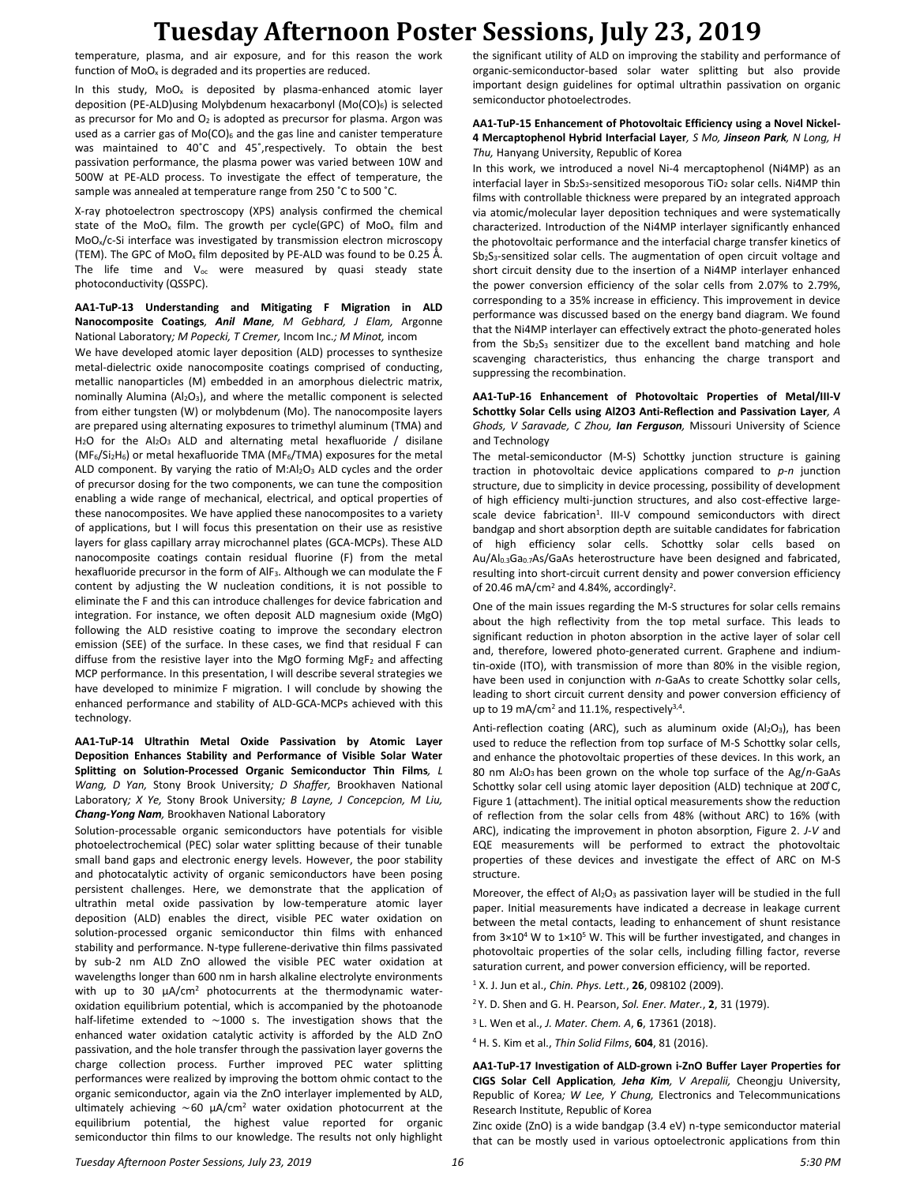temperature, plasma, and air exposure, and for this reason the work function of $MoO_x$ is degraded and its properties are reduced.

In this study, $MoO_x$ is deposited by plasma-enhanced atomic layer deposition (PE-ALD)using Molybdenum hexacarbonyl ($Mo(CO)_6$) is selected as precursor for Mo and $O_2$ is adopted as precursor for plasma. Argon was used as a carrier gas of $Mo(CO)_6$ and the gas line and canister temperature was maintained to 40˚C and 45˚,respectively. To obtain the best passivation performance, the plasma power was varied between 10W and 500W at PE-ALD process. To investigate the effect of temperature, the sample was annealed at temperature range from 250 ˚C to 500 ˚C.

X-ray photoelectron spectroscopy (XPS) analysis confirmed the chemical state of the $MoO_x$ film. The growth per cycle(GPC) of $MoO_x$ film and $MoO_x$/c-Si interface was investigated by transmission electron microscopy (TEM). The GPC of $MoO_x$ film deposited by PE-ALD was found to be 0.25 Å. The life time and $V_{oc}$ were measured by quasi steady state photoconductivity (QSSPC).

**AA1-TuP-13 Understanding and Mitigating F Migration in ALD Nanocomposite Coatings**, ***Anil Mane**, M Gebhard, J Elam,* Argonne National Laboratory*; M Popecki, T Cremer,* Incom Inc.*; M Minot,* incom

We have developed atomic layer deposition (ALD) processes to synthesize metal-dielectric oxide nanocomposite coatings comprised of conducting, metallic nanoparticles (M) embedded in an amorphous dielectric matrix, nominally Alumina ($Al_2O_3$), and where the metallic component is selected from either tungsten (W) or molybdenum (Mo). The nanocomposite layers are prepared using alternating exposures to trimethyl aluminum (TMA) and $H_2O$ for the $Al_2O_3$ ALD and alternating metal hexafluoride / disilane ($MF_6/Si_2H_6$) or metal hexafluoride TMA ($MF_6$/TMA) exposures for the metal ALD component. By varying the ratio of M:$Al_2O_3$ ALD cycles and the order of precursor dosing for the two components, we can tune the composition enabling a wide range of mechanical, electrical, and optical properties of these nanocomposites. We have applied these nanocomposites to a variety of applications, but I will focus this presentation on their use as resistive layers for glass capillary array microchannel plates (GCA-MCPs). These ALD nanocomposite coatings contain residual fluorine (F) from the metal hexafluoride precursor in the form of $AlF_3$. Although we can modulate the F content by adjusting the W nucleation conditions, it is not possible to eliminate the F and this can introduce challenges for device fabrication and integration. For instance, we often deposit ALD magnesium oxide (MgO) following the ALD resistive coating to improve the secondary electron emission (SEE) of the surface. In these cases, we find that residual F can diffuse from the resistive layer into the MgO forming $MgF_2$ and affecting MCP performance. In this presentation, I will describe several strategies we have developed to minimize F migration. I will conclude by showing the enhanced performance and stability of ALD-GCA-MCPs achieved with this technology.

**AA1-TuP-14 Ultrathin Metal Oxide Passivation by Atomic Layer Deposition Enhances Stability and Performance of Visible Solar Water Splitting on Solution-Processed Organic Semiconductor Thin Films***, L Wang, D Yan,* Stony Brook University*; D Shaffer,* Brookhaven National Laboratory*; X Ye,* Stony Brook University*; B Layne, J Concepcion, M Liu,* ***Chang-Yong Nam***, Brookhaven National Laboratory

Solution-processable organic semiconductors have potentials for visible photoelectrochemical (PEC) solar water splitting because of their tunable small band gaps and electronic energy levels. However, the poor stability and photocatalytic activity of organic semiconductors have been posing persistent challenges. Here, we demonstrate that the application of ultrathin metal oxide passivation by low-temperature atomic layer deposition (ALD) enables the direct, visible PEC water oxidation on solution-processed organic semiconductor thin films with enhanced stability and performance. N-type fullerene-derivative thin films passivated by sub-2 nm ALD ZnO allowed the visible PEC water oxidation at wavelengths longer than 600 nm in harsh alkaline electrolyte environments with up to 30 μA/cm$^2$ photocurrents at the thermodynamic water-oxidation equilibrium potential, which is accompanied by the photoanode half-lifetime extended to ∼1000 s. The investigation shows that the enhanced water oxidation catalytic activity is afforded by the ALD ZnO passivation, and the hole transfer through the passivation layer governs the charge collection process. Further improved PEC water splitting performances were realized by improving the bottom ohmic contact to the organic semiconductor, again via the ZnO interlayer implemented by ALD, ultimately achieving ∼60 μA/cm$^2$ water oxidation photocurrent at the equilibrium potential, the highest value reported for organic semiconductor thin films to our knowledge. The results not only highlight the significant utility of ALD on improving the stability and performance of organic-semiconductor-based solar water splitting but also provide important design guidelines for optimal ultrathin passivation on organic semiconductor photoelectrodes.

**AA1-TuP-15 Enhancement of Photovoltaic Efficiency using a Novel Nickel-4 Mercaptophenol Hybrid Interfacial Layer***, S Mo,* ***Jinseon Park****, N Long, H Thu,* Hanyang University, Republic of Korea

In this work, we introduced a novel Ni-4 mercaptophenol (Ni4MP) as an interfacial layer in $Sb_2S_3$-sensitized mesoporous $TiO_2$ solar cells. Ni4MP thin films with controllable thickness were prepared by an integrated approach via atomic/molecular layer deposition techniques and were systematically characterized. Introduction of the Ni4MP interlayer significantly enhanced the photovoltaic performance and the interfacial charge transfer kinetics of $Sb_2S_3$-sensitized solar cells. The augmentation of open circuit voltage and short circuit density due to the insertion of a Ni4MP interlayer enhanced the power conversion efficiency of the solar cells from 2.07% to 2.79%, corresponding to a 35% increase in efficiency. This improvement in device performance was discussed based on the energy band diagram. We found that the Ni4MP interlayer can effectively extract the photo-generated holes from the $Sb_2S_3$ sensitizer due to the excellent band matching and hole scavenging characteristics, thus enhancing the charge transport and suppressing the recombination.

**AA1-TuP-16 Enhancement of Photovoltaic Properties of Metal/III-V Schottky Solar Cells using Al2O3 Anti-Reflection and Passivation Layer***, A Ghods, V Saravade, C Zhou,* ***Ian Ferguson****,* Missouri University of Science and Technology

The metal-semiconductor (M-S) Schottky junction structure is gaining traction in photovoltaic device applications compared to *p-n* junction structure, due to simplicity in device processing, possibility of development of high efficiency multi-junction structures, and also cost-effective large-scale device fabrication[1]. III-V compound semiconductors with direct bandgap and short absorption depth are suitable candidates for fabrication of high efficiency solar cells. Schottky solar cells based on Au/$Al_{0.3}Ga_{0.7}$As/GaAs heterostructure have been designed and fabricated, resulting into short-circuit current density and power conversion efficiency of 20.46 mA/cm$^2$ and 4.84%, accordingly[2].

One of the main issues regarding the M-S structures for solar cells remains about the high reflectivity from the top metal surface. This leads to significant reduction in photon absorption in the active layer of solar cell and, therefore, lowered photo-generated current. Graphene and indium-tin-oxide (ITO), with transmission of more than 80% in the visible region, have been used in conjunction with *n*-GaAs to create Schottky solar cells, leading to short circuit current density and power conversion efficiency of up to 19 mA/cm$^2$ and 11.1%, respectively[3,4].

Anti-reflection coating (ARC), such as aluminum oxide ($Al_2O_3$), has been used to reduce the reflection from top surface of M-S Schottky solar cells, and enhance the photovoltaic properties of these devices. In this work, an 80 nm $Al_2O_3$ has been grown on the whole top surface of the Ag/*n*-GaAs Schottky solar cell using atomic layer deposition (ALD) technique at 200̊C, Figure 1 (attachment). The initial optical measurements show the reduction of reflection from the solar cells from 48% (without ARC) to 16% (with ARC), indicating the improvement in photon absorption, Figure 2. *J-V* and EQE measurements will be performed to extract the photovoltaic properties of these devices and investigate the effect of ARC on M-S structure.

Moreover, the effect of $Al_2O_3$ as passivation layer will be studied in the full paper. Initial measurements have indicated a decrease in leakage current between the metal contacts, leading to enhancement of shunt resistance from $3\times10^4$ W to $1\times10^5$ W. This will be further investigated, and changes in photovoltaic properties of the solar cells, including filling factor, reverse saturation current, and power conversion efficiency, will be reported.

[1] X. J. Jun et al., *Chin. Phys. Lett.*, **26**, 098102 (2009).

[2] Y. D. Shen and G. H. Pearson, *Sol. Ener. Mater.*, **2**, 31 (1979).

[3] L. Wen et al., *J. Mater. Chem. A*, **6**, 17361 (2018).

[4] H. S. Kim et al., *Thin Solid Films*, **604**, 81 (2016).

**AA1-TuP-17 Investigation of ALD-grown i-ZnO Buffer Layer Properties for CIGS Solar Cell Application***,* ***Jeha Kim****, V Arepalii,* Cheongju University, Republic of Korea*; W Lee, Y Chung,* Electronics and Telecommunications Research Institute, Republic of Korea

Zinc oxide (ZnO) is a wide bandgap (3.4 eV) n-type semiconductor material that can be mostly used in various optoelectronic applications from thin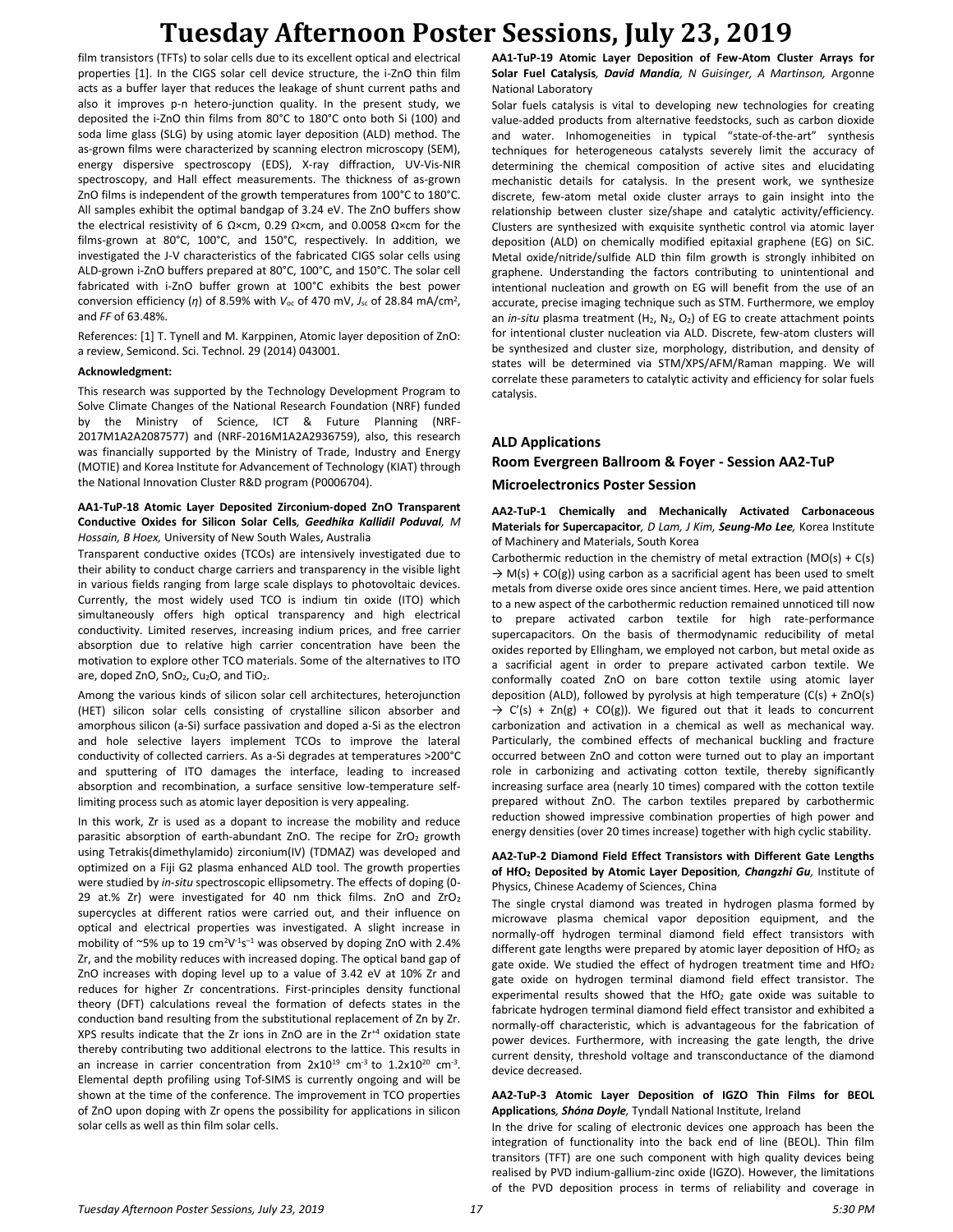film transistors (TFTs) to solar cells due to its excellent optical and electrical properties [1]. In the CIGS solar cell device structure, the i-ZnO thin film acts as a buffer layer that reduces the leakage of shunt current paths and also it improves p-n hetero-junction quality. In the present study, we deposited the i-ZnO thin films from 80°C to 180°C onto both Si (100) and soda lime glass (SLG) by using atomic layer deposition (ALD) method. The as-grown films were characterized by scanning electron microscopy (SEM), energy dispersive spectroscopy (EDS), X-ray diffraction, UV-Vis-NIR spectroscopy, and Hall effect measurements. The thickness of as-grown ZnO films is independent of the growth temperatures from 100°C to 180°C. All samples exhibit the optimal bandgap of 3.24 eV. The ZnO buffers show the electrical resistivity of 6 Ω×cm, 0.29 Ω×cm, and 0.0058 Ω×cm for the films-grown at 80°C, 100°C, and 150°C, respectively. In addition, we investigated the J-V characteristics of the fabricated CIGS solar cells using ALD-grown i-ZnO buffers prepared at 80°C, 100°C, and 150°C. The solar cell fabricated with i-ZnO buffer grown at 100°C exhibits the best power conversion efficiency (*η*) of 8.59% with $V_{oc}$ of 470 mV, $J_{sc}$ of 28.84 mA/cm$^2$, and *FF* of 63.48%.

References: [1] T. Tynell and M. Karppinen, Atomic layer deposition of ZnO: a review, Semicond. Sci. Technol. 29 (2014) 043001.

**Acknowledgment:**

This research was supported by the Technology Development Program to Solve Climate Changes of the National Research Foundation (NRF) funded by the Ministry of Science, ICT & Future Planning (NRF-2017M1A2A2087577) and (NRF-2016M1A2A2936759), also, this research was financially supported by the Ministry of Trade, Industry and Energy (MOTIE) and Korea Institute for Advancement of Technology (KIAT) through the National Innovation Cluster R&D program (P0006704).

**AA1-TuP-18 Atomic Layer Deposited Zirconium-doped ZnO Transparent Conductive Oxides for Silicon Solar Cells**, ***Geedhika Kallidil Poduval**, M Hossain, B Hoex,* University of New South Wales, Australia

Transparent conductive oxides (TCOs) are intensively investigated due to their ability to conduct charge carriers and transparency in the visible light in various fields ranging from large scale displays to photovoltaic devices. Currently, the most widely used TCO is indium tin oxide (ITO) which simultaneously offers high optical transparency and high electrical conductivity. Limited reserves, increasing indium prices, and free carrier absorption due to relative high carrier concentration have been the motivation to explore other TCO materials. Some of the alternatives to ITO are, doped ZnO, $SnO_2$, $Cu_2O$, and $TiO_2$.

Among the various kinds of silicon solar cell architectures, heterojunction (HET) silicon solar cells consisting of crystalline silicon absorber and amorphous silicon (a-Si) surface passivation and doped a-Si as the electron and hole selective layers implement TCOs to improve the lateral conductivity of collected carriers. As a-Si degrades at temperatures >200°C and sputtering of ITO damages the interface, leading to increased absorption and recombination, a surface sensitive low-temperature self-limiting process such as atomic layer deposition is very appealing.

In this work, Zr is used as a dopant to increase the mobility and reduce parasitic absorption of earth-abundant ZnO. The recipe for $ZrO_2$ growth using Tetrakis(dimethylamido) zirconium(IV) (TDMAZ) was developed and optimized on a Fiji G2 plasma enhanced ALD tool. The growth properties were studied by *in-situ* spectroscopic ellipsometry. The effects of doping (0-29 at.% Zr) were investigated for 40 nm thick films. ZnO and $ZrO_2$ supercycles at different ratios were carried out, and their influence on optical and electrical properties was investigated. A slight increase in mobility of ~5% up to 19 cm$^2$V$^{-1}$s$^{-1}$ was observed by doping ZnO with 2.4% Zr, and the mobility reduces with increased doping. The optical band gap of ZnO increases with doping level up to a value of 3.42 eV at 10% Zr and reduces for higher Zr concentrations. First-principles density functional theory (DFT) calculations reveal the formation of defects states in the conduction band resulting from the substitutional replacement of Zn by Zr. XPS results indicate that the Zr ions in ZnO are in the $Zr^{+4}$ oxidation state thereby contributing two additional electrons to the lattice. This results in an increase in carrier concentration from $2 \times 10^{19}$ cm$^{-3}$ to $1.2 \times 10^{20}$ cm$^{-3}$. Elemental depth profiling using Tof-SIMS is currently ongoing and will be shown at the time of the conference. The improvement in TCO properties of ZnO upon doping with Zr opens the possibility for applications in silicon solar cells as well as thin film solar cells.

**AA1-TuP-19 Atomic Layer Deposition of Few-Atom Cluster Arrays for Solar Fuel Catalysis**, ***David Mandia**, N Guisinger, A Martinson,* Argonne National Laboratory

Solar fuels catalysis is vital to developing new technologies for creating value-added products from alternative feedstocks, such as carbon dioxide and water. Inhomogeneities in typical "state-of-the-art" synthesis techniques for heterogeneous catalysts severely limit the accuracy of determining the chemical composition of active sites and elucidating mechanistic details for catalysis. In the present work, we synthesize discrete, few-atom metal oxide cluster arrays to gain insight into the relationship between cluster size/shape and catalytic activity/efficiency. Clusters are synthesized with exquisite synthetic control via atomic layer deposition (ALD) on chemically modified epitaxial graphene (EG) on SiC. Metal oxide/nitride/sulfide ALD thin film growth is strongly inhibited on graphene. Understanding the factors contributing to unintentional and intentional nucleation and growth on EG will benefit from the use of an accurate, precise imaging technique such as STM. Furthermore, we employ an *in-situ* plasma treatment ($H_2$, $N_2$, $O_2$) of EG to create attachment points for intentional cluster nucleation via ALD. Discrete, few-atom clusters will be synthesized and cluster size, morphology, distribution, and density of states will be determined via STM/XPS/AFM/Raman mapping. We will correlate these parameters to catalytic activity and efficiency for solar fuels catalysis.

## ALD Applications
## Room Evergreen Ballroom & Foyer - Session AA2-TuP
## Microelectronics Poster Session

**AA2-TuP-1 Chemically and Mechanically Activated Carbonaceous Materials for Supercapacitor**, *D Lam, J Kim, **Seung-Mo Lee**,* Korea Institute of Machinery and Materials, South Korea

Carbothermic reduction in the chemistry of metal extraction (MO(s) + C(s) → M(s) + CO(g)) using carbon as a sacrificial agent has been used to smelt metals from diverse oxide ores since ancient times. Here, we paid attention to a new aspect of the carbothermic reduction remained unnoticed till now to prepare activated carbon textile for high rate-performance supercapacitors. On the basis of thermodynamic reducibility of metal oxides reported by Ellingham, we employed not carbon, but metal oxide as a sacrificial agent in order to prepare activated carbon textile. We conformally coated ZnO on bare cotton textile using atomic layer deposition (ALD), followed by pyrolysis at high temperature (C(s) + ZnO(s) → C'(s) + Zn(g) + CO(g)). We figured out that it leads to concurrent carbonization and activation in a chemical as well as mechanical way. Particularly, the combined effects of mechanical buckling and fracture occurred between ZnO and cotton were turned out to play an important role in carbonizing and activating cotton textile, thereby significantly increasing surface area (nearly 10 times) compared with the cotton textile prepared without ZnO. The carbon textiles prepared by carbothermic reduction showed impressive combination properties of high power and energy densities (over 20 times increase) together with high cyclic stability.

**AA2-TuP-2 Diamond Field Effect Transistors with Different Gate Lengths of $HfO_2$ Deposited by Atomic Layer Deposition**, ***Changzhi Gu**,* Institute of Physics, Chinese Academy of Sciences, China

The single crystal diamond was treated in hydrogen plasma formed by microwave plasma chemical vapor deposition equipment, and the normally-off hydrogen terminal diamond field effect transistors with different gate lengths were prepared by atomic layer deposition of $HfO_2$ as gate oxide. We studied the effect of hydrogen treatment time and $HfO_2$ gate oxide on hydrogen terminal diamond field effect transistor. The experimental results showed that the $HfO_2$ gate oxide was suitable to fabricate hydrogen terminal diamond field effect transistor and exhibited a normally-off characteristic, which is advantageous for the fabrication of power devices. Furthermore, with increasing the gate length, the drive current density, threshold voltage and transconductance of the diamond device decreased.

**AA2-TuP-3 Atomic Layer Deposition of IGZO Thin Films for BEOL Applications**, ***Shóna Doyle**,* Tyndall National Institute, Ireland

In the drive for scaling of electronic devices one approach has been the integration of functionality into the back end of line (BEOL). Thin film transistors (TFT) are one such component with high quality devices being realised by PVD indium-gallium-zinc oxide (IGZO). However, the limitations of the PVD deposition process in terms of reliability and coverage in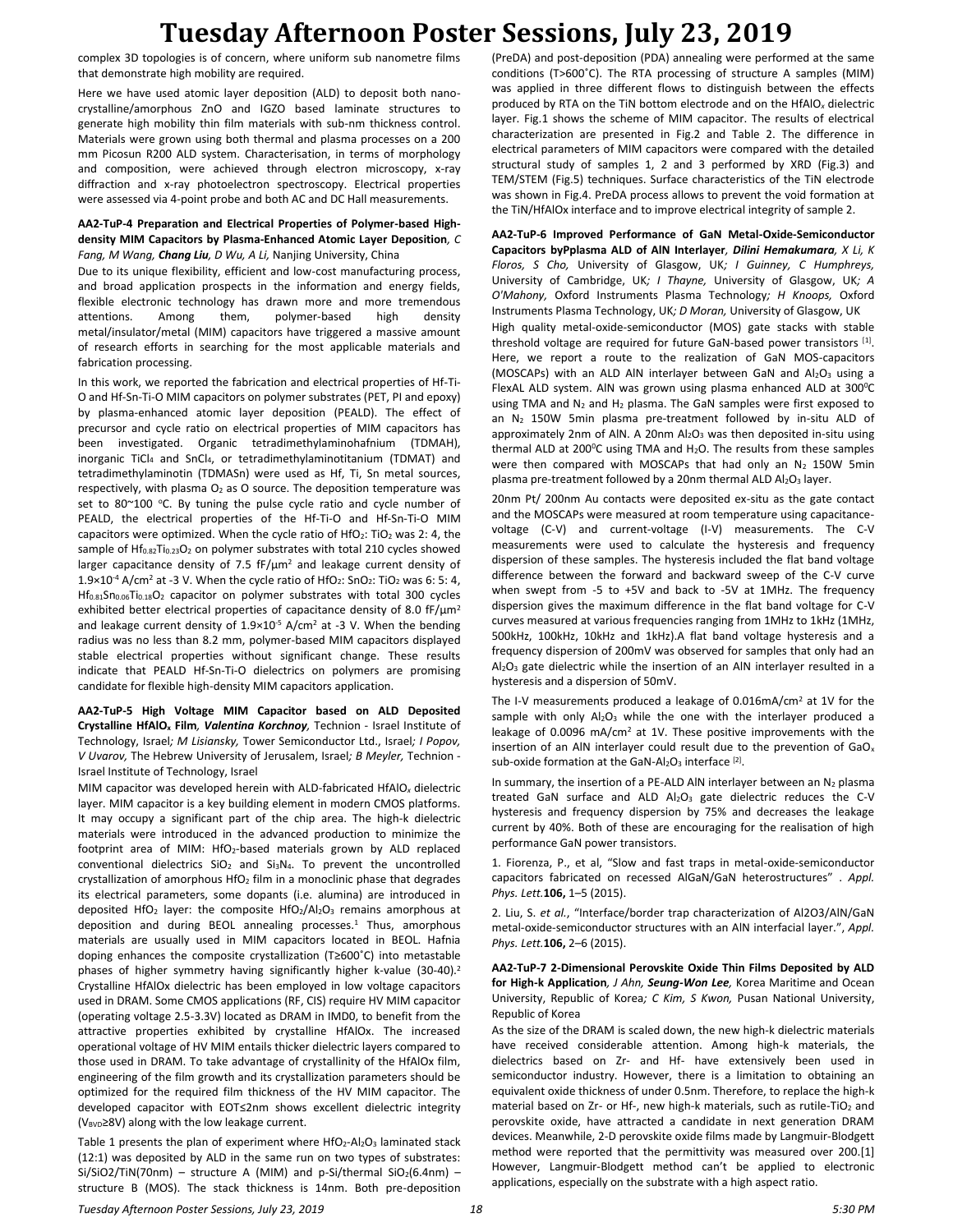complex 3D topologies is of concern, where uniform sub nanometre films that demonstrate high mobility are required.

Here we have used atomic layer deposition (ALD) to deposit both nano-crystalline/amorphous ZnO and IGZO based laminate structures to generate high mobility thin film materials with sub-nm thickness control. Materials were grown using both thermal and plasma processes on a 200 mm Picosun R200 ALD system. Characterisation, in terms of morphology and composition, were achieved through electron microscopy, x-ray diffraction and x-ray photoelectron spectroscopy. Electrical properties were assessed via 4-point probe and both AC and DC Hall measurements.

**AA2-TuP-4 Preparation and Electrical Properties of Polymer-based High-density MIM Capacitors by Plasma-Enhanced Atomic Layer Deposition**, *C Fang, M Wang,* ***Chang Liu****, D Wu, A Li,* Nanjing University, China

Due to its unique flexibility, efficient and low-cost manufacturing process, and broad application prospects in the information and energy fields, flexible electronic technology has drawn more and more tremendous attentions. Among them, polymer-based high density metal/insulator/metal (MIM) capacitors have triggered a massive amount of research efforts in searching for the most applicable materials and fabrication processing.

In this work, we reported the fabrication and electrical properties of Hf-Ti-O and Hf-Sn-Ti-O MIM capacitors on polymer substrates (PET, PI and epoxy) by plasma-enhanced atomic layer deposition (PEALD). The effect of precursor and cycle ratio on electrical properties of MIM capacitors has been investigated. Organic tetradimethylaminohafnium (TDMAH), inorganic $TiCl_4$ and $SnCl_4$, or tetradimethylaminotitanium (TDMAT) and tetradimethylaminotin (TDMASn) were used as Hf, Ti, Sn metal sources, respectively, with plasma $O_2$ as O source. The deposition temperature was set to 80~100 °C. By tuning the pulse cycle ratio and cycle number of PEALD, the electrical properties of the Hf-Ti-O and Hf-Sn-Ti-O MIM capacitors were optimized. When the cycle ratio of $HfO_2$: $TiO_2$ was 2: 4, the sample of $Hf_{0.82}Ti_{0.23}O_2$ on polymer substrates with total 210 cycles showed larger capacitance density of 7.5 fF/μm² and leakage current density of $1.9\times10^{-4}$ A/cm² at -3 V. When the cycle ratio of $HfO_2$: $SnO_2$: $TiO_2$ was 6: 5: 4, $Hf_{0.81}Sn_{0.06}Ti_{0.18}O_2$ capacitor on polymer substrates with total 300 cycles exhibited better electrical properties of capacitance density of 8.0 fF/μm² and leakage current density of $1.9\times10^{-5}$ A/cm² at -3 V. When the bending radius was no less than 8.2 mm, polymer-based MIM capacitors displayed stable electrical properties without significant change. These results indicate that PEALD Hf-Sn-Ti-O dielectrics on polymers are promising candidate for flexible high-density MIM capacitors application.

**AA2-TuP-5 High Voltage MIM Capacitor based on ALD Deposited Crystalline HfAlO$_x$ Film**, ***Valentina Korchnoy****,* Technion - Israel Institute of Technology, Israel*; M Lisiansky,* Tower Semiconductor Ltd., Israel*; I Popov, V Uvarov,* The Hebrew University of Jerusalem, Israel*; B Meyler,* Technion - Israel Institute of Technology, Israel

MIM capacitor was developed herein with ALD-fabricated HfAlO$_x$ dielectric layer. MIM capacitor is a key building element in modern CMOS platforms. It may occupy a significant part of the chip area. The high-k dielectric materials were introduced in the advanced production to minimize the footprint area of MIM: $HfO_2$-based materials grown by ALD replaced conventional dielectrics $SiO_2$ and $Si_3N_4$. To prevent the uncontrolled crystallization of amorphous $HfO_2$ film in a monoclinic phase that degrades its electrical parameters, some dopants (i.e. alumina) are introduced in deposited $HfO_2$ layer: the composite $HfO_2/Al_2O_3$ remains amorphous at deposition and during BEOL annealing processes.[1] Thus, amorphous materials are usually used in MIM capacitors located in BEOL. Hafnia doping enhances the composite crystallization (T≥600˚C) into metastable phases of higher symmetry having significantly higher k-value (30-40).[2] Crystalline HfAlOx dielectric has been employed in low voltage capacitors used in DRAM. Some CMOS applications (RF, CIS) require HV MIM capacitor (operating voltage 2.5-3.3V) located as DRAM in IMD0, to benefit from the attractive properties exhibited by crystalline HfAlOx. The increased operational voltage of HV MIM entails thicker dielectric layers compared to those used in DRAM. To take advantage of crystallinity of the HfAlOx film, engineering of the film growth and its crystallization parameters should be optimized for the required film thickness of the HV MIM capacitor. The developed capacitor with EOT≤2nm shows excellent dielectric integrity ($V_{BVD}$≥8V) along with the low leakage current.

Table 1 presents the plan of experiment where $HfO_2$-$Al_2O_3$ laminated stack (12:1) was deposited by ALD in the same run on two types of substrates: Si/SiO2/TiN(70nm) – structure A (MIM) and p-Si/thermal $SiO_2$(6.4nm) – structure B (MOS). The stack thickness is 14nm. Both pre-deposition (PreDA) and post-deposition (PDA) annealing were performed at the same conditions (T>600˚C). The RTA processing of structure A samples (MIM) was applied in three different flows to distinguish between the effects produced by RTA on the TiN bottom electrode and on the HfAlO$_x$ dielectric layer. Fig.1 shows the scheme of MIM capacitor. The results of electrical characterization are presented in Fig.2 and Table 2. The difference in electrical parameters of MIM capacitors were compared with the detailed structural study of samples 1, 2 and 3 performed by XRD (Fig.3) and TEM/STEM (Fig.5) techniques. Surface characteristics of the TiN electrode was shown in Fig.4. PreDA process allows to prevent the void formation at the TiN/HfAlOx interface and to improve electrical integrity of sample 2.

**AA2-TuP-6 Improved Performance of GaN Metal-Oxide-Semiconductor Capacitors byPplasma ALD of AlN Interlayer**, ***Dilini Hemakumara****, X Li, K Floros, S Cho,* University of Glasgow, UK*; I Guinney, C Humphreys,* University of Cambridge, UK*; I Thayne,* University of Glasgow, UK*; A O'Mahony,* Oxford Instruments Plasma Technology*; H Knoops,* Oxford Instruments Plasma Technology, UK*; D Moran,* University of Glasgow, UK

High quality metal-oxide-semiconductor (MOS) gate stacks with stable threshold voltage are required for future GaN-based power transistors [1]. Here, we report a route to the realization of GaN MOS-capacitors (MOSCAPs) with an ALD AlN interlayer between GaN and $Al_2O_3$ using a FlexAL ALD system. AlN was grown using plasma enhanced ALD at 300⁰C using TMA and $N_2$ and $H_2$ plasma. The GaN samples were first exposed to an $N_2$ 150W 5min plasma pre-treatment followed by in-situ ALD of approximately 2nm of AlN. A 20nm $Al_2O_3$ was then deposited in-situ using thermal ALD at 200⁰C using TMA and $H_2O$. The results from these samples were then compared with MOSCAPs that had only an $N_2$ 150W 5min plasma pre-treatment followed by a 20nm thermal ALD $Al_2O_3$ layer.

20nm Pt/ 200nm Au contacts were deposited ex-situ as the gate contact and the MOSCAPs were measured at room temperature using capacitance-voltage (C-V) and current-voltage (I-V) measurements. The C-V measurements were used to calculate the hysteresis and frequency dispersion of these samples. The hysteresis included the flat band voltage difference between the forward and backward sweep of the C-V curve when swept from -5 to +5V and back to -5V at 1MHz. The frequency dispersion gives the maximum difference in the flat band voltage for C-V curves measured at various frequencies ranging from 1MHz to 1kHz (1MHz, 500kHz, 100kHz, 10kHz and 1kHz).A flat band voltage hysteresis and a frequency dispersion of 200mV was observed for samples that only had an $Al_2O_3$ gate dielectric while the insertion of an AlN interlayer resulted in a hysteresis and a dispersion of 50mV.

The I-V measurements produced a leakage of 0.016mA/cm² at 1V for the sample with only $Al_2O_3$ while the one with the interlayer produced a leakage of 0.0096 mA/cm² at 1V. These positive improvements with the insertion of an AlN interlayer could result due to the prevention of $GaO_x$ sub-oxide formation at the GaN-$Al_2O_3$ interface [2].

In summary, the insertion of a PE-ALD AlN interlayer between an $N_2$ plasma treated GaN surface and ALD $Al_2O_3$ gate dielectric reduces the C-V hysteresis and frequency dispersion by 75% and decreases the leakage current by 40%. Both of these are encouraging for the realisation of high performance GaN power transistors.

1. Fiorenza, P., et al, "Slow and fast traps in metal-oxide-semiconductor capacitors fabricated on recessed AlGaN/GaN heterostructures" . *Appl. Phys. Lett.***106,** 1–5 (2015).

2. Liu, S. *et al.*, "Interface/border trap characterization of Al2O3/AlN/GaN metal-oxide-semiconductor structures with an AlN interfacial layer.", *Appl. Phys. Lett.***106,** 2–6 (2015).

**AA2-TuP-7 2-Dimensional Perovskite Oxide Thin Films Deposited by ALD for High-k Application**, *J Ahn,* ***Seung-Won Lee****,* Korea Maritime and Ocean University, Republic of Korea*; C Kim, S Kwon,* Pusan National University, Republic of Korea

As the size of the DRAM is scaled down, the new high-k dielectric materials have received considerable attention. Among high-k materials, the dielectrics based on Zr- and Hf- have extensively been used in semiconductor industry. However, there is a limitation to obtaining an equivalent oxide thickness of under 0.5nm. Therefore, to replace the high-k material based on Zr- or Hf-, new high-k materials, such as rutile-$TiO_2$ and perovskite oxide, have attracted a candidate in next generation DRAM devices. Meanwhile, 2-D perovskite oxide films made by Langmuir-Blodgett method were reported that the permittivity was measured over 200.[1] However, Langmuir-Blodgett method can't be applied to electronic applications, especially on the substrate with a high aspect ratio.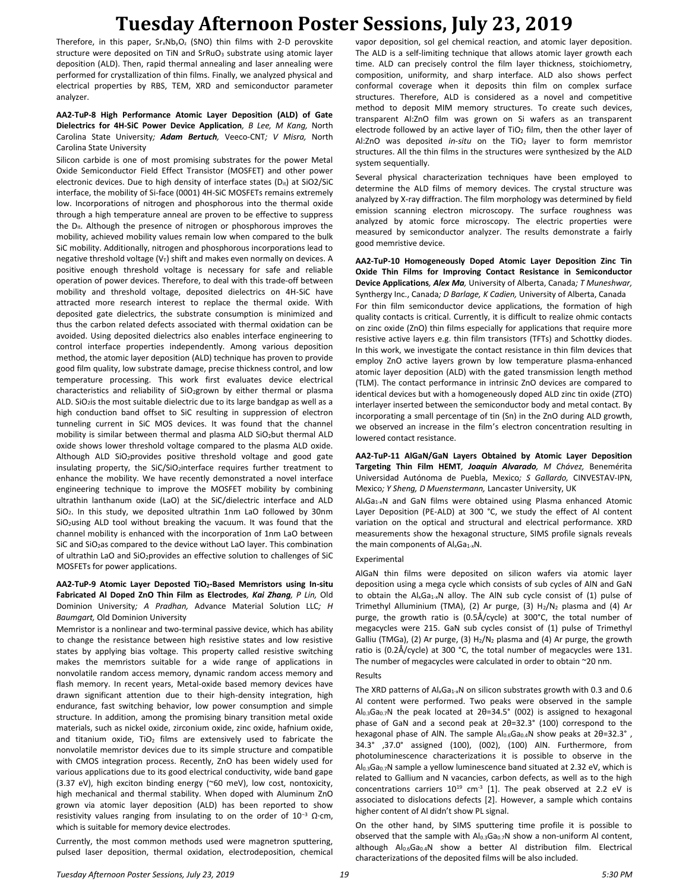Therefore, in this paper, $Sr_xNb_yO_z$ (SNO) thin films with 2-D perovskite structure were deposited on TiN and $SrRuO_3$ substrate using atomic layer deposition (ALD). Then, rapid thermal annealing and laser annealing were performed for crystallization of thin films. Finally, we analyzed physical and electrical properties by RBS, TEM, XRD and semiconductor parameter analyzer.

**AA2-TuP-8 High Performance Atomic Layer Deposition (ALD) of Gate Dielectrics for 4H-SiC Power Device Application**, *B Lee, M Kang,* North Carolina State University*;* ***Adam Bertuch****,* Veeco-CNT*; V Misra,* North Carolina State University

Silicon carbide is one of most promising substrates for the power Metal Oxide Semiconductor Field Effect Transistor (MOSFET) and other power electronic devices. Due to high density of interface states ($D_{it}$) at SiO2/SiC interface, the mobility of Si-face (0001) 4H-SiC MOSFETs remains extremely low. Incorporations of nitrogen and phosphorous into the thermal oxide through a high temperature anneal are proven to be effective to suppress the $D_{it}$. Although the presence of nitrogen or phosphorous improves the mobility, achieved mobility values remain low when compared to the bulk SiC mobility. Additionally, nitrogen and phosphorous incorporations lead to negative threshold voltage ($V_T$) shift and makes even normally on devices. A positive enough threshold voltage is necessary for safe and reliable operation of power devices. Therefore, to deal with this trade-off between mobility and threshold voltage, deposited dielectrics on 4H-SiC have attracted more research interest to replace the thermal oxide. With deposited gate dielectrics, the substrate consumption is minimized and thus the carbon related defects associated with thermal oxidation can be avoided. Using deposited dielectrics also enables interface engineering to control interface properties independently. Among various deposition method, the atomic layer deposition (ALD) technique has proven to provide good film quality, low substrate damage, precise thickness control, and low temperature processing. This work first evaluates device electrical characteristics and reliability of $SiO_2$grown by either thermal or plasma ALD. $SiO_2$is the most suitable dielectric due to its large bandgap as well as a high conduction band offset to SiC resulting in suppression of electron tunneling current in SiC MOS devices. It was found that the channel mobility is similar between thermal and plasma ALD $SiO_2$but thermal ALD oxide shows lower threshold voltage compared to the plasma ALD oxide. Although ALD $SiO_2$provides positive threshold voltage and good gate insulating property, the SiC/$SiO_2$interface requires further treatment to enhance the mobility. We have recently demonstrated a novel interface engineering technique to improve the MOSFET mobility by combining ultrathin lanthanum oxide (LaO) at the SiC/dielectric interface and ALD $SiO_2$. In this study, we deposited ultrathin 1nm LaO followed by 30nm $SiO_2$using ALD tool without breaking the vacuum. It was found that the channel mobility is enhanced with the incorporation of 1nm LaO between SiC and $SiO_2$as compared to the device without LaO layer. This combination of ultrathin LaO and $SiO_2$provides an effective solution to challenges of SiC MOSFETs for power applications.

**AA2-TuP-9 Atomic Layer Deposted $TiO_2$-Based Memristors using In-situ Fabricated Al Doped ZnO Thin Film as Electrodes**, ***Kai Zhang****, P Lin,* Old Dominion University*; A Pradhan,* Advance Material Solution LLC*; H Baumgart,* Old Dominion University

Memristor is a nonlinear and two-terminal passive device, which has ability to change the resistance between high resistive states and low resistive states by applying bias voltage. This property called resistive switching makes the memristors suitable for a wide range of applications in nonvolatile random access memory, dynamic random access memory and flash memory. In recent years, Metal-oxide based memory devices have drawn significant attention due to their high-density integration, high endurance, fast switching behavior, low power consumption and simple structure. In addition, among the promising binary transition metal oxide materials, such as nickel oxide, zirconium oxide, zinc oxide, hafnium oxide, and titanium oxide, $TiO_2$ films are extensively used to fabricate the nonvolatile memristor devices due to its simple structure and compatible with CMOS integration process. Recently, ZnO has been widely used for various applications due to its good electrical conductivity, wide band gape (3.37 eV), high exciton binding energy (~60 meV), low cost, nontoxicity, high mechanical and thermal stability. When doped with Aluminum ZnO grown via atomic layer deposition (ALD) has been reported to show resistivity values ranging from insulating to on the order of $10^{-3}$ Ω·cm, which is suitable for memory device electrodes.

Currently, the most common methods used were magnetron sputtering, pulsed laser deposition, thermal oxidation, electrodeposition, chemical vapor deposition, sol gel chemical reaction, and atomic layer deposition. The ALD is a self-limiting technique that allows atomic layer growth each time. ALD can precisely control the film layer thickness, stoichiometry, composition, uniformity, and sharp interface. ALD also shows perfect conformal coverage when it deposits thin film on complex surface structures. Therefore, ALD is considered as a novel and competitive method to deposit MIM memory structures. To create such devices, transparent Al:ZnO film was grown on Si wafers as an transparent electrode followed by an active layer of $TiO_2$ film, then the other layer of Al:ZnO was deposited *in-situ* on the $TiO_2$ layer to form memristor structures. All the thin films in the structures were synthesized by the ALD system sequentially.

Several physical characterization techniques have been employed to determine the ALD films of memory devices. The crystal structure was analyzed by X-ray diffraction. The film morphology was determined by field emission scanning electron microscopy. The surface roughness was analyzed by atomic force microscopy. The electric properties were measured by semiconductor analyzer. The results demonstrate a fairly good memristive device.

**AA2-TuP-10 Homogeneously Doped Atomic Layer Deposition Zinc Tin Oxide Thin Films for Improving Contact Resistance in Semiconductor Device Applications**, ***Alex Ma****,* University of Alberta, Canada*; T Muneshwar,* Synthergy Inc., Canada*; D Barlage, K Cadien,* University of Alberta, Canada

For thin film semiconductor device applications, the formation of high quality contacts is critical. Currently, it is difficult to realize ohmic contacts on zinc oxide (ZnO) thin films especially for applications that require more resistive active layers e.g. thin film transistors (TFTs) and Schottky diodes. In this work, we investigate the contact resistance in thin film devices that employ ZnO active layers grown by low temperature plasma-enhanced atomic layer deposition (ALD) with the gated transmission length method (TLM). The contact performance in intrinsic ZnO devices are compared to identical devices but with a homogeneously doped ALD zinc tin oxide (ZTO) interlayer inserted between the semiconductor body and metal contact. By incorporating a small percentage of tin (Sn) in the ZnO during ALD growth, we observed an increase in the film's electron concentration resulting in lowered contact resistance.

**AA2-TuP-11 AlGaN/GaN Layers Obtained by Atomic Layer Deposition Targeting Thin Film HEMT**, ***Joaquin Alvarado****, M Chávez,* Benemérita Universidad Autónoma de Puebla, Mexico*; S Gallardo,* CINVESTAV-IPN, Mexico*; Y Sheng, D Muenstermann,* Lancaster University, UK

$Al_xGa_{1-x}N$ and GaN films were obtained using Plasma enhanced Atomic Layer Deposition (PE-ALD) at 300 °C, we study the effect of Al content variation on the optical and structural and electrical performance. XRD measurements show the hexagonal structure, SIMS profile signals reveals the main components of $Al_xGa_{1-x}N$.

Experimental

AlGaN thin films were deposited on silicon wafers via atomic layer deposition using a mega cycle which consists of sub cycles of AlN and GaN to obtain the $Al_xGa_{1-x}N$ alloy. The AlN sub cycle consist of (1) pulse of Trimethyl Alluminium (TMA), (2) Ar purge, (3) $H_2/N_2$ plasma and (4) Ar purge, the growth ratio is (0.5Å/cycle) at 300°C, the total number of megacycles were 215. GaN sub cycles consist of (1) pulse of Trimethyl Galliu (TMGa), (2) Ar purge, (3) $H_2/N_2$ plasma and (4) Ar purge, the growth ratio is (0.2Å/cycle) at 300 °C, the total number of megacycles were 131. The number of megacycles were calculated in order to obtain ~20 nm.

Results

The XRD patterns of $Al_xGa_{1-x}N$ on silicon substrates growth with 0.3 and 0.6 Al content were performed. Two peaks were observed in the sample $Al_{0.3}Ga_{0.7}N$ the peak located at 2θ=34.5° (002) is assigned to hexagonal phase of GaN and a second peak at 2θ=32.3° (100) correspond to the hexagonal phase of AlN. The sample $Al_{0.6}Ga_{0.4}N$ show peaks at 2θ=32.3° , 34.3° ,37.0° assigned (100), (002), (100) AlN. Furthermore, from photoluminescence characterizations it is possible to observe in the $Al_{0.3}Ga_{0.7}N$ sample a yellow luminescence band situated at 2.32 eV, which is related to Gallium and N vacancies, carbon defects, as well as to the high concentrations carriers $10^{19}$ $cm^{-3}$ [1]. The peak observed at 2.2 eV is associated to dislocations defects [2]. However, a sample which contains higher content of Al didn't show PL signal.

On the other hand, by SIMS sputtering time profile it is possible to observed that the sample with $Al_{0.3}Ga_{0.7}N$ show a non-uniform Al content, although $Al_{0.6}Ga_{0.4}N$ show a better Al distribution film. Electrical characterizations of the deposited films will be also included.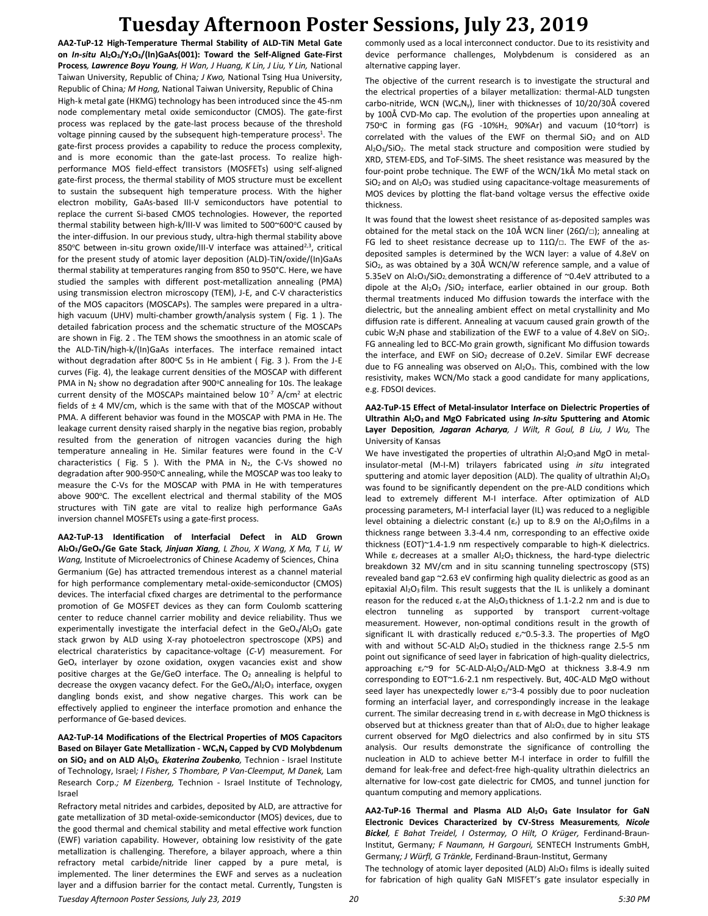# Tuesday Afternoon Poster Sessions, July 23, 2019

**AA2-TuP-12 High-Temperature Thermal Stability of ALD-TiN Metal Gate on *In-situ* $Al_2O_3/Y_2O_3/(In)GaAs(001)$: Toward the Self-Aligned Gate-First Process**, ***Lawrence Boyu Young**, H Wan, J Huang, K Lin, J Liu, Y Lin,* National Taiwan University, Republic of China*; J Kwo,* National Tsing Hua University, Republic of China*; M Hong,* National Taiwan University, Republic of China

High-k metal gate (HKMG) technology has been introduced since the 45-nm node complementary metal oxide semiconductor (CMOS). The gate-first process was replaced by the gate-last process because of the threshold voltage pinning caused by the subsequent high-temperature process[1]. The gate-first process provides a capability to reduce the process complexity, and is more economic than the gate-last process. To realize high-performance MOS field-effect transistors (MOSFETs) using self-aligned gate-first process, the thermal stability of MOS structure must be excellent to sustain the subsequent high temperature process. With the higher electron mobility, GaAs-based III-V semiconductors have potential to replace the current Si-based CMOS technologies. However, the reported thermal stability between high-k/III-V was limited to 500~600°C caused by the inter-diffusion. In our previous study, ultra-high thermal stability above 850°C between in-situ grown oxide/III-V interface was attained[2,3], critical for the present study of atomic layer deposition (ALD)-TiN/oxide/(In)GaAs thermal stability at temperatures ranging from 850 to 950°C. Here, we have studied the samples with different post-metallization annealing (PMA) using transmission electron microscopy (TEM), J-E, and C-V characteristics of the MOS capacitors (MOSCAPs). The samples were prepared in a ultra-high vacuum (UHV) multi-chamber growth/analysis system ( Fig. 1 ). The detailed fabrication process and the schematic structure of the MOSCAPs are shown in Fig. 2 . The TEM shows the smoothness in an atomic scale of the ALD-TiN/high-k/(In)GaAs interfaces. The interface remained intact without degradation after 800°C 5s in He ambient ( Fig. 3 ). From the J-E curves (Fig. 4), the leakage current densities of the MOSCAP with different PMA in $N_2$ show no degradation after 900°C annealing for 10s. The leakage current density of the MOSCAPs maintained below $10^{-7}$ A/cm$^2$ at electric fields of ± 4 MV/cm, which is the same with that of the MOSCAP without PMA. A different behavior was found in the MOSCAP with PMA in He. The leakage current density raised sharply in the negative bias region, probably resulted from the generation of nitrogen vacancies during the high temperature annealing in He. Similar features were found in the C-V characteristics ( Fig. 5 ). With the PMA in $N_2$, the C-Vs showed no degradation after 900-950°C annealing, while the MOSCAP was too leaky to measure the C-Vs for the MOSCAP with PMA in He with temperatures above 900°C. The excellent electrical and thermal stability of the MOS structures with TiN gate are vital to realize high performance GaAs inversion channel MOSFETs using a gate-first process.

**AA2-TuP-13 Identification of Interfacial Defect in ALD Grown $Al_2O_3/GeO_x/Ge$ Gate Stack**, ***Jinjuan Xiang**, L Zhou, X Wang, X Ma, T Li, W Wang,* Institute of Microelectronics of Chinese Academy of Sciences, China

Germanium (Ge) has attracted tremendous interest as a channel material for high performance complementary metal-oxide-semiconductor (CMOS) devices. The interfacial cfixed charges are detrimental to the performance promotion of Ge MOSFET devices as they can form Coulomb scattering center to reduce channel carrier mobility and device reliability. Thus we experimentally investigate the interfacial defect in the $GeO_x/Al_2O_3$ gate stack grwon by ALD using X-ray photoelectron spectroscope (XPS) and electrical charateristics by capacitance-voltage (*C-V*) measurement. For $GeO_x$ interlayer by ozone oxidation, oxygen vacancies exist and show positive charges at the Ge/GeO interface. The $O_2$ annealing is helpful to decrease the oxygen vacancy defect. For the $GeO_x/Al_2O_3$ interface, oxygen dangling bonds exist, and show negative charges. This work can be effectively applied to engineer the interface promotion and enhance the performance of Ge-based devices.

**AA2-TuP-14 Modifications of the Electrical Properties of MOS Capacitors Based on Bilayer Gate Metallization - $WC_xN_y$ Capped by CVD Molybdenum on $SiO_2$ and on ALD $Al_2O_3$**, ***Ekaterina Zoubenko**,* Technion - Israel Institute of Technology, Israel*; I Fisher, S Thombare, P Van-Cleemput, M Danek,* Lam Research Corp.*; M Eizenberg,* Technion - Israel Institute of Technology, Israel

Refractory metal nitrides and carbides, deposited by ALD, are attractive for gate metallization of 3D metal-oxide-semiconductor (MOS) devices, due to the good thermal and chemical stability and metal effective work function (EWF) variation capability. However, obtaining low resistivity of the gate metallization is challenging. Therefore, a bilayer approach, where a thin refractory metal carbide/nitride liner capped by a pure metal, is implemented. The liner determines the EWF and serves as a nucleation layer and a diffusion barrier for the contact metal. Currently, Tungsten is commonly used as a local interconnect conductor. Due to its resistivity and device performance challenges, Molybdenum is considered as an alternative capping layer.

The objective of the current research is to investigate the structural and the electrical properties of a bilayer metallization: thermal-ALD tungsten carbo-nitride, WCN ($WC_xN_y$), liner with thicknesses of 10/20/30Å covered by 100Å CVD-Mo cap. The evolution of the properties upon annealing at 750°C in forming gas (FG -10%$H_2$, 90%Ar) and vacuum ($10^{-6}$torr) is correlated with the values of the EWF on thermal $SiO_2$ and on ALD $Al_2O_3/SiO_2$. The metal stack structure and composition were studied by XRD, STEM-EDS, and ToF-SIMS. The sheet resistance was measured by the four-point probe technique. The EWF of the WCN/1kÅ Mo metal stack on $SiO_2$ and on $Al_2O_3$ was studied using capacitance-voltage measurements of MOS devices by plotting the flat-band voltage versus the effective oxide thickness.

It was found that the lowest sheet resistance of as-deposited samples was obtained for the metal stack on the 10Å WCN liner (26Ω/□); annealing at FG led to sheet resistance decrease up to 11Ω/□. The EWF of the as-deposited samples is determined by the WCN layer: a value of 4.8eV on $SiO_2$, as was obtained by a 30Å WCN/W reference sample, and a value of 5.35eV on $Al_2O_3/SiO_2$, demonstrating a difference of ~0.4eV attributed to a dipole at the $Al_2O_3$ /$SiO_2$ interface, earlier obtained in our group. Both thermal treatments induced Mo diffusion towards the interface with the dielectric, but the annealing ambient effect on metal crystallinity and Mo diffusion rate is different. Annealing at vacuum caused grain growth of the cubic $W_2N$ phase and stabilization of the EWF to a value of 4.8eV on $SiO_2$. FG annealing led to BCC-Mo grain growth, significant Mo diffusion towards the interface, and EWF on $SiO_2$ decrease of 0.2eV. Similar EWF decrease due to FG annealing was observed on $Al_2O_3$. This, combined with the low resistivity, makes WCN/Mo stack a good candidate for many applications, e.g. FDSOI devices.

**AA2-TuP-15 Effect of Metal-insulator Interface on Dielectric Properties of Ultrathin $Al_2O_3$ and MgO Fabricated using *In-situ* Sputtering and Atomic Layer Deposition**, ***Jagaran Acharya**, J Wilt, R Goul, B Liu, J Wu,* The University of Kansas

We have investigated the properties of ultrathin $Al_2O_3$and MgO in metal-insulator-metal (M-I-M) trilayers fabricated using *in situ* integrated sputtering and atomic layer deposition (ALD). The quality of ultrathin $Al_2O_3$ was found to be significantly dependent on the pre-ALD conditions which lead to extremely different M-I interface. After optimization of ALD processing parameters, M-I interfacial layer (IL) was reduced to a negligible level obtaining a dielectric constant ($\varepsilon_r$) up to 8.9 on the $Al_2O_3$films in a thickness range between 3.3-4.4 nm, corresponding to an effective oxide thickness (EOT)~1.4-1.9 nm respectively comparable to high-K dielectrics. While $\varepsilon_r$ decreases at a smaller $Al_2O_3$ thickness, the hard-type dielectric breakdown 32 MV/cm and in situ scanning tunneling spectroscopy (STS) revealed band gap ~2.63 eV confirming high quality dielectric as good as an epitaxial $Al_2O_3$ film. This result suggests that the IL is unlikely a dominant reason for the reduced $\varepsilon_r$ at the $Al_2O_3$ thickness of 1.1-2.2 nm and is due to electron tunneling as supported by transport current-voltage measurement. However, non-optimal conditions result in the growth of significant IL with drastically reduced $\varepsilon_r$~0.5-3.3. The properties of MgO with and without 5C-ALD $Al_2O_3$ studied in the thickness range 2.5-5 nm point out significance of seed layer in fabrication of high-quality dielectrics, approaching $\varepsilon_r$~9 for 5C-ALD-$Al_2O_3$/ALD-MgO at thickness 3.8-4.9 nm corresponding to EOT~1.6-2.1 nm respectively. But, 40C-ALD MgO without seed layer has unexpectedly lower $\varepsilon_r$~3-4 possibly due to poor nucleation forming an interfacial layer, and correspondingly increase in the leakage current. The similar decreasing trend in $\varepsilon_r$ with decrease in MgO thickness is observed but at thickness greater than that of $Al_2O_3$, due to higher leakage current observed for MgO dielectrics and also confirmed by in situ STS analysis. Our results demonstrate the significance of controlling the nucleation in ALD to achieve better M-I interface in order to fulfill the demand for leak-free and defect-free high-quality ultrathin dielectrics an alternative for low-cost gate dielectric for CMOS, and tunnel junction for quantum computing and memory applications.

**AA2-TuP-16 Thermal and Plasma ALD $Al_2O_3$ Gate Insulator for GaN Electronic Devices Characterized by CV-Stress Measurements**, ***Nicole Bickel**, E Bahat Treidel, I Ostermay, O Hilt, O Krüger,* Ferdinand-Braun-Institut, Germany*; F Naumann, H Gargouri,* SENTECH Instruments GmbH, Germany*; J Würfl, G Tränkle,* Ferdinand-Braun-Institut, Germany

The technology of atomic layer deposited (ALD) $Al_2O_3$ films is ideally suited for fabrication of high quality GaN MISFET's gate insulator especially in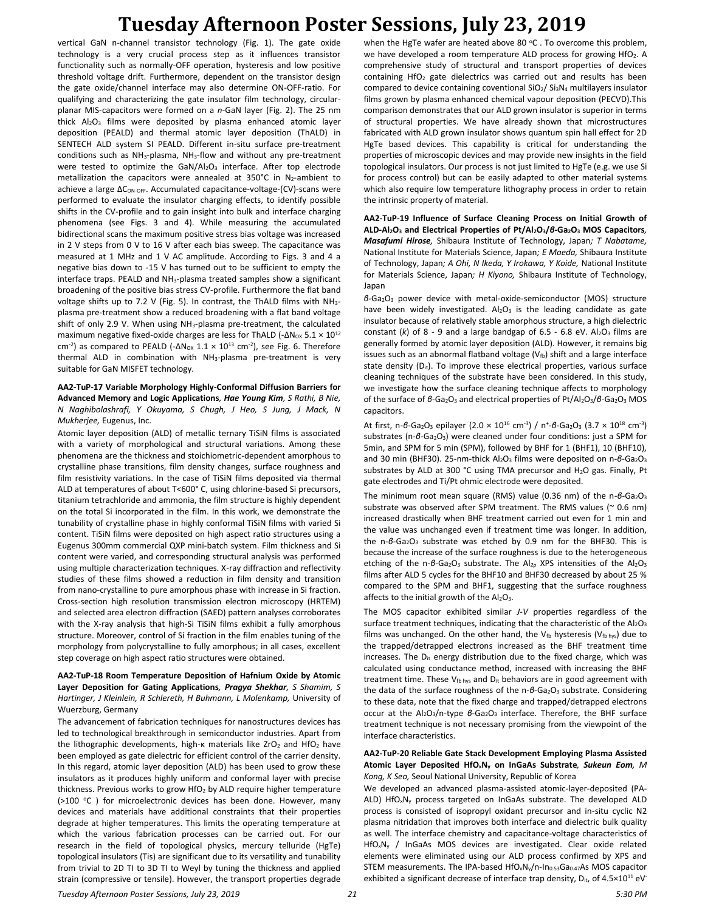vertical GaN n-channel transistor technology (Fig. 1). The gate oxide technology is a very crucial process step as it influences transistor functionality such as normally-OFF operation, hysteresis and low positive threshold voltage drift. Furthermore, dependent on the transistor design the gate oxide/channel interface may also determine ON-OFF-ratio. For qualifying and characterizing the gate insulator film technology, circular-planar MIS-capacitors were formed on a *n*-GaN layer (Fig. 2). The 25 nm thick $Al_2O_3$ films were deposited by plasma enhanced atomic layer deposition (PEALD) and thermal atomic layer deposition (ThALD) in SENTECH ALD system SI PEALD. Different in-situ surface pre-treatment conditions such as $NH_3$-plasma, $NH_3$-flow and without any pre-treatment were tested to optimize the GaN/$Al_2O_3$ interface. After top electrode metallization the capacitors were annealed at 350°C in $N_2$-ambient to achieve a large $\Delta C_{ON-OFF}$. Accumulated capacitance-voltage-(CV)-scans were performed to evaluate the insulator charging effects, to identify possible shifts in the CV-profile and to gain insight into bulk and interface charging phenomena (see Figs. 3 and 4). While measuring the accumulated bidirectional scans the maximum positive stress bias voltage was increased in 2 V steps from 0 V to 16 V after each bias sweep. The capacitance was measured at 1 MHz and 1 V AC amplitude. According to Figs. 3 and 4 a negative bias down to -15 V has turned out to be sufficient to empty the interface traps. PEALD and $NH_3$-plasma treated samples show a significant broadening of the positive bias stress CV-profile. Furthermore the flat band voltage shifts up to 7.2 V (Fig. 5). In contrast, the ThALD films with $NH_3$-plasma pre-treatment show a reduced broadening with a flat band voltage shift of only 2.9 V. When using $NH_3$-plasma pre-treatment, the calculated maximum negative fixed-oxide charges are less for ThALD ($-\Delta N_{OX}$ $5.1 \times 10^{12}$ $cm^{-2}$) as compared to PEALD ($-\Delta N_{OX}$ $1.1 \times 10^{13}$ $cm^{-2}$), see Fig. 6. Therefore thermal ALD in combination with $NH_3$-plasma pre-treatment is very suitable for GaN MISFET technology.

**AA2-TuP-17 Variable Morphology Highly-Conformal Diffusion Barriers for Advanced Memory and Logic Applications***, **Hae Young Kim**, S Rathi, B Nie, N Naghibolashrafi, Y Okuyama, S Chugh, J Heo, S Jung, J Mack, N Mukherjee,* Eugenus, Inc.

Atomic layer deposition (ALD) of metallic ternary TiSiN films is associated with a variety of morphological and structural variations. Among these phenomena are the thickness and stoichiometric-dependent amorphous to crystalline phase transitions, film density changes, surface roughness and film resistivity variations. In the case of TiSiN films deposited via thermal ALD at temperatures of about T<600° C, using chlorine-based Si precursors, titanium tetrachloride and ammonia, the film structure is highly dependent on the total Si incorporated in the film. In this work, we demonstrate the tunability of crystalline phase in highly conformal TiSiN films with varied Si content. TiSiN films were deposited on high aspect ratio structures using a Eugenus 300mm commercial QXP mini-batch system. Film thickness and Si content were varied, and corresponding structural analysis was performed using multiple characterization techniques. X-ray diffraction and reflectivity studies of these films showed a reduction in film density and transition from nano-crystalline to pure amorphous phase with increase in Si fraction. Cross-section high resolution transmission electron microscopy (HRTEM) and selected area electron diffraction (SAED) pattern analyses corroborates with the X-ray analysis that high-Si TiSiN films exhibit a fully amorphous structure. Moreover, control of Si fraction in the film enables tuning of the morphology from polycrystalline to fully amorphous; in all cases, excellent step coverage on high aspect ratio structures were obtained.

**AA2-TuP-18 Room Temperature Deposition of Hafnium Oxide by Atomic Layer Deposition for Gating Applications***, **Pragya Shekhar**, S Shamim, S Hartinger, J Kleinlein, R Schlereth, H Buhmann, L Molenkamp,* University of Wuerzburg, Germany

The advancement of fabrication techniques for nanostructures devices has led to technological breakthrough in semiconductor industries. Apart from the lithographic developments, high-κ materials like $ZrO_2$ and $HfO_2$ have been employed as gate dielectric for efficient control of the carrier density. In this regard, atomic layer deposition (ALD) has been used to grow these insulators as it produces highly uniform and conformal layer with precise thickness. Previous works to grow $HfO_2$ by ALD require higher temperature (>100 °C ) for microelectronic devices has been done. However, many devices and materials have additional constraints that their properties degrade at higher temperatures. This limits the operating temperature at which the various fabrication processes can be carried out. For our research in the field of topological physics, mercury telluride (HgTe) topological insulators (Tis) are significant due to its versatility and tunability from trivial to 2D TI to 3D TI to Weyl by tuning the thickness and applied strain (compressive or tensile). However, the transport properties degrade when the HgTe wafer are heated above 80 °C . To overcome this problem, we have developed a room temperature ALD process for growing $HfO_2$. A comprehensive study of structural and transport properties of devices containing $HfO_2$ gate dielectrics was carried out and results has been compared to device containing coventional $SiO_2$/ $Si_3N_4$ multilayers insulator films grown by plasma enhanced chemical vapour deposition (PECVD).This comparison demonstrates that our ALD grown insulator is superior in terms of structural properties. We have already shown that microstructures fabricated with ALD grown insulator shows quantum spin hall effect for 2D HgTe based devices. This capability is critical for understanding the properties of microscopic devices and may provide new insights in the field topological insulators. Our process is not just limited to HgTe (e.g. we use Si for process control) but can be easily adapted to other material systems which also require low temperature lithography process in order to retain the intrinsic property of material.

**AA2-TuP-19 Influence of Surface Cleaning Process on Initial Growth of ALD-$Al_2O_3$ and Electrical Properties of Pt/$Al_2O_3$/β-$Ga_2O_3$ MOS Capacitors***, **Masafumi Hirose**,* Shibaura Institute of Technology, Japan*; T Nabatame,* National Institute for Materials Science, Japan*; E Maeda,* Shibaura Institute of Technology, Japan*; A Ohi, N Ikeda, Y Irokawa, Y Koide,* National Institute for Materials Science, Japan*; H Kiyono,* Shibaura Institute of Technology, Japan

*β*-$Ga_2O_3$ power device with metal-oxide-semiconductor (MOS) structure have been widely investigated. $Al_2O_3$ is the leading candidate as gate insulator because of relatively stable amorphous structure, a high dielectric constant (*k*) of 8 - 9 and a large bandgap of 6.5 - 6.8 eV. $Al_2O_3$ films are generally formed by atomic layer deposition (ALD). However, it remains big issues such as an abnormal flatband voltage ($V_{fb}$) shift and a large interface state density ($D_{it}$). To improve these electrical properties, various surface cleaning techniques of the substrate have been considered. In this study, we investigate how the surface cleaning technique affects to morphology of the surface of *β*-$Ga_2O_3$ and electrical properties of Pt/$Al_2O_3$/*β*-$Ga_2O_3$ MOS capacitors.

At first, n-*β*-$Ga_2O_3$ epilayer ($2.0 \times 10^{16}$ $cm^{-3}$) / n$^+$-*β*-$Ga_2O_3$ ($3.7 \times 10^{18}$ $cm^{-3}$) substrates (n-*β*-$Ga_2O_3$) were cleaned under four conditions: just a SPM for 5min, and SPM for 5 min (SPM), followed by BHF for 1 (BHF1), 10 (BHF10), and 30 min (BHF30). 25-nm-thick $Al_2O_3$ films were deposited on n-*β*-$Ga_2O_3$ substrates by ALD at 300 °C using TMA precursor and $H_2O$ gas. Finally, Pt gate electrodes and Ti/Pt ohmic electrode were deposited.

The minimum root mean square (RMS) value (0.36 nm) of the n-*β*-$Ga_2O_3$ substrate was observed after SPM treatment. The RMS values (~ 0.6 nm) increased drastically when BHF treatment carried out even for 1 min and the value was unchanged even if treatment time was longer. In addition, the n-*β*-$Ga_2O_3$ substrate was etched by 0.9 nm for the BHF30. This is because the increase of the surface roughness is due to the heterogeneous etching of the n-*β*-$Ga_2O_3$ substrate. The $Al_{2p}$ XPS intensities of the $Al_2O_3$ films after ALD 5 cycles for the BHF10 and BHF30 decreased by about 25 % compared to the SPM and BHF1, suggesting that the surface roughness affects to the initial growth of the $Al_2O_3$.

The MOS capacitor exhibited similar *J-V* properties regardless of the surface treatment techniques, indicating that the characteristic of the $Al_2O_3$ films was unchanged. On the other hand, the $V_{fb}$ hysteresis ($V_{fb\ hys}$) due to the trapped/detrapped electrons increased as the BHF treatment time increases. The $D_{it}$ energy distribution due to the fixed charge, which was calculated using conductance method, increased with increasing the BHF treatment time. These $V_{fb\ hys}$ and $D_{it}$ behaviors are in good agreement with the data of the surface roughness of the n-*β*-$Ga_2O_3$ substrate. Considering to these data, note that the fixed charge and trapped/detrapped electrons occur at the $Al_2O_3$/n-type *β*-$Ga_2O_3$ interface. Therefore, the BHF surface treatment technique is not necessary promising from the viewpoint of the interface characteristics.

**AA2-TuP-20 Reliable Gate Stack Development Employing Plasma Assisted Atomic Layer Deposited $HfO_xN_y$ on InGaAs Substrate***, **Sukeun Eom**, M Kong, K Seo,* Seoul National University, Republic of Korea

We developed an advanced plasma-assisted atomic-layer-deposited (PA-ALD) $HfO_xN_y$ process targeted on InGaAs substrate. The developed ALD process is consisted of isopropyl oxidant precursor and in-situ cyclic N2 plasma nitridation that improves both interface and dielectric bulk quality as well. The interface chemistry and capacitance-voltage characteristics of $HfO_xN_y$ / InGaAs MOS devices are investigated. Clear oxide related elements were eliminated using our ALD process confirmed by XPS and STEM measurements. The IPA-based $HfO_xN_y$/n-$In_{0.53}Ga_{0.47}As$ MOS capacitor exhibited a significant decrease of interface trap density, $D_{it}$, of $4.5 \times 10^{11}$ eV-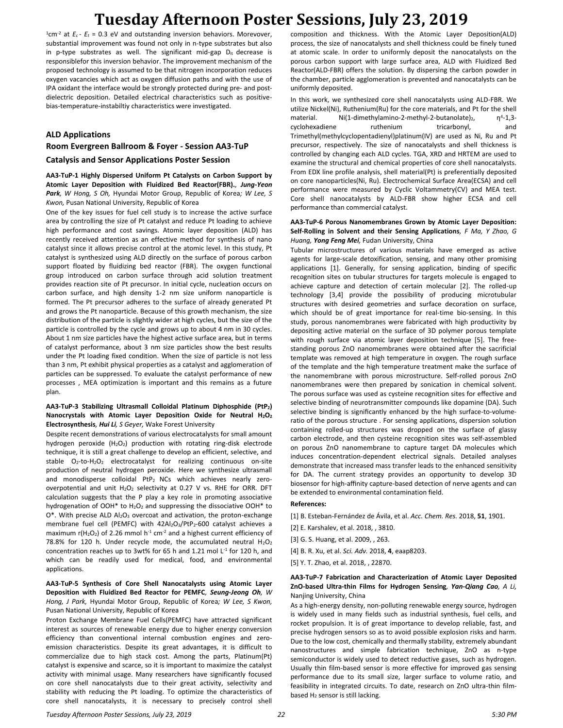$^{1}$cm$^{-2}$ at $E_c$ - $E_t$ = 0.3 eV and outstanding inversion behaviors. Morevover, substantial improvement was found not only in n-type substrates but also in p-type substrates as well. The significant mid-gap $D_{it}$ decrease is responsiblefor this inversion behavior. The improvement mechanism of the proposed technology is assumed to be that nitrogen incorporation reduces oxygen vacancies which act as oxygen diffusion paths and with the use of IPA oxidant the interface would be strongly protected during pre- and post-dielectric deposition. Detailed electrical characteristics such as positive-bias-temperature-instabiltiy characteristics were investigated.

## ALD Applications

### Room Evergreen Ballroom & Foyer - Session AA3-TuP

### Catalysis and Sensor Applications Poster Session

**AA3-TuP-1 Highly Dispersed Uniform Pt Catalysts on Carbon Support by Atomic Layer Deposition with Fluidized Bed Reactor(FBR).**, ***Jung-Yeon Park***, *W Hong, S Oh,* Hyundai Motor Group, Republic of Korea*; W Lee, S Kwon,* Pusan National University, Republic of Korea

One of the key issues for fuel cell study is to increase the active surface area by controlling the size of Pt catalyst and reduce Pt loading to achieve high performance and cost savings. Atomic layer deposition (ALD) has recently received attention as an effective method for synthesis of nano catalyst since it allows precise control at the atomic level. In this study, Pt catalyst is synthesized using ALD directly on the surface of porous carbon support floated by fluidizing bed reactor (FBR). The oxygen functional group introduced on carbon surface through acid solution treatment provides reaction site of Pt precursor. In initial cycle, nucleation occurs on carbon surface, and high density 1-2 nm size uniform nanoparticle is formed. The Pt precursor adheres to the surface of already generated Pt and grows the Pt nanoparticle. Because of this growth mechanism, the size distribution of the particle is slightly wider at high cycles, but the size of the particle is controlled by the cycle and grows up to about 4 nm in 30 cycles. About 1 nm size particles have the highest active surface area, but in terms of catalyst performance, about 3 nm size particles show the best results under the Pt loading fixed condition. When the size of particle is not less than 3 nm, Pt exhibit physical properties as a catalyst and agglomeration of particles can be suppressed. To evaluate the catalyst performance of new processes , MEA optimization is important and this remains as a future plan.

**AA3-TuP-3 Stabilizing Ultrasmall Colloidal Platinum Diphosphide ($PtP_2$) Nanocrystals with Atomic Layer Deposition Oxide for Neutral $H_2O_2$ Electrosynthesis**, ***Hui Li***, *S Geyer,* Wake Forest University

Despite recent demonstrations of various electrocatalysts for small amount hydrogen peroxide ($H_2O_2$) production with rotating ring-disk electrode technique, it is still a great challenge to develop an efficient, selective, and stable $O_2$-to-$H_2O_2$ electrocatalyst for realizing continuous on-site production of neutral hydrogen peroxide. Here we synthesize ultrasmall and monodisperse colloidal $PtP_2$ NCs which achieves nearly zero-overpotential and unit $H_2O_2$ selectivity at 0.27 V vs. RHE for ORR. DFT calculation suggests that the P play a key role in promoting associative hydrogenation of OOH* to $H_2O_2$ and suppressing the dissociative OOH* to O*. With precise ALD $Al_2O_3$ overcoat and activation, the proton-exchange membrane fuel cell (PEMFC) with 42$Al_2O_3$/$PtP_2$-600 catalyst achieves a maximum r($H_2O_2$) of 2.26 mmol h$^{-1}$ cm$^{-2}$ and a highest current efficiency of 78.8% for 120 h. Under recycle mode, the accumulated neutral $H_2O_2$ concentration reaches up to 3wt% for 65 h and 1.21 mol L$^{-1}$ for 120 h, and which can be readily used for medical, food, and environmental applications.

**AA3-TuP-5 Synthesis of Core Shell Nanocatalysts using Atomic Layer Deposition with Fluidized Bed Reactor for PEMFC**, ***Seung-Jeong Oh***, *W Hong, J Park,* Hyundai Motor Group, Republic of Korea*; W Lee, S Kwon,* Pusan National University, Republic of Korea

Proton Exchange Membrane Fuel Cells(PEMFC) have attracted significant interest as sources of renewable energy due to higher energy conversion efficiency than conventional internal combustion engines and zero-emission characteristics. Despite its great advantages, it is difficult to commercialize due to high stack cost. Among the parts, Platinum(Pt) catalyst is expensive and scarce, so it is important to maximize the catalyst activity with minimal usage. Many researchers have significantly focused on core shell nanocatalysts due to their great activity, selectivity and stability with reducing the Pt loading. To optimize the characteristics of core shell nanocatalysts, it is necessary to precisely control shell composition and thickness. With the Atomic Layer Deposition(ALD) process, the size of nanocatalysts and shell thickness could be finely tuned at atomic scale. In order to uniformly deposit the nanocatalysts on the porous carbon support with large surface area, ALD with Fluidized Bed Reactor(ALD-FBR) offers the solution. By dispersing the carbon powder in the chamber, particle agglomeration is prevented and nanocatalysts can be uniformly deposited.

In this work, we synthesized core shell nanocatalysts using ALD-FBR. We utilize Nickel(Ni), Ruthenium(Ru) for the core materials, and Pt for the shell material. Ni(1-dimethylamino-2-methyl-2-butanolate)$_2$, η$^4$-1,3-cyclohexadiene ruthenium tricarbonyl, and Trimethyl(methylcyclopentadienyl)platinum(IV) are used as Ni, Ru and Pt precursor, respectively. The size of nanocatalysts and shell thickness is controlled by changing each ALD cycles. TGA, XRD and HRTEM are used to examine the structural and chemical properties of core shell nanocatalysts. From EDX line profile analysis, shell material(Pt) is preferentially deposited on core nanoparticles(Ni, Ru). Electrochemical Surface Area(ECSA) and cell performance were measured by Cyclic Voltammetry(CV) and MEA test. Core shell nanocatalysts by ALD-FBR show higher ECSA and cell performance than commercial catalyst.

**AA3-TuP-6 Porous Nanomembranes Grown by Atomic Layer Deposition: Self-Rolling in Solvent and their Sensing Applications**, *F Ma, Y Zhao, G Huang,* ***Yong Feng Mei***, Fudan University, China

Tubular microstructures of various materials have emerged as active agents for large-scale detoxification, sensing, and many other promising applications [1]. Generally, for sensing application, binding of specific recognition sites on tubular structures for targets molecule is engaged to achieve capture and detection of certain molecular [2]. The rolled-up technology [3,4] provide the possibility of producing microtubular structures with desired geometries and surface decoration on surface, which should be of great importance for real-time bio-sensing. In this study, porous nanomembranes were fabricated with high productivity by depositing active material on the surface of 3D polymer porous template with rough surface via atomic layer deposition technique [5]. The free-standing porous ZnO nanomembranes were obtained after the sacrificial template was removed at high temperature in oxygen. The rough surface of the template and the high temperature treatment make the surface of the nanomembrane with porous microstructure. Self-rolled porous ZnO nanomembranes were then prepared by sonication in chemical solvent. The porous surface was used as cysteine recognition sites for effective and selective binding of neurotransmitter compounds like dopamine (DA). Such selective binding is significantly enhanced by the high surface-to-volume-ratio of the porous structure . For sensing applications, dispersion solution containing rolled-up structures was dropped on the surface of glassy carbon electrode, and then cysteine recognition sites was self-assembled on porous ZnO nanomembrane to capture target DA molecules which induces concentration-dependent electrical signals. Detailed analyses demonstrate that increased mass transfer leads to the enhanced sensitivity for DA. The current strategy provides an opportunity to develop 3D biosensor for high-affinity capture-based detection of nerve agents and can be extended to environmental contamination field.

**References:**

[1] B. Esteban-Fernández de Ávila, et al. *Acc. Chem. Res.* 2018, **51**, 1901.

[2] E. Karshalev, et al. 2018, , 3810.

[3] G. S. Huang, et al. 2009, , 263.

[4] B. R. Xu, et al. *Sci. Adv.* 2018, **4**, eaap8203.

[5] Y. T. Zhao, et al. 2018, , 22870.

**AA3-TuP-7 Fabrication and Characterization of Atomic Layer Deposited ZnO-based Ultra-thin Films for Hydrogen Sensing**, ***Yan-Qiang Cao***, *A Li,* Nanjing University, China

As a high-energy density, non-polluting renewable energy source, hydrogen is widely used in many fields such as industrial synthesis, fuel cells, and rocket propulsion. It is of great importance to develop reliable, fast, and precise hydrogen sensors so as to avoid possible explosion risks and harm. Due to the low cost, chemically and thermally stability, extremely abundant nanostructures and simple fabrication technique, ZnO as n-type semiconductor is widely used to detect reductive gases, such as hydrogen. Usually thin film-based sensor is more effective for improved gas sensing performance due to its small size, larger surface to volume ratio, and feasibility in integrated circuits. To date, research on ZnO ultra-thin film-based $H_2$ sensor is still lacking.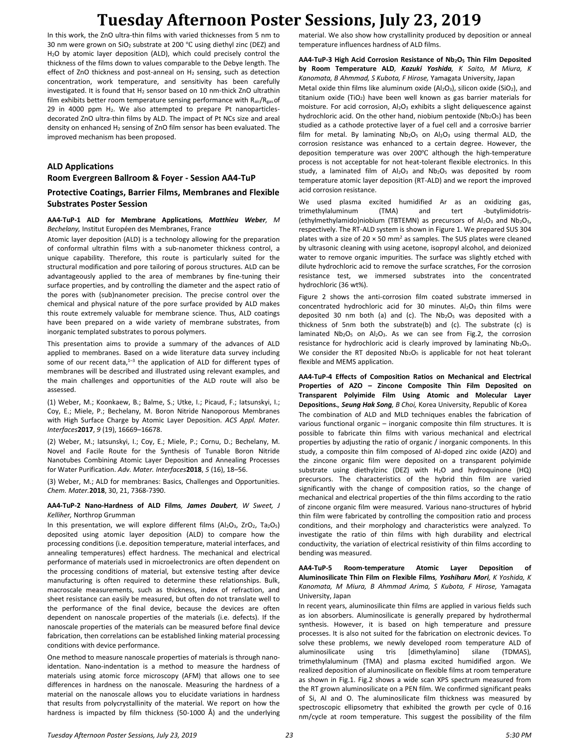In this work, the ZnO ultra-thin films with varied thicknesses from 5 nm to 30 nm were grown on $SiO_2$ substrate at 200 ℃ using diethyl zinc (DEZ) and $H_2O$ by atomic layer deposition (ALD), which could precisely control the thickness of the films down to values comparable to the Debye length. The effect of ZnO thickness and post-anneal on $H_2$ sensing, such as detection concentration, work temperature, and sensitivity has been carefully investigated. It is found that $H_2$ sensor based on 10 nm-thick ZnO ultrathin film exhibits better room temperature sensing performance with $R_{air}/R_{gas}$ of 29 in 4000 ppm $H_2$. We also attempted to prepare Pt nanoparticles-decorated ZnO ultra-thin films by ALD. The impact of Pt NCs size and areal density on enhanced $H_2$ sensing of ZnO film sensor has been evaluated. The improved mechanism has been proposed.

## ALD Applications
### Room Evergreen Ballroom & Foyer - Session AA4-TuP
### Protective Coatings, Barrier Films, Membranes and Flexible Substrates Poster Session

**AA4-TuP-1 ALD for Membrane Applications**, ***Matthieu Weber**, M Bechelany,* Institut Européen des Membranes, France

Atomic layer deposition (ALD) is a technology allowing for the preparation of conformal ultrathin films with a sub-nanometer thickness control, a unique capability. Therefore, this route is particularly suited for the structural modification and pore tailoring of porous structures. ALD can be advantageously applied to the area of membranes by fine-tuning their surface properties, and by controlling the diameter and the aspect ratio of the pores with (sub)nanometer precision. The precise control over the chemical and physical nature of the pore surface provided by ALD makes this route extremely valuable for membrane science. Thus, ALD coatings have been prepared on a wide variety of membrane substrates, from inorganic templated substrates to porous polymers.

This presentation aims to provide a summary of the advances of ALD applied to membranes. Based on a wide literature data survey including some of our recent data,[1–3] the application of ALD for different types of membranes will be described and illustrated using relevant examples, and the main challenges and opportunities of the ALD route will also be assessed.

(1) Weber, M.; Koonkaew, B.; Balme, S.; Utke, I.; Picaud, F.; Iatsunskyi, I.; Coy, E.; Miele, P.; Bechelany, M. Boron Nitride Nanoporous Membranes with High Surface Charge by Atomic Layer Deposition. *ACS Appl. Mater. Interfaces* **2017**, *9* (19), 16669–16678.

(2) Weber, M.; Iatsunskyi, I.; Coy, E.; Miele, P.; Cornu, D.; Bechelany, M. Novel and Facile Route for the Synthesis of Tunable Boron Nitride Nanotubes Combining Atomic Layer Deposition and Annealing Processes for Water Purification. *Adv. Mater. Interfaces* **2018**, *5* (16), 18–56.

(3) Weber, M.; ALD for membranes: Basics, Challenges and Opportunities. *Chem. Mater.* **2018**, 30, 21, 7368-7390.

**AA4-TuP-2 Nano-Hardness of ALD Films**, ***James Daubert**, W Sweet, J Kelliher,* Northrop Grumman

In this presentation, we will explore different films ($Al_2O_3$, $ZrO_2$, $Ta_2O_5$) deposited using atomic layer deposition (ALD) to compare how the processing conditions (i.e. deposition temperature, material interfaces, and annealing temperatures) effect hardness. The mechanical and electrical performance of materials used in microelectronics are often dependent on the processing conditions of material, but extensive testing after device manufacturing is often required to determine these relationships. Bulk, macroscale measurements, such as thickness, index of refraction, and sheet resistance can easily be measured, but often do not translate well to the performance of the final device, because the devices are often dependent on nanoscale properties of the materials (i.e. defects). If the nanoscale properties of the materials can be measured before final device fabrication, then correlations can be established linking material processing conditions with device performance.

One method to measure nanoscale properties of materials is through nano-identation. Nano-indentation is a method to measure the hardness of materials using atomic force microscopy (AFM) that allows one to see differences in hardness on the nanoscale. Measuring the hardness of a material on the nanoscale allows you to elucidate variations in hardness that results from polycrystallinity of the material. We report on how the hardness is impacted by film thickness (50-1000 Å) and the underlying material. We also show how crystallinity produced by deposition or anneal temperature influences hardness of ALD films.

**AA4-TuP-3 High Acid Corrosion Resistance of $Nb_2O_5$ Thin Film Deposited by Room Temperature ALD**, ***Kazuki Yoshida**, K Saito, M Miura, K Kanomata, B Ahmmad, S Kubota, F Hirose,* Yamagata University, Japan

Metal oxide thin films like aluminum oxide ($Al_2O_3$), silicon oxide ($SiO_2$), and titanium oxide ($TiO_2$) have been well known as gas barrier materials for moisture. For acid corrosion, $Al_2O_3$ exhibits a slight deliquescence against hydrochloric acid. On the other hand, niobium pentoxide ($Nb_2O_5$) has been studied as a cathode protective layer of a fuel cell and a corrosive barrier film for metal. By laminating $Nb_2O_5$ on $Al_2O_3$ using thermal ALD, the corrosion resistance was enhanced to a certain degree. However, the deposition temperature was over 200℃ although the high-temperature process is not acceptable for not heat-tolerant flexible electronics. In this study, a laminated film of $Al_2O_3$ and $Nb_2O_5$ was deposited by room temperature atomic layer deposition (RT-ALD) and we report the improved acid corrosion resistance.

We used plasma excited humidified Ar as an oxidizing gas, trimethylaluminum (TMA) and tert -butylimidotris-(ethylmethylamido)niobium (TBTEMN) as precursors of $Al_2O_3$ and $Nb_2O_5$, respectively. The RT-ALD system is shown in Figure 1. We prepared SUS 304 plates with a size of 20 × 50 mm² as samples. The SUS plates were cleaned by ultrasonic cleaning with using acetone, isopropyl alcohol, and deionized water to remove organic impurities. The surface was slightly etched with dilute hydrochloric acid to remove the surface scratches, For the corrosion resistance test, we immersed substrates into the concentrated hydrochloric (36 wt%).

Figure 2 shows the anti-corrosion film coated substrate immersed in concentrated hydrochloric acid for 30 minutes. $Al_2O_3$ thin films were deposited 30 nm both (a) and (c). The $Nb_2O_5$ was deposited with a thickness of 5nm both the substrate(b) and (c). The substrate (c) is laminated $Nb_2O_5$ on $Al_2O_3$. As we can see from Fig.2, the corrosion resistance for hydrochloric acid is clearly improved by laminating $Nb_2O_5$. We consider the RT deposited $Nb_2O_5$ is applicable for not heat tolerant flexible and MEMS application.

**AA4-TuP-4 Effects of Composition Ratios on Mechanical and Electrical Properties of AZO – Zincone Composite Thin Film Deposited on Transparent Polyimide Film Using Atomic and Molecular Layer Depositions.**, ***Seung Hak Song**, B Choi,* Korea University, Republic of Korea

The combination of ALD and MLD techniques enables the fabrication of various functional organic – inorganic composite thin film structures. It is possible to fabricate thin films with various mechanical and electrical properties by adjusting the ratio of organic / inorganic components. In this study, a composite thin film composed of Al-doped zinc oxide (AZO) and the zincone organic film were deposited on a transparent polyimide substrate using diethylzinc (DEZ) with $H_2O$ and hydroquinone (HQ) precursors. The characteristics of the hybrid thin film are varied significantly with the change of composition ratios, so the change of mechanical and electrical properties of the thin films according to the ratio of zincone organic film were measured. Various nano-structures of hybrid thin film were fabricated by controlling the composition ratio and process conditions, and their morphology and characteristics were analyzed. To investigate the ratio of thin films with high durability and electrical conductivity, the variation of electrical resistivity of thin films according to bending was measured.

**AA4-TuP-5 Room-temperature Atomic Layer Deposition of Aluminosilicate Thin Film on Flexible Films**, ***Yoshiharu Mori**, K Yoshida, K Kanomata, M Miura, B Ahmmad Arima, S Kubota, F Hirose,* Yamagata University, Japan

In recent years, aluminosilicate thin films are applied in various fields such as ion absorbers. Aluminosilicate is generally prepared by hydrothermal synthesis. However, it is based on high temperature and pressure processes. It is also not suited for the fabrication on electronic devices. To solve these problems, we newly developed room temperature ALD of aluminosilicate using tris [dimethylamino] silane (TDMAS), trimethylaluminum (TMA) and plasma excited humidified argon. We realized deposition of aluminosilicate on flexible films at room temperature as shown in Fig.1. Fig.2 shows a wide scan XPS spectrum measured from the RT grown aluminosilicate on a PEN film. We confirmed significant peaks of Si, Al and O. The aluminosilicate film thickness was measured by spectroscopic ellipsometry that exhibited the growth per cycle of 0.16 nm/cycle at room temperature. This suggest the possibility of the film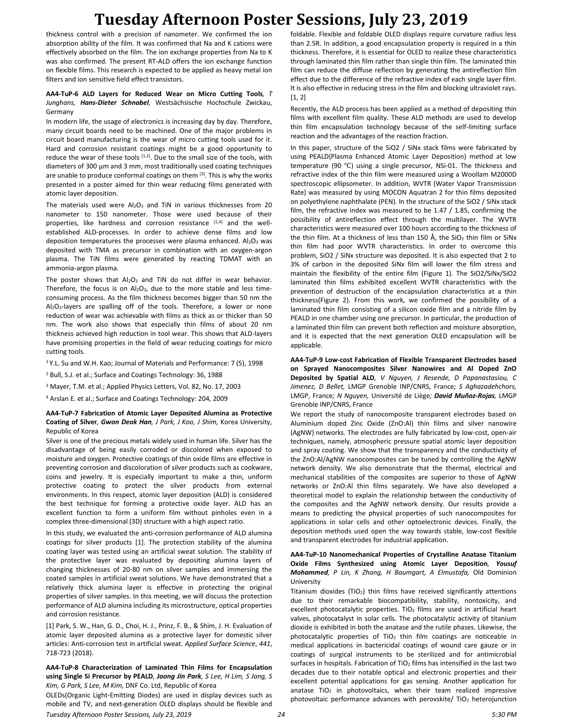thickness control with a precision of nanometer. We confirmed the ion absorption ability of the film. It was confirmed that Na and K cations were effectively absorbed on the film. The ion exchange properties from Na to K was also confirmed. The present RT-ALD offers the ion exchange function on flexible films. This research is expected to be applied as heavy metal ion filters and ion sensitive field effect transistors.

**AA4-TuP-6 ALD Layers for Reduced Wear on Micro Cutting Tools***, T Junghans,* ***Hans-Dieter Schnabel,*** Westsächsische Hochschule Zwickau, Germany

In modern life, the usage of electronics is increasing day by day. Therefore, many circuit boards need to be machined. One of the major problems in circuit board manufacturing is the wear of micro cutting tools used for it. Hard and corrosion resistant coatings might be a good opportunity to reduce the wear of these tools [1,2]. Due to the small size of the tools, with diameters of 300 µm and 3 mm, most traditionally used coating techniques are unable to produce conformal coatings on them [3]. This is why the works presented in a poster aimed for thin wear reducing films generated with atomic layer deposition.

The materials used were $Al_2O_3$ and TiN in various thicknesses from 20 nanometer to 150 nanometer. Those were used because of their properties, like hardness and corrosion resistance [1,4] and the well-established ALD-processes. In order to achieve dense films and low deposition temperatures the processes were plasma enhanced. $Al_2O_3$ was deposited with TMA as precursor in combination with an oxygen-argon plasma. The TiN films were generated by reacting TDMAT with an ammonia-argon plasma.

The poster shows that $Al_2O_3$ and TiN do not differ in wear behavior. Therefore, the focus is on $Al_2O_3$, due to the more stable and less time-consuming process. As the film thickness becomes bigger than 50 nm the $Al_2O_3$-layers are spalling off of the tools. Therefore, a lower or none reduction of wear was achievable with films as thick as or thicker than 50 nm. The work also shows that especially thin films of about 20 nm thickness achieved high reduction in tool wear. This shows that ALD-layers have promising properties in the field of wear reducing coatings for micro cutting tools.

[1] Y.L. Su and W.H. Kao; Journal of Materials and Performance: 7 (5), 1998

[2] Bull, S.J. et al.; Surface and Coatings Technology: 36, 1988

[3] Mayer, T.M. et al.; Applied Physics Letters, Vol. 82, No. 17, 2003

[4] Arslan E. et al.; Surface and Coatings Technology: 204, 2009

**AA4-TuP-7 Fabrication of Atomic Layer Deposited Alumina as Protective Coating of Silver***,* ***Gwon Deok Han****, J Park, J Koo, J Shim,* Korea University, Republic of Korea

Silver is one of the precious metals widely used in human life. Silver has the disadvantage of being easily corroded or discolored when exposed to moisture and oxygen. Protective coatings of thin oxide films are effective in preventing corrosion and discoloration of silver products such as cookware, coins and jewelry. It is especially important to make a thin, uniform protective coating to protect the silver products from external environments. In this respect, atomic layer deposition (ALD) is considered the best technique for forming a protective oxide layer. ALD has an excellent function to form a uniform film without pinholes even in a complex three-dimensional (3D) structure with a high aspect ratio.

In this study, we evaluated the anti-corrosion performance of ALD alumina coatings for silver products [1]. The protection stability of the alumina coating layer was tested using an artificial sweat solution. The stability of the protective layer was evaluated by depositing alumina layers of changing thicknesses of 20-80 nm on silver samples and immersing the coated samples in artificial sweat solutions. We have demonstrated that a relatively thick alumina layer is effective in protecting the original properties of silver samples. In this meeting, we will discuss the protection performance of ALD alumina including its microstructure, optical properties and corrosion resistance.

[1] Park, S. W., Han, G. D., Choi, H. J., Prinz, F. B., & Shim, J. H. Evaluation of atomic layer deposited alumina as a protective layer for domestic silver articles: Anti-corrosion test in artificial sweat. *Applied Surface Science*, *441*, 718-723 (2018).

**AA4-TuP-8 Characterization of Laminated Thin Films for Encapsulation using Single Si Precursor by PEALD***,* ***Joong Jin Park****, S Lee, H Lim, S Jang, S Kim, G Park, S Lee, M Kim,* DNF Co. Ltd, Republic of Korea

OLEDs(Organic Light-Emitting Diodes) are used in display devices such as mobile and TV, and next-generation OLED displays should be flexible and foldable. Flexible and foldable OLED displays require curvature radius less than 2.5R. In addition, a good encapsulation property is required in a thin thickness. Therefore, it is essential for OLED to realize these characteristics through laminated thin film rather than single thin film. The laminated thin film can reduce the diffuse reflection by generating the antireflection film effect due to the difference of the refractive index of each single layer film. It is also effective in reducing stress in the film and blocking ultraviolet rays. [1, 2]

Recently, the ALD process has been applied as a method of depositing thin films with excellent film quality. These ALD methods are used to develop thin film encapsulation technology because of the self-limiting surface reaction and the advantages of the reaction fraction.

In this paper, structure of the SiO2 / SiNx stack films were fabricated by using PEALD(Plasma Enhanced Atomic Layer Deposition) method at low temperature (90 ℃) using a single precursor, NSi-01. The thickness and refractive index of the thin film were measured using a Woollam M2000D spectroscopic ellipsometer. In addition, WVTR (Water Vapor Transmission Rate) was measured by using MOCON Aquatran 2 for thin films deposited on polyethylene naphthalate (PEN). In the structure of the SiO2 / SiNx stack film, the refractive index was measured to be 1.47 / 1.85, confirming the possibility of antireflection effect through the multilayer. The WVTR characteristics were measured over 100 hours according to the thickness of the thin film. At a thickness of less than 150 Å, the $SiO_2$ thin film or SiNx thin film had poor WVTR characteristics. In order to overcome this problem, SiO2 / SiNx structure was deposited. It is also expected that 2 to 3% of carbon in the deposited SiNx film will lower the film stress and maintain the flexibility of the entire film (Figure 1). The SiO2/SiNx/SiO2 laminated thin films exhibited excellent WVTR characteristics with the prevention of destruction of the encapsulation characteristics at a thin thickness(Figure 2). From this work, we confirmed the possibility of a laminated thin film consisting of a silicon oxide film and a nitride film by PEALD in one chamber using one precursor. In particular, the production of a laminated thin film can prevent both reflection and moisture absorption, and it is expected that the next generation OLED encapsulation will be applicable.

**AA4-TuP-9 Low-cost Fabrication of Flexible Transparent Electrodes based on Sprayed Nanocomposites Silver Nanowires and Al Doped ZnO Deposited by Spatial ALD***, V Nguyen, J Resende, D Papanastasiou, C Jimenez, D Bellet,* LMGP Grenoble INP/CNRS, France*; S Aghazadehchors,* LMGP, France*; N Nguyen,* Université de Liège*;* ***David Muñoz-Rojas,*** LMGP Grenoble INP/CNRS, France

We report the study of nanocomposite transparent electrodes based on Aluminium doped Zinc Oxide (ZnO:Al) thin films and silver nanowire (AgNW) networks. The electrodes are fully fabricated by low-cost, open-air techniques, namely, atmospheric pressure spatial atomic layer deposition and spray coating. We show that the transparency and the conductivity of the ZnO:Al/AgNW nanocomposites can be tuned by controlling the AgNW network density. We also demonstrate that the thermal, electrical and mechanical stabilities of the composites are superior to those of AgNW networks or ZnO:Al thin films separately. We have also developed a theoretical model to explain the relationship between the conductivity of the composites and the AgNW network density. Our results provide a means to predicting the physical properties of such nanocomposites for applications in solar cells and other optoelectronic devices. Finally, the deposition methods used open the way towards stable, low-cost flexible and transparent electrodes for industrial application.

**AA4-TuP-10 Nanomechanical Properties of Crystalline Anatase Titanium Oxide Films Synthesized using Atomic Layer Deposition***,* ***Yousuf Mohammed****, P Lin, K Zhang, H Baumgart, A Elmustafa,* Old Dominion University

Titanium dioxides ($TiO_2$) thin films have received significantly attentions due to their remarkable biocompatibility, stability, nontoxicity, and excellent photocatalytic properties. $TiO_2$ films are used in artificial heart valves, photocatalyst in solar cells. The photocatalytic activity of titanium dioxide is exhibited in both the anatase and the rutile phases. Likewise, the photocatalytic properties of $TiO_2$ thin film coatings are noticeable in medical applications in bactericidal coatings of wound care gauze or in coatings of surgical instruments to be sterilized and for antimicrobial surfaces in hospitals. Fabrication of $TiO_2$ films has intensified in the last two decades due to their notable optical and electronic properties and their excellent potential applications for gas sensing. Another application for anatase $TiO_2$ in photovoltaics, when their team realized impressive photovoltaic performance advances with perovskite/ $TiO_2$ heterojunction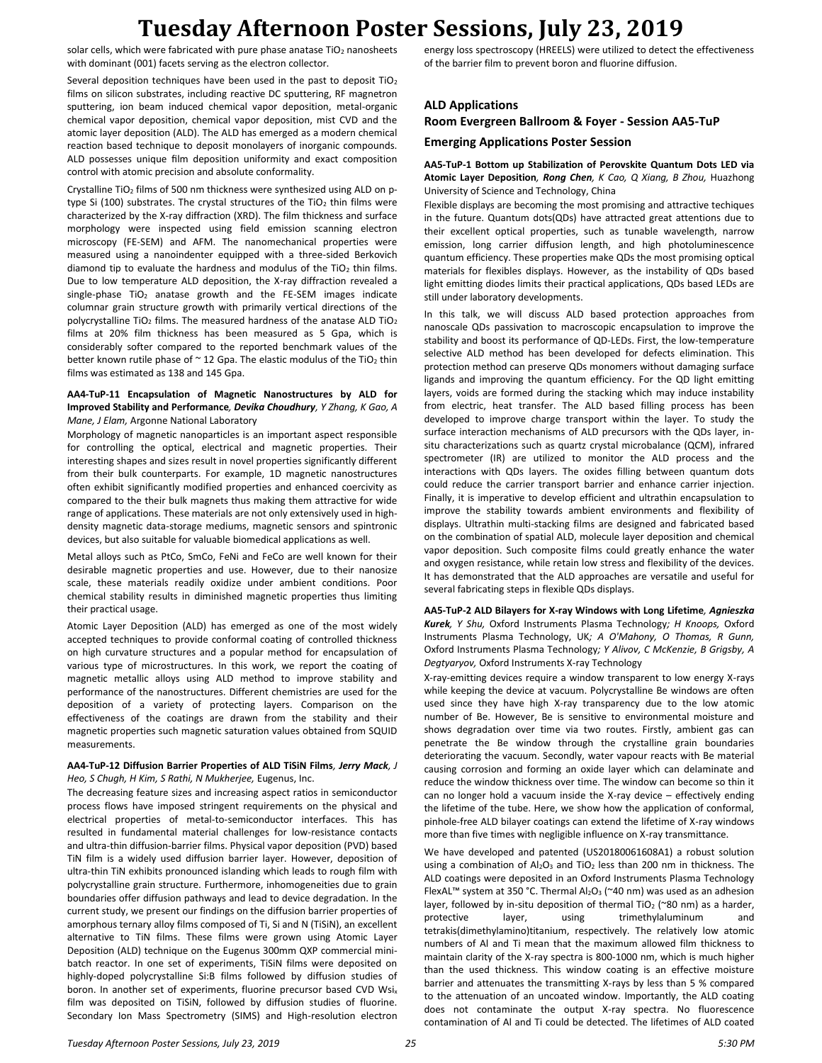solar cells, which were fabricated with pure phase anatase $TiO_2$ nanosheets with dominant (001) facets serving as the electron collector.

Several deposition techniques have been used in the past to deposit $TiO_2$ films on silicon substrates, including reactive DC sputtering, RF magnetron sputtering, ion beam induced chemical vapor deposition, metal-organic chemical vapor deposition, chemical vapor deposition, mist CVD and the atomic layer deposition (ALD). The ALD has emerged as a modern chemical reaction based technique to deposit monolayers of inorganic compounds. ALD possesses unique film deposition uniformity and exact composition control with atomic precision and absolute conformality.

Crystalline $TiO_2$ films of 500 nm thickness were synthesized using ALD on p-type Si (100) substrates. The crystal structures of the $TiO_2$ thin films were characterized by the X-ray diffraction (XRD). The film thickness and surface morphology were inspected using field emission scanning electron microscopy (FE-SEM) and AFM. The nanomechanical properties were measured using a nanoindenter equipped with a three-sided Berkovich diamond tip to evaluate the hardness and modulus of the $TiO_2$ thin films. Due to low temperature ALD deposition, the X-ray diffraction revealed a single-phase $TiO_2$ anatase growth and the FE-SEM images indicate columnar grain structure growth with primarily vertical directions of the polycrystalline $TiO_2$ films. The measured hardness of the anatase ALD $TiO_2$ films at 20% film thickness has been measured as 5 Gpa, which is considerably softer compared to the reported benchmark values of the better known rutile phase of ~ 12 Gpa. The elastic modulus of the $TiO_2$ thin films was estimated as 138 and 145 Gpa.

**AA4-TuP-11 Encapsulation of Magnetic Nanostructures by ALD for Improved Stability and Performance***, **Devika Choudhury**, Y Zhang, K Gao, A Mane, J Elam,* Argonne National Laboratory

Morphology of magnetic nanoparticles is an important aspect responsible for controlling the optical, electrical and magnetic properties. Their interesting shapes and sizes result in novel properties significantly different from their bulk counterparts. For example, 1D magnetic nanostructures often exhibit significantly modified properties and enhanced coercivity as compared to the their bulk magnets thus making them attractive for wide range of applications. These materials are not only extensively used in high-density magnetic data-storage mediums, magnetic sensors and spintronic devices, but also suitable for valuable biomedical applications as well.

Metal alloys such as PtCo, SmCo, FeNi and FeCo are well known for their desirable magnetic properties and use. However, due to their nanosize scale, these materials readily oxidize under ambient conditions. Poor chemical stability results in diminished magnetic properties thus limiting their practical usage.

Atomic Layer Deposition (ALD) has emerged as one of the most widely accepted techniques to provide conformal coating of controlled thickness on high curvature structures and a popular method for encapsulation of various type of microstructures. In this work, we report the coating of magnetic metallic alloys using ALD method to improve stability and performance of the nanostructures. Different chemistries are used for the deposition of a variety of protecting layers. Comparison on the effectiveness of the coatings are drawn from the stability and their magnetic properties such magnetic saturation values obtained from SQUID measurements.

**AA4-TuP-12 Diffusion Barrier Properties of ALD TiSiN Films***, **Jerry Mack**, J Heo, S Chugh, H Kim, S Rathi, N Mukherjee,* Eugenus, Inc.

The decreasing feature sizes and increasing aspect ratios in semiconductor process flows have imposed stringent requirements on the physical and electrical properties of metal-to-semiconductor interfaces. This has resulted in fundamental material challenges for low-resistance contacts and ultra-thin diffusion-barrier films. Physical vapor deposition (PVD) based TiN film is a widely used diffusion barrier layer. However, deposition of ultra-thin TiN exhibits pronounced islanding which leads to rough film with polycrystalline grain structure. Furthermore, inhomogeneities due to grain boundaries offer diffusion pathways and lead to device degradation. In the current study, we present our findings on the diffusion barrier properties of amorphous ternary alloy films composed of Ti, Si and N (TiSiN), an excellent alternative to TiN films. These films were grown using Atomic Layer Deposition (ALD) technique on the Eugenus 300mm QXP commercial mini-batch reactor. In one set of experiments, TiSiN films were deposited on highly-doped polycrystalline Si:B films followed by diffusion studies of boron. In another set of experiments, fluorine precursor based CVD $WSi_x$ film was deposited on TiSiN, followed by diffusion studies of fluorine. Secondary Ion Mass Spectrometry (SIMS) and High-resolution electron energy loss spectroscopy (HREELS) were utilized to detect the effectiveness of the barrier film to prevent boron and fluorine diffusion.

## ALD Applications

## Room Evergreen Ballroom & Foyer - Session AA5-TuP

## Emerging Applications Poster Session

**AA5-TuP-1 Bottom up Stabilization of Perovskite Quantum Dots LED via Atomic Layer Deposition***, **Rong Chen**, K Cao, Q Xiang, B Zhou,* Huazhong University of Science and Technology, China

Flexible displays are becoming the most promising and attractive techiques in the future. Quantum dots(QDs) have attracted great attentions due to their excellent optical properties, such as tunable wavelength, narrow emission, long carrier diffusion length, and high photoluminescence quantum efficiency. These properties make QDs the most promising optical materials for flexibles displays. However, as the instability of QDs based light emitting diodes limits their practical applications, QDs based LEDs are still under laboratory developments.

In this talk, we will discuss ALD based protection approaches from nanoscale QDs passivation to macroscopic encapsulation to improve the stability and boost its performance of QD-LEDs. First, the low-temperature selective ALD method has been developed for defects elimination. This protection method can preserve QDs monomers without damaging surface ligands and improving the quantum efficiency. For the QD light emitting layers, voids are formed during the stacking which may induce instability from electric, heat transfer. The ALD based filling process has been developed to improve charge transport within the layer. To study the surface interaction mechanisms of ALD precursors with the QDs layer, in-situ characterizations such as quartz crystal microbalance (QCM), infrared spectrometer (IR) are utilized to monitor the ALD process and the interactions with QDs layers. The oxides filling between quantum dots could reduce the carrier transport barrier and enhance carrier injection. Finally, it is imperative to develop efficient and ultrathin encapsulation to improve the stability towards ambient environments and flexibility of displays. Ultrathin multi-stacking films are designed and fabricated based on the combination of spatial ALD, molecule layer deposition and chemical vapor deposition. Such composite films could greatly enhance the water and oxygen resistance, while retain low stress and flexibility of the devices. It has demonstrated that the ALD approaches are versatile and useful for several fabricating steps in flexible QDs displays.

**AA5-TuP-2 ALD Bilayers for X-ray Windows with Long Lifetime***, **Agnieszka Kurek**, Y Shu,* Oxford Instruments Plasma Technology*; H Knoops,* Oxford Instruments Plasma Technology, UK*; A O'Mahony, O Thomas, R Gunn,* Oxford Instruments Plasma Technology*; Y Alivov, C McKenzie, B Grigsby, A Degtyaryov,* Oxford Instruments X-ray Technology

X-ray-emitting devices require a window transparent to low energy X-rays while keeping the device at vacuum. Polycrystalline Be windows are often used since they have high X-ray transparency due to the low atomic number of Be. However, Be is sensitive to environmental moisture and shows degradation over time via two routes. Firstly, ambient gas can penetrate the Be window through the crystalline grain boundaries deteriorating the vacuum. Secondly, water vapour reacts with Be material causing corrosion and forming an oxide layer which can delaminate and reduce the window thickness over time. The window can become so thin it can no longer hold a vacuum inside the X-ray device – effectively ending the lifetime of the tube. Here, we show how the application of conformal, pinhole-free ALD bilayer coatings can extend the lifetime of X-ray windows more than five times with negligible influence on X-ray transmittance.

We have developed and patented (US20180061608A1) a robust solution using a combination of $Al_2O_3$ and $TiO_2$ less than 200 nm in thickness. The ALD coatings were deposited in an Oxford Instruments Plasma Technology FlexAL™ system at 350 °C. Thermal $Al_2O_3$ (~40 nm) was used as an adhesion layer, followed by in-situ deposition of thermal $TiO_2$ (~80 nm) as a harder, protective layer, using trimethylaluminum and tetrakis(dimethylamino)titanium, respectively. The relatively low atomic numbers of Al and Ti mean that the maximum allowed film thickness to maintain clarity of the X-ray spectra is 800-1000 nm, which is much higher than the used thickness. This window coating is an effective moisture barrier and attenuates the transmitting X-rays by less than 5 % compared to the attenuation of an uncoated window. Importantly, the ALD coating does not contaminate the output X-ray spectra. No fluorescence contamination of Al and Ti could be detected. The lifetimes of ALD coated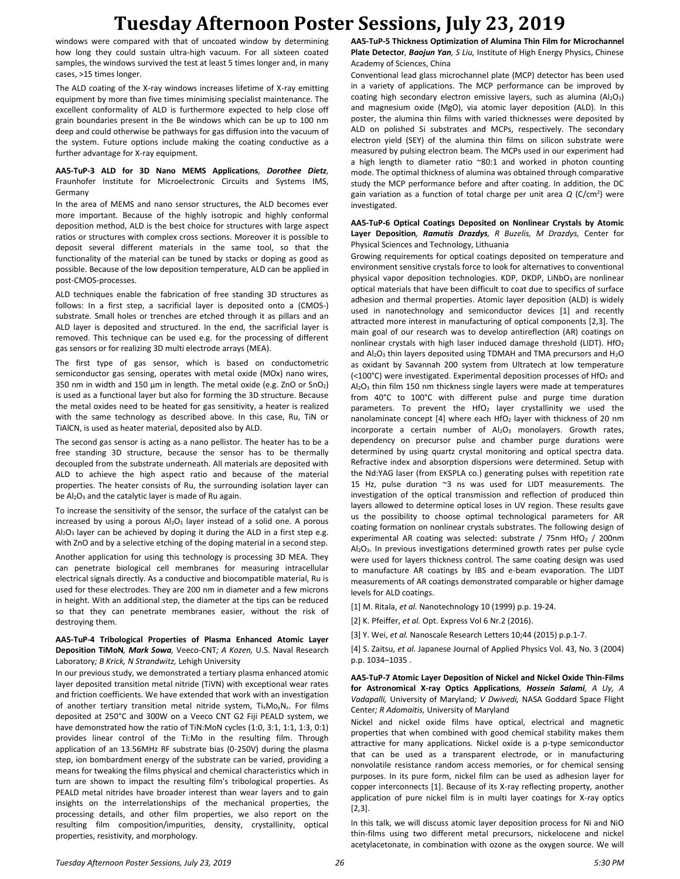windows were compared with that of uncoated window by determining how long they could sustain ultra-high vacuum. For all sixteen coated samples, the windows survived the test at least 5 times longer and, in many cases, >15 times longer.

The ALD coating of the X-ray windows increases lifetime of X-ray emitting equipment by more than five times minimising specialist maintenance. The excellent conformality of ALD is furthermore expected to help close off grain boundaries present in the Be windows which can be up to 100 nm deep and could otherwise be pathways for gas diffusion into the vacuum of the system. Future options include making the coating conductive as a further advantage for X-ray equipment.

**AA5-TuP-3 ALD for 3D Nano MEMS Applications***, **Dorothee Dietz**,* Fraunhofer Institute for Microelectronic Circuits and Systems IMS, Germany

In the area of MEMS and nano sensor structures, the ALD becomes ever more important. Because of the highly isotropic and highly conformal deposition method, ALD is the best choice for structures with large aspect ratios or structures with complex cross sections. Moreover it is possible to deposit several different materials in the same tool, so that the functionality of the material can be tuned by stacks or doping as good as possible. Because of the low deposition temperature, ALD can be applied in post-CMOS-processes.

ALD techniques enable the fabrication of free standing 3D structures as follows: In a first step, a sacrificial layer is deposited onto a (CMOS-) substrate. Small holes or trenches are etched through it as pillars and an ALD layer is deposited and structured. In the end, the sacrificial layer is removed. This technique can be used e.g. for the processing of different gas sensors or for realizing 3D multi electrode arrays (MEA).

The first type of gas sensor, which is based on conductometric semiconductor gas sensing, operates with metal oxide (MOx) nano wires, 350 nm in width and 150 µm in length. The metal oxide (e.g. ZnO or $SnO_2$) is used as a functional layer but also for forming the 3D structure. Because the metal oxides need to be heated for gas sensitivity, a heater is realized with the same technology as described above. In this case, Ru, TiN or TiAlCN, is used as heater material, deposited also by ALD.

The second gas sensor is acting as a nano pellistor. The heater has to be a free standing 3D structure, because the sensor has to be thermally decoupled from the substrate underneath. All materials are deposited with ALD to achieve the high aspect ratio and because of the material properties. The heater consists of Ru, the surrounding isolation layer can be $Al_2O_3$ and the catalytic layer is made of Ru again.

To increase the sensitivity of the sensor, the surface of the catalyst can be increased by using a porous $Al_2O_3$ layer instead of a solid one. A porous $Al_2O_3$ layer can be achieved by doping it during the ALD in a first step e.g. with ZnO and by a selective etching of the doping material in a second step.

Another application for using this technology is processing 3D MEA. They can penetrate biological cell membranes for measuring intracellular electrical signals directly. As a conductive and biocompatible material, Ru is used for these electrodes. They are 200 nm in diameter and a few microns in height. With an additional step, the diameter at the tips can be reduced so that they can penetrate membranes easier, without the risk of destroying them.

**AA5-TuP-4 Tribological Properties of Plasma Enhanced Atomic Layer Deposition TiMoN***, **Mark Sowa**,* Veeco-CNT*; A Kozen,* U.S. Naval Research Laboratory*; B Krick, N Strandwitz,* Lehigh University

In our previous study, we demonstrated a tertiary plasma enhanced atomic layer deposited transition metal nitride (TiVN) with exceptional wear rates and friction coefficients. We have extended that work with an investigation of another tertiary transition metal nitride system, $Ti_xMo_yN_z$. For films deposited at 250°C and 300W on a Veeco CNT G2 Fiji PEALD system, we have demonstrated how the ratio of TiN:MoN cycles (1:0, 3:1, 1:1, 1:3, 0:1) provides linear control of the Ti:Mo in the resulting film. Through application of an 13.56MHz RF substrate bias (0-250V) during the plasma step, ion bombardment energy of the substrate can be varied, providing a means for tweaking the films physical and chemical characteristics which in turn are shown to impact the resulting film's tribological properties. As PEALD metal nitrides have broader interest than wear layers and to gain insights on the interrelationships of the mechanical properties, the processing details, and other film properties, we also report on the resulting film composition/impurities, density, crystallinity, optical properties, resistivity, and morphology.

**AA5-TuP-5 Thickness Optimization of Alumina Thin Film for Microchannel Plate Detector***, **Baojun Yan**, S Liu,* Institute of High Energy Physics, Chinese Academy of Sciences, China

Conventional lead glass microchannel plate (MCP) detector has been used in a variety of applications. The MCP performance can be improved by coating high secondary electron emissive layers, such as alumina ($Al_2O_3$) and magnesium oxide (MgO), via atomic layer deposition (ALD). In this poster, the alumina thin films with varied thicknesses were deposited by ALD on polished Si substrates and MCPs, respectively. The secondary electron yield (SEY) of the alumina thin films on silicon substrate were measured by pulsing electron beam. The MCPs used in our experiment had a high length to diameter ratio ~80:1 and worked in photon counting mode. The optimal thickness of alumina was obtained through comparative study the MCP performance before and after coating. In addition, the DC gain variation as a function of total charge per unit area $Q$ (C/cm²) were investigated.

**AA5-TuP-6 Optical Coatings Deposited on Nonlinear Crystals by Atomic Layer Deposition***, **Ramutis Drazdys**, R Buzelis, M Drazdys,* Center for Physical Sciences and Technology, Lithuania

Growing requirements for optical coatings deposited on temperature and environment sensitive crystals force to look for alternatives to conventional physical vapor deposition technologies. KDP, DKDP, $LiNbO_3$ are nonlinear optical materials that have been difficult to coat due to specifics of surface adhesion and thermal properties. Atomic layer deposition (ALD) is widely used in nanotechnology and semiconductor devices [1] and recently attracted more interest in manufacturing of optical components [2,3]. The main goal of our research was to develop antireflection (AR) coatings on nonlinear crystals with high laser induced damage threshold (LIDT). $HfO_2$ and $Al_2O_3$ thin layers deposited using TDMAH and TMA precursors and $H_2O$ as oxidant by Savannah 200 system from Ultratech at low temperature (<100°C) were investigated. Experimental deposition processes of $HfO_2$ and $Al_2O_3$ thin film 150 nm thickness single layers were made at temperatures from 40°C to 100°C with different pulse and purge time duration parameters. To prevent the $HfO_2$ layer crystallinity we used the nanolaminate concept [4] where each $HfO_2$ layer with thickness of 20 nm incorporate a certain number of $Al_2O_3$ monolayers. Growth rates, dependency on precursor pulse and chamber purge durations were determined by using quartz crystal monitoring and optical spectra data. Refractive index and absorption dispersions were determined. Setup with the Nd:YAG laser (from EKSPLA co.) generating pulses with repetition rate 15 Hz, pulse duration ~3 ns was used for LIDT measurements. The investigation of the optical transmission and reflection of produced thin layers allowed to determine optical loses in UV region. These results gave us the possibility to choose optimal technological parameters for AR coating formation on nonlinear crystals substrates. The following design of experimental AR coating was selected: substrate / 75nm $HfO_2$ / 200nm $Al_2O_3$. In previous investigations determined growth rates per pulse cycle were used for layers thickness control. The same coating design was used to manufacture AR coatings by IBS and e-beam evaporation. The LIDT measurements of AR coatings demonstrated comparable or higher damage levels for ALD coatings.

[1] M. Ritala, *et al.* Nanotechnology 10 (1999) p.p. 19-24.

[2] K. Pfeiffer, *et al.* Opt. Express Vol 6 Nr.2 (2016).

[3] Y. Wei, *et al.* Nanoscale Research Letters 10;44 (2015) p.p.1-7.

[4] S. Zaitsu, *et al.* Japanese Journal of Applied Physics Vol. 43, No. 3 (2004) p.p. 1034–1035 .

**AA5-TuP-7 Atomic Layer Deposition of Nickel and Nickel Oxide Thin-Films for Astronomical X-ray Optics Applications***, **Hossein Salami**, A Uy, A Vadapalli,* University of Maryland*; V Dwivedi,* NASA Goddard Space Flight Center*; R Adomaitis,* University of Maryland

Nickel and nickel oxide films have optical, electrical and magnetic properties that when combined with good chemical stability makes them attractive for many applications. Nickel oxide is a p-type semiconductor that can be used as a transparent electrode, or in manufacturing nonvolatile resistance random access memories, or for chemical sensing purposes. In its pure form, nickel film can be used as adhesion layer for copper interconnects [1]. Because of its X-ray reflecting property, another application of pure nickel film is in multi layer coatings for X-ray optics [2,3].

In this talk, we will discuss atomic layer deposition process for Ni and NiO thin-films using two different metal precursors, nickelocene and nickel acetylacetonate, in combination with ozone as the oxygen source. We will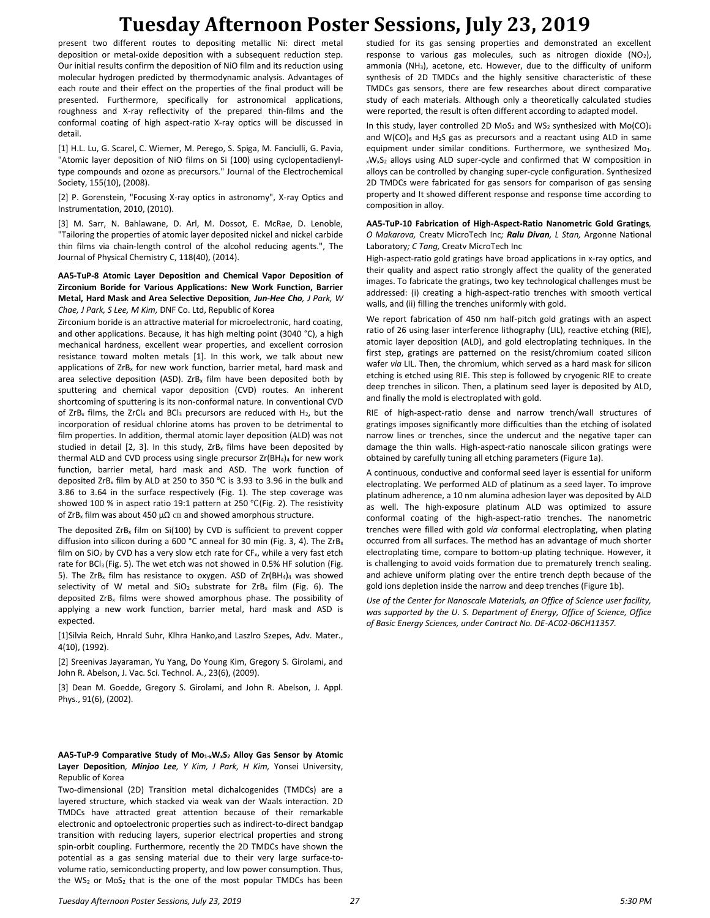present two different routes to depositing metallic Ni: direct metal deposition or metal-oxide deposition with a subsequent reduction step. Our initial results confirm the deposition of NiO film and its reduction using molecular hydrogen predicted by thermodynamic analysis. Advantages of each route and their effect on the properties of the final product will be presented. Furthermore, specifically for astronomical applications, roughness and X-ray reflectivity of the prepared thin-films and the conformal coating of high aspect-ratio X-ray optics will be discussed in detail.

[1] H.L. Lu, G. Scarel, C. Wiemer, M. Perego, S. Spiga, M. Fanciulli, G. Pavia, "Atomic layer deposition of NiO films on Si (100) using cyclopentadienyl-type compounds and ozone as precursors." Journal of the Electrochemical Society, 155(10), (2008).

[2] P. Gorenstein, "Focusing X-ray optics in astronomy", X-ray Optics and Instrumentation, 2010, (2010).

[3] M. Sarr, N. Bahlawane, D. Arl, M. Dossot, E. McRae, D. Lenoble, "Tailoring the properties of atomic layer deposited nickel and nickel carbide thin films via chain-length control of the alcohol reducing agents.", The Journal of Physical Chemistry C, 118(40), (2014).

**AA5-TuP-8 Atomic Layer Deposition and Chemical Vapor Deposition of Zirconium Boride for Various Applications: New Work Function, Barrier Metal, Hard Mask and Area Selective Deposition**, ***Jun-Hee Cho***, *J Park, W Chae, J Park, S Lee, M Kim,* DNF Co. Ltd, Republic of Korea

Zirconium boride is an attractive material for microelectronic, hard coating, and other applications. Because, it has high melting point (3040 °C), a high mechanical hardness, excellent wear properties, and excellent corrosion resistance toward molten metals [1]. In this work, we talk about new applications of $ZrB_x$ for new work function, barrier metal, hard mask and area selective deposition (ASD). $ZrB_x$ film have been deposited both by sputtering and chemical vapor deposition (CVD) routes. An inherent shortcoming of sputtering is its non-conformal nature. In conventional CVD of $ZrB_x$ films, the $ZrCl_4$ and $BCl_3$ precursors are reduced with $H_2$, but the incorporation of residual chlorine atoms has proven to be detrimental to film properties. In addition, thermal atomic layer deposition (ALD) was not studied in detail [2, 3]. In this study, $ZrB_x$ films have been deposited by thermal ALD and CVD process using single precursor $Zr(BH_4)_4$ for new work function, barrier metal, hard mask and ASD. The work function of deposited $ZrB_x$ film by ALD at 250 to 350 ℃ is 3.93 to 3.96 in the bulk and 3.86 to 3.64 in the surface respectively (Fig. 1). The step coverage was showed 100 % in aspect ratio 19:1 pattern at 250 ℃(Fig. 2). The resistivity of $ZrB_x$ film was about 450 μΩ ㎝ and showed amorphous structure.

The deposited $ZrB_x$ film on Si(100) by CVD is sufficient to prevent copper diffusion into silicon during a 600 °C anneal for 30 min (Fig. 3, 4). The $ZrB_x$ film on $SiO_2$ by CVD has a very slow etch rate for $CF_x$, while a very fast etch rate for $BCl_3$ (Fig. 5). The wet etch was not showed in 0.5% HF solution (Fig. 5). The $ZrB_x$ film has resistance to oxygen. ASD of $Zr(BH_4)_4$ was showed selectivity of W metal and $SiO_2$ substrate for $ZrB_x$ film (Fig. 6). The deposited $ZrB_x$ films were showed amorphous phase. The possibility of applying a new work function, barrier metal, hard mask and ASD is expected.

[1]Silvia Reich, Hnrald Suhr, Klhra Hanko,and Laszlro Szepes, Adv. Mater., 4(10), (1992).

[2] Sreenivas Jayaraman, Yu Yang, Do Young Kim, Gregory S. Girolami, and John R. Abelson, J. Vac. Sci. Technol. A., 23(6), (2009).

[3] Dean M. Goedde, Gregory S. Girolami, and John R. Abelson, J. Appl. Phys., 91(6), (2002).

**AA5-TuP-9 Comparative Study of $Mo_{1-x}W_xS_2$ Alloy Gas Sensor by Atomic Layer Deposition**, ***Minjoo Lee***, *Y Kim, J Park, H Kim,* Yonsei University, Republic of Korea

Two-dimensional (2D) Transition metal dichalcogenides (TMDCs) are a layered structure, which stacked via weak van der Waals interaction. 2D TMDCs have attracted great attention because of their remarkable electronic and optoelectronic properties such as indirect-to-direct bandgap transition with reducing layers, superior electrical properties and strong spin-orbit coupling. Furthermore, recently the 2D TMDCs have shown the potential as a gas sensing material due to their very large surface-to-volume ratio, semiconducting property, and low power consumption. Thus, the $WS_2$ or $MoS_2$ that is the one of the most popular TMDCs has been studied for its gas sensing properties and demonstrated an excellent response to various gas molecules, such as nitrogen dioxide ($NO_2$), ammonia ($NH_3$), acetone, etc. However, due to the difficulty of uniform synthesis of 2D TMDCs and the highly sensitive characteristic of these TMDCs gas sensors, there are few researches about direct comparative study of each materials. Although only a theoretically calculated studies were reported, the result is often different according to adapted model.

In this study, layer controlled 2D $MoS_2$ and $WS_2$ synthesized with $Mo(CO)_6$ and $W(CO)_6$ and $H_2S$ gas as precursors and a reactant using ALD in same equipment under similar conditions. Furthermore, we synthesized $Mo_{1-x}W_xS_2$ alloys using ALD super-cycle and confirmed that W composition in alloys can be controlled by changing super-cycle configuration. Synthesized 2D TMDCs were fabricated for gas sensors for comparison of gas sensing property and It showed different response and response time according to composition in alloy.

**AA5-TuP-10 Fabrication of High-Aspect-Ratio Nanometric Gold Gratings**, *O Makarova,* Creatv MicroTech Inc; ***Ralu Divan***, *L Stan,* Argonne National Laboratory; *C Tang,* Creatv MicroTech Inc

High-aspect-ratio gold gratings have broad applications in x-ray optics, and their quality and aspect ratio strongly affect the quality of the generated images. To fabricate the gratings, two key technological challenges must be addressed: (i) creating a high-aspect-ratio trenches with smooth vertical walls, and (ii) filling the trenches uniformly with gold.

We report fabrication of 450 nm half-pitch gold gratings with an aspect ratio of 26 using laser interference lithography (LIL), reactive etching (RIE), atomic layer deposition (ALD), and gold electroplating techniques. In the first step, gratings are patterned on the resist/chromium coated silicon wafer *via* LIL. Then, the chromium, which served as a hard mask for silicon etching is etched using RIE. This step is followed by cryogenic RIE to create deep trenches in silicon. Then, a platinum seed layer is deposited by ALD, and finally the mold is electroplated with gold.

RIE of high-aspect-ratio dense and narrow trench/wall structures of gratings imposes significantly more difficulties than the etching of isolated narrow lines or trenches, since the undercut and the negative taper can damage the thin walls. High-aspect-ratio nanoscale silicon gratings were obtained by carefully tuning all etching parameters (Figure 1a).

A continuous, conductive and conformal seed layer is essential for uniform electroplating. We performed ALD of platinum as a seed layer. To improve platinum adherence, a 10 nm alumina adhesion layer was deposited by ALD as well. The high-exposure platinum ALD was optimized to assure conformal coating of the high-aspect-ratio trenches. The nanometric trenches were filled with gold *via* conformal electroplating, when plating occurred from all surfaces. The method has an advantage of much shorter electroplating time, compare to bottom-up plating technique. However, it is challenging to avoid voids formation due to prematurely trench sealing. and achieve uniform plating over the entire trench depth because of the gold ions depletion inside the narrow and deep trenches (Figure 1b).

*Use of the Center for Nanoscale Materials, an Office of Science user facility, was supported by the U. S. Department of Energy, Office of Science, Office of Basic Energy Sciences, under Contract No. DE-AC02-06CH11357.*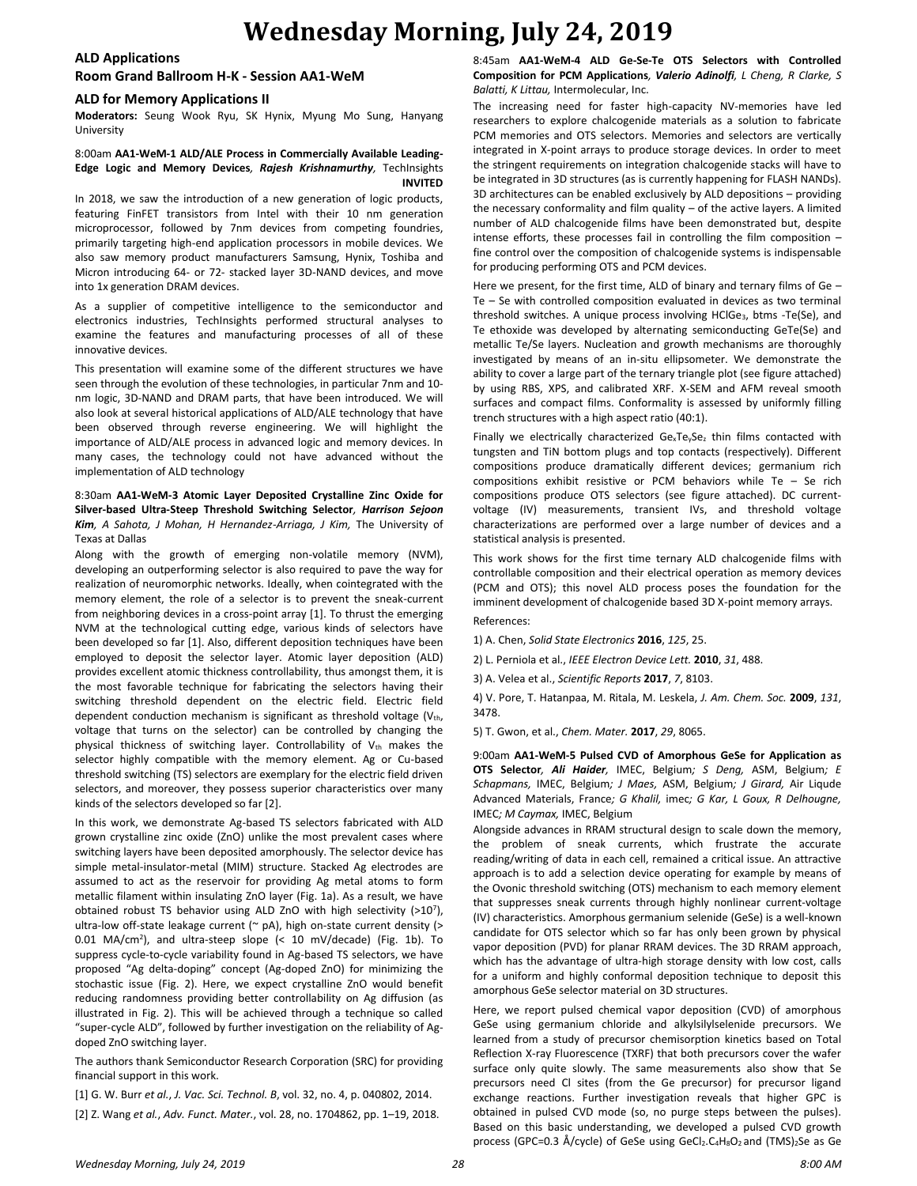# Wednesday Morning, July 24, 2019

## ALD Applications

## Room Grand Ballroom H-K - Session AA1-WeM

### ALD for Memory Applications II

**Moderators:** Seung Wook Ryu, SK Hynix, Myung Mo Sung, Hanyang University

8:00am **AA1-WeM-1 ALD/ALE Process in Commercially Available Leading-Edge Logic and Memory Devices**, ***Rajesh Krishnamurthy***, TechInsights **INVITED**

In 2018, we saw the introduction of a new generation of logic products, featuring FinFET transistors from Intel with their 10 nm generation microprocessor, followed by 7nm devices from competing foundries, primarily targeting high-end application processors in mobile devices. We also saw memory product manufacturers Samsung, Hynix, Toshiba and Micron introducing 64- or 72- stacked layer 3D-NAND devices, and move into 1x generation DRAM devices.

As a supplier of competitive intelligence to the semiconductor and electronics industries, TechInsights performed structural analyses to examine the features and manufacturing processes of all of these innovative devices.

This presentation will examine some of the different structures we have seen through the evolution of these technologies, in particular 7nm and 10-nm logic, 3D-NAND and DRAM parts, that have been introduced. We will also look at several historical applications of ALD/ALE technology that have been observed through reverse engineering. We will highlight the importance of ALD/ALE process in advanced logic and memory devices. In many cases, the technology could not have advanced without the implementation of ALD technology

8:30am **AA1-WeM-3 Atomic Layer Deposited Crystalline Zinc Oxide for Silver-based Ultra-Steep Threshold Switching Selector**, ***Harrison Sejoon Kim***, *A Sahota, J Mohan, H Hernandez-Arriaga, J Kim,* The University of Texas at Dallas

Along with the growth of emerging non-volatile memory (NVM), developing an outperforming selector is also required to pave the way for realization of neuromorphic networks. Ideally, when cointegrated with the memory element, the role of a selector is to prevent the sneak-current from neighboring devices in a cross-point array [1]. To thrust the emerging NVM at the technological cutting edge, various kinds of selectors have been developed so far [1]. Also, different deposition techniques have been employed to deposit the selector layer. Atomic layer deposition (ALD) provides excellent atomic thickness controllability, thus amongst them, it is the most favorable technique for fabricating the selectors having their switching threshold dependent on the electric field. Electric field dependent conduction mechanism is significant as threshold voltage ($V_{th}$, voltage that turns on the selector) can be controlled by changing the physical thickness of switching layer. Controllability of $V_{th}$ makes the selector highly compatible with the memory element. Ag or Cu-based threshold switching (TS) selectors are exemplary for the electric field driven selectors, and moreover, they possess superior characteristics over many kinds of the selectors developed so far [2].

In this work, we demonstrate Ag-based TS selectors fabricated with ALD grown crystalline zinc oxide (ZnO) unlike the most prevalent cases where switching layers have been deposited amorphously. The selector device has simple metal-insulator-metal (MIM) structure. Stacked Ag electrodes are assumed to act as the reservoir for providing Ag metal atoms to form metallic filament within insulating ZnO layer (Fig. 1a). As a result, we have obtained robust TS behavior using ALD ZnO with high selectivity (>$10^7$), ultra-low off-state leakage current (~ pA), high on-state current density (> 0.01 MA/cm$^2$), and ultra-steep slope (< 10 mV/decade) (Fig. 1b). To suppress cycle-to-cycle variability found in Ag-based TS selectors, we have proposed “Ag delta-doping” concept (Ag-doped ZnO) for minimizing the stochastic issue (Fig. 2). Here, we expect crystalline ZnO would benefit reducing randomness providing better controllability on Ag diffusion (as illustrated in Fig. 2). This will be achieved through a technique so called “super-cycle ALD”, followed by further investigation on the reliability of Ag-doped ZnO switching layer.

The authors thank Semiconductor Research Corporation (SRC) for providing financial support in this work.

[1] G. W. Burr *et al.*, *J. Vac. Sci. Technol. B*, vol. 32, no. 4, p. 040802, 2014.

[2] Z. Wang *et al.*, *Adv. Funct. Mater.*, vol. 28, no. 1704862, pp. 1–19, 2018.

8:45am **AA1-WeM-4 ALD Ge-Se-Te OTS Selectors with Controlled Composition for PCM Applications**, ***Valerio Adinolfi***, *L Cheng, R Clarke, S Balatti, K Littau,* Intermolecular, Inc.

The increasing need for faster high-capacity NV-memories have led researchers to explore chalcogenide materials as a solution to fabricate PCM memories and OTS selectors. Memories and selectors are vertically integrated in X-point arrays to produce storage devices. In order to meet the stringent requirements on integration chalcogenide stacks will have to be integrated in 3D structures (as is currently happening for FLASH NANDs). 3D architectures can be enabled exclusively by ALD depositions – providing the necessary conformality and film quality – of the active layers. A limited number of ALD chalcogenide films have been demonstrated but, despite intense efforts, these processes fail in controlling the film composition – fine control over the composition of chalcogenide systems is indispensable for producing performing OTS and PCM devices.

Here we present, for the first time, ALD of binary and ternary films of Ge – Te – Se with controlled composition evaluated in devices as two terminal threshold switches. A unique process involving $HClGe_3$, btms -Te(Se), and Te ethoxide was developed by alternating semiconducting GeTe(Se) and metallic Te/Se layers. Nucleation and growth mechanisms are thoroughly investigated by means of an in-situ ellipsometer. We demonstrate the ability to cover a large part of the ternary triangle plot (see figure attached) by using RBS, XPS, and calibrated XRF. X-SEM and AFM reveal smooth surfaces and compact films. Conformality is assessed by uniformly filling trench structures with a high aspect ratio (40:1).

Finally we electrically characterized $Ge_xTe_ySe_z$ thin films contacted with tungsten and TiN bottom plugs and top contacts (respectively). Different compositions produce dramatically different devices; germanium rich compositions exhibit resistive or PCM behaviors while Te – Se rich compositions produce OTS selectors (see figure attached). DC current-voltage (IV) measurements, transient IVs, and threshold voltage characterizations are performed over a large number of devices and a statistical analysis is presented.

This work shows for the first time ternary ALD chalcogenide films with controllable composition and their electrical operation as memory devices (PCM and OTS); this novel ALD process poses the foundation for the imminent development of chalcogenide based 3D X-point memory arrays.

References:

1) A. Chen, *Solid State Electronics* **2016**, *125*, 25.

2) L. Perniola et al., *IEEE Electron Device Lett.* **2010**, *31*, 488.

3) A. Velea et al., *Scientific Reports* **2017**, *7*, 8103.

4) V. Pore, T. Hatanpaa, M. Ritala, M. Leskela, *J. Am. Chem. Soc.* **2009**, *131*, 3478.

5) T. Gwon, et al., *Chem. Mater.* **2017**, *29*, 8065.

9:00am **AA1-WeM-5 Pulsed CVD of Amorphous GeSe for Application as OTS Selector**, ***Ali Haider***, IMEC, Belgium*; S Deng,* ASM, Belgium*; E Schapmans,* IMEC, Belgium*; J Maes,* ASM, Belgium*; J Girard,* Air Liqude Advanced Materials, France*; G Khalil,* imec*; G Kar, L Goux, R Delhougne,* IMEC*; M Caymax,* IMEC, Belgium

Alongside advances in RRAM structural design to scale down the memory, the problem of sneak currents, which frustrate the accurate reading/writing of data in each cell, remained a critical issue. An attractive approach is to add a selection device operating for example by means of the Ovonic threshold switching (OTS) mechanism to each memory element that suppresses sneak currents through highly nonlinear current-voltage (IV) characteristics. Amorphous germanium selenide (GeSe) is a well-known candidate for OTS selector which so far has only been grown by physical vapor deposition (PVD) for planar RRAM devices. The 3D RRAM approach, which has the advantage of ultra-high storage density with low cost, calls for a uniform and highly conformal deposition technique to deposit this amorphous GeSe selector material on 3D structures.

Here, we report pulsed chemical vapor deposition (CVD) of amorphous GeSe using germanium chloride and alkylsilylselenide precursors. We learned from a study of precursor chemisorption kinetics based on Total Reflection X-ray Fluorescence (TXRF) that both precursors cover the wafer surface only quite slowly. The same measurements also show that Se precursors need Cl sites (from the Ge precursor) for precursor ligand exchange reactions. Further investigation reveals that higher GPC is obtained in pulsed CVD mode (so, no purge steps between the pulses). Based on this basic understanding, we developed a pulsed CVD growth process (GPC=0.3 Å/cycle) of GeSe using $GeCl_2.C_4H_8O_2$ and $(TMS)_2Se$ as Ge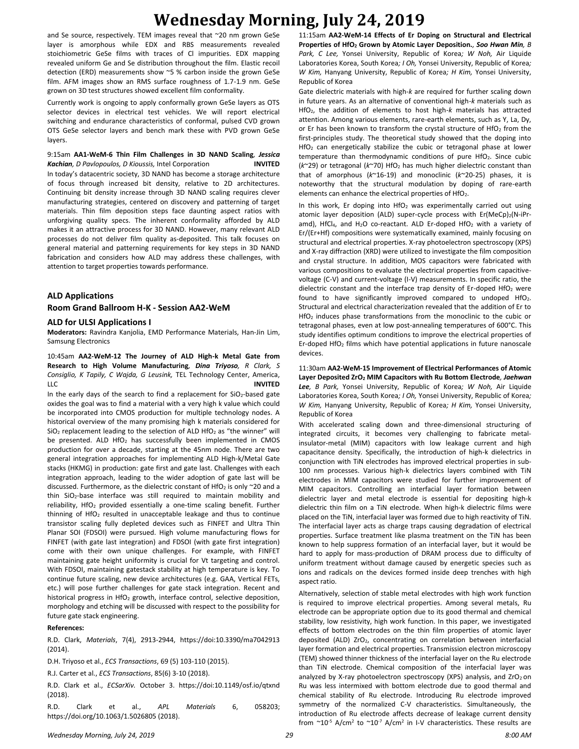and Se source, respectively. TEM images reveal that ~20 nm grown GeSe layer is amorphous while EDX and RBS measurements revealed stoichiometric GeSe films with traces of Cl impurities. EDX mapping revealed uniform Ge and Se distribution throughout the film. Elastic recoil detection (ERD) measurements show ~5 % carbon inside the grown GeSe film. AFM images show an RMS surface roughness of 1.7-1.9 nm. GeSe grown on 3D test structures showed excellent film conformality.

Currently work is ongoing to apply conformally grown GeSe layers as OTS selector devices in electrical test vehicles. We will report electrical switching and endurance characteristics of conformal, pulsed CVD grown OTS GeSe selector layers and bench mark these with PVD grown GeSe layers.

9:15am **AA1-WeM-6 Thin Film Challenges in 3D NAND Scaling**, ***Jessica Kachian**, D Pavlopoulos, D Kioussis,* Intel Corporation **INVITED**

In today's datacentric society, 3D NAND has become a storage architecture of focus through increased bit density, relative to 2D architectures. Continuing bit density increase through 3D NAND scaling requires clever manufacturing strategies, centered on discovery and patterning of target materials. Thin film deposition steps face daunting aspect ratios with unforgiving quality specs. The inherent conformality afforded by ALD makes it an attractive process for 3D NAND. However, many relevant ALD processes do not deliver film quality as-deposited. This talk focuses on general material and patterning requirements for key steps in 3D NAND fabrication and considers how ALD may address these challenges, with attention to target properties towards performance.

## ALD Applications
## Room Grand Ballroom H-K - Session AA2-WeM
## ALD for ULSI Applications I

**Moderators:** Ravindra Kanjolia, EMD Performance Materials, Han-Jin Lim, Samsung Electronics

10:45am **AA2-WeM-12 The Journey of ALD High-k Metal Gate from Research to High Volume Manufacturing**, ***Dina Triyoso**, R Clark, S Consiglio, K Tapily, C Wajda, G Leusink,* TEL Technology Center, America, LLC **INVITED**

In the early days of the search to find a replacement for $SiO_2$-based gate oxides the goal was to find a material with a very high k value which could be incorporated into CMOS production for multiple technology nodes. A historical overview of the many promising high k materials considered for $SiO_2$ replacement leading to the selection of ALD $HfO_2$ as "the winner" will be presented. ALD $HfO_2$ has successfully been implemented in CMOS production for over a decade, starting at the 45nm node. There are two general integration approaches for implementing ALD High-k/Metal Gate stacks (HKMG) in production: gate first and gate last. Challenges with each integration approach, leading to the wider adoption of gate last will be discussed. Furthermore, as the dielectric constant of $HfO_2$ is only ~20 and a thin $SiO_2$-base interface was still required to maintain mobility and reliability, $HfO_2$ provided essentially a one-time scaling benefit. Further thinning of $HfO_2$ resulted in unacceptable leakage and thus to continue transistor scaling fully depleted devices such as FINFET and Ultra Thin Planar SOI (FDSOI) were pursued. High volume manufacturing flows for FINFET (with gate last integration) and FDSOI (with gate first integration) come with their own unique challenges. For example, with FINFET maintaining gate height uniformity is crucial for Vt targeting and control. With FDSOI, maintaining gatestack stability at high temperature is key. To continue future scaling, new device architectures (e.g. GAA, Vertical FETs, etc.) will pose further challenges for gate stack integration. Recent and historical progress in $HfO_2$ growth, interface control, selective deposition, morphology and etching will be discussed with respect to the possibility for future gate stack engineering.

**References:**

R.D. Clark, *Materials*, 7(4), 2913-2944, https://doi:10.3390/ma7042913 (2014).

D.H. Triyoso et al., *ECS Transactions*, 69 (5) 103-110 (2015).

R.J. Carter et al., *ECS Transactions*, 85(6) 3-10 (2018).

R.D. Clark et al., *ECSarXiv.* October 3. https://doi:10.1149/osf.io/qtxnd (2018).

R.D. Clark et al., *APL Materials* 6, 058203; https://doi.org/10.1063/1.5026805 (2018).

11:15am **AA2-WeM-14 Effects of Er Doping on Structural and Electrical Properties of $HfO_2$ Grown by Atomic Layer Deposition.**, ***Soo Hwan Min**, B Park, C Lee,* Yonsei University, Republic of Korea*; W Noh,* Air Liquide Laboratories Korea, South Korea*; I Oh,* Yonsei University, Republic of Korea*; W Kim,* Hanyang University, Republic of Korea*; H Kim,* Yonsei University, Republic of Korea

Gate dielectric materials with high-*k* are required for further scaling down in future years. As an alternative of conventional high-*k* materials such as $HfO_2$, the addition of elements to host high-*k* materials has attracted attention. Among various elements, rare-earth elements, such as Y, La, Dy, or Er has been known to transform the crystal structure of $HfO_2$ from the first-principles study. The theoretical study showed that the doping into $HfO_2$ can energetically stabilize the cubic or tetragonal phase at lower temperature than thermodynamic conditions of pure $HfO_2$. Since cubic (*k*~29) or tetragonal (*k*~70) $HfO_2$ has much higher dielectric constant than that of amorphous (*k*~16-19) and monoclinic (*k*~20-25) phases, it is noteworthy that the structural modulation by doping of rare-earth elements can enhance the electrical properties of $HfO_2$.

In this work, Er doping into $HfO_2$ was experimentally carried out using atomic layer deposition (ALD) super-cycle process with $Er(MeCp)_2$(N-iPr-amd), $HfCl_4$, and $H_2O$ co-reactant. ALD Er-doped $HfO_2$ with a variety of Er/(Er+Hf) compositions were systematically examined, mainly focusing on structural and electrical properties. X-ray photoelectron spectroscopy (XPS) and X-ray diffraction (XRD) were utilized to investigate the film composition and crystal structure. In addition, MOS capacitors were fabricated with various compositions to evaluate the electrical properties from capacitive-voltage (C-V) and current-voltage (I-V) measurements. In specific ratio, the dielectric constant and the interface trap density of Er-doped $HfO_2$ were found to have significantly improved compared to undoped $HfO_2$. Structural and electrical characterization revealed that the addition of Er to $HfO_2$ induces phase transformations from the monoclinic to the cubic or tetragonal phases, even at low post-annealing temperatures of 600°C. This study identifies optimum conditions to improve the electrical properties of Er-doped $HfO_2$ films which have potential applications in future nanoscale devices.

11:30am **AA2-WeM-15 Improvement of Electrical Performances of Atomic Layer Deposited $ZrO_2$ MIM Capacitors with Ru Bottom Electrode**, ***Jaehwan Lee**, B Park,* Yonsei University, Republic of Korea*; W Noh,* Air Liquide Laboratories Korea, South Korea*; I Oh,* Yonsei University, Republic of Korea*; W Kim,* Hanyang University, Republic of Korea*; H Kim,* Yonsei University, Republic of Korea

With accelerated scaling down and three-dimensional structuring of integrated circuits, it becomes very challenging to fabricate metal-insulator-metal (MIM) capacitors with low leakage current and high capacitance density. Specifically, the introduction of high-k dielectrics in conjunction with TiN electrodes has improved electrical properties in sub-100 nm processes. Various high-k dielectrics layers combined with TiN electrodes in MIM capacitors were studied for further improvement of MIM capacitors. Controlling an interfacial layer formation between dielectric layer and metal electrode is essential for depositing high-k dielectric thin film on a TiN electrode. When high-k dielectric films were placed on the TiN, interfacial layer was formed due to high reactivity of TiN. The interfacial layer acts as charge traps causing degradation of electrical properties. Surface treatment like plasma treatment on the TiN has been known to help suppress formation of an interfacial layer, but it would be hard to apply for mass-production of DRAM process due to difficulty of uniform treatment without damage caused by energetic species such as ions and radicals on the devices formed inside deep trenches with high aspect ratio.

Alternatively, selection of stable metal electrodes with high work function is required to improve electrical properties. Among several metals, Ru electrode can be appropriate option due to its good thermal and chemical stability, low resistivity, high work function. In this paper, we investigated effects of bottom electrodes on the thin film properties of atomic layer deposited (ALD) $ZrO_2$, concentrating on correlation between interfacial layer formation and electrical properties. Transmission electron microscopy (TEM) showed thinner thickness of the interfacial layer on the Ru electrode than TiN electrode. Chemical composition of the interfacial layer was analyzed by X-ray photoelectron spectroscopy (XPS) analysis, and $ZrO_2$ on Ru was less intermixed with bottom electrode due to good thermal and chemical stability of Ru electrode. Introducing Ru electrode improved symmetry of the normalized C-V characteristics. Simultaneously, the introduction of Ru electrode affects decrease of leakage current density from ~$10^{-5}$ A/cm$^2$ to ~$10^{-7}$ A/cm$^2$ in I-V characteristics. These results are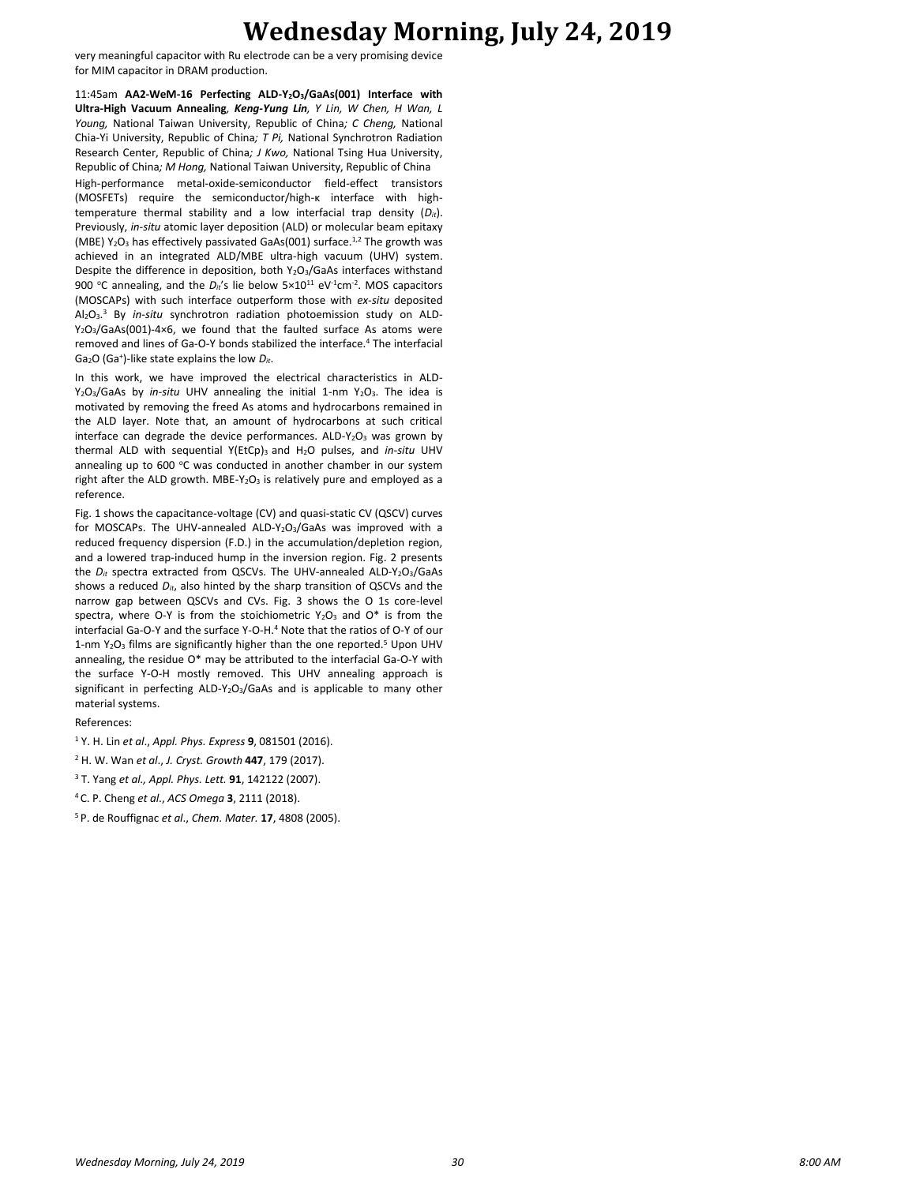very meaningful capacitor with Ru electrode can be a very promising device for MIM capacitor in DRAM production.

11:45am **AA2-WeM-16 Perfecting ALD-$Y_2O_3$/GaAs(001) Interface with Ultra-High Vacuum Annealing**, ***Keng-Yung Lin***, *Y Lin, W Chen, H Wan, L Young,* National Taiwan University, Republic of China*; C Cheng,* National Chia-Yi University, Republic of China*; T Pi,* National Synchrotron Radiation Research Center, Republic of China*; J Kwo,* National Tsing Hua University, Republic of China*; M Hong,* National Taiwan University, Republic of China

High-performance metal-oxide-semiconductor field-effect transistors (MOSFETs) require the semiconductor/high-κ interface with high-temperature thermal stability and a low interfacial trap density ($D_{it}$). Previously, *in-situ* atomic layer deposition (ALD) or molecular beam epitaxy (MBE) $Y_2O_3$ has effectively passivated GaAs(001) surface.[1,2] The growth was achieved in an integrated ALD/MBE ultra-high vacuum (UHV) system. Despite the difference in deposition, both $Y_2O_3$/GaAs interfaces withstand 900 °C annealing, and the $D_{it}$'s lie below $5\times10^{11}$ $eV^{-1}cm^{-2}$. MOS capacitors (MOSCAPs) with such interface outperform those with *ex-situ* deposited $Al_2O_3$.[3] By *in-situ* synchrotron radiation photoemission study on ALD-$Y_2O_3$/GaAs(001)-4×6, we found that the faulted surface As atoms were removed and lines of Ga-O-Y bonds stabilized the interface.[4] The interfacial $Ga_2O$ ($Ga^+$)-like state explains the low $D_{it}$.

In this work, we have improved the electrical characteristics in ALD-$Y_2O_3$/GaAs by *in-situ* UHV annealing the initial 1-nm $Y_2O_3$. The idea is motivated by removing the freed As atoms and hydrocarbons remained in the ALD layer. Note that, an amount of hydrocarbons at such critical interface can degrade the device performances. ALD-$Y_2O_3$ was grown by thermal ALD with sequential $Y(EtCp)_3$ and $H_2O$ pulses, and *in-situ* UHV annealing up to 600 °C was conducted in another chamber in our system right after the ALD growth. MBE-$Y_2O_3$ is relatively pure and employed as a reference.

Fig. 1 shows the capacitance-voltage (CV) and quasi-static CV (QSCV) curves for MOSCAPs. The UHV-annealed ALD-$Y_2O_3$/GaAs was improved with a reduced frequency dispersion (F.D.) in the accumulation/depletion region, and a lowered trap-induced hump in the inversion region. Fig. 2 presents the $D_{it}$ spectra extracted from QSCVs. The UHV-annealed ALD-$Y_2O_3$/GaAs shows a reduced $D_{it}$, also hinted by the sharp transition of QSCVs and the narrow gap between QSCVs and CVs. Fig. 3 shows the O 1s core-level spectra, where O-Y is from the stoichiometric $Y_2O_3$ and O* is from the interfacial Ga-O-Y and the surface Y-O-H.[4] Note that the ratios of O-Y of our 1-nm $Y_2O_3$ films are significantly higher than the one reported.[5] Upon UHV annealing, the residue O* may be attributed to the interfacial Ga-O-Y with the surface Y-O-H mostly removed. This UHV annealing approach is significant in perfecting ALD-$Y_2O_3$/GaAs and is applicable to many other material systems.

References:

[1] Y. H. Lin *et al*., *Appl. Phys. Express* **9**, 081501 (2016).

[2] H. W. Wan *et al*., *J. Cryst. Growth* **447**, 179 (2017).

[3] T. Yang *et al., Appl. Phys. Lett.* **91**, 142122 (2007).

[4] C. P. Cheng *et al*., *ACS Omega* **3**, 2111 (2018).

[5] P. de Rouffignac *et al*., *Chem. Mater.* **17**, 4808 (2005).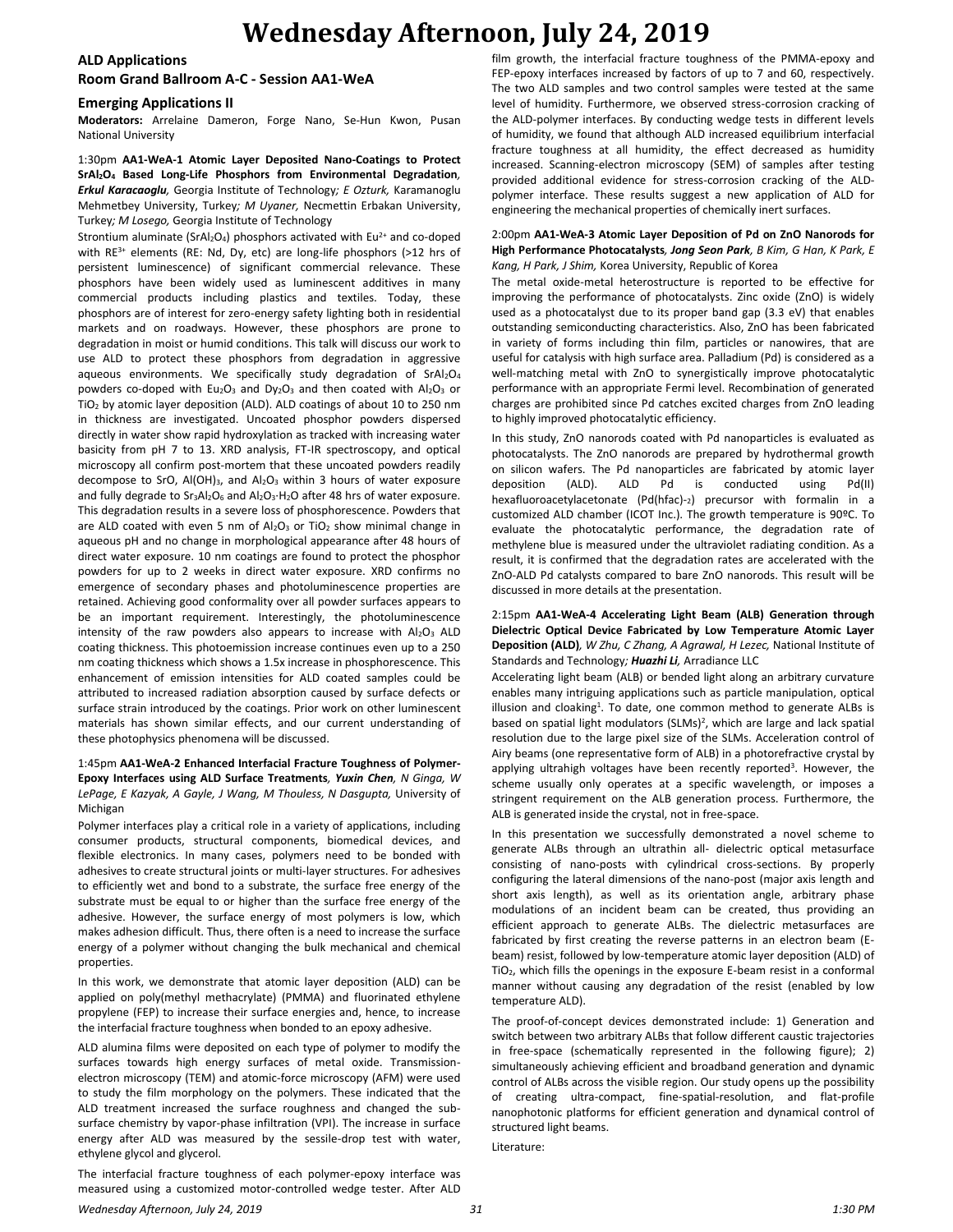# Wednesday Afternoon, July 24, 2019

## ALD Applications
## Room Grand Ballroom A-C - Session AA1-WeA

### Emerging Applications II

**Moderators:** Arrelaine Dameron, Forge Nano, Se-Hun Kwon, Pusan National University

1:30pm **AA1-WeA-1 Atomic Layer Deposited Nano-Coatings to Protect $SrAl_2O_4$ Based Long-Life Phosphors from Environmental Degradation**, ***Erkul Karacaoglu,*** Georgia Institute of Technology; *E Ozturk,* Karamanoglu Mehmetbey University, Turkey; *M Uyaner,* Necmettin Erbakan University, Turkey; *M Losego,* Georgia Institute of Technology

Strontium aluminate ($SrAl_2O_4$) phosphors activated with $Eu^{2+}$ and co-doped with $RE^{3+}$ elements (RE: Nd, Dy, etc) are long-life phosphors (>12 hrs of persistent luminescence) of significant commercial relevance. These phosphors have been widely used as luminescent additives in many commercial products including plastics and textiles. Today, these phosphors are of interest for zero-energy safety lighting both in residential markets and on roadways. However, these phosphors are prone to degradation in moist or humid conditions. This talk will discuss our work to use ALD to protect these phosphors from degradation in aggressive aqueous environments. We specifically study degradation of $SrAl_2O_4$ powders co-doped with $Eu_2O_3$ and $Dy_2O_3$ and then coated with $Al_2O_3$ or $TiO_2$ by atomic layer deposition (ALD). ALD coatings of about 10 to 250 nm in thickness are investigated. Uncoated phosphor powders dispersed directly in water show rapid hydroxylation as tracked with increasing water basicity from pH 7 to 13. XRD analysis, FT-IR spectroscopy, and optical microscopy all confirm post-mortem that these uncoated powders readily decompose to SrO, $Al(OH)_3$, and $Al_2O_3$ within 3 hours of water exposure and fully degrade to $Sr_3Al_2O_6$ and $Al_2O_3{\cdot}H_2O$ after 48 hrs of water exposure. This degradation results in a severe loss of phosphorescence. Powders that are ALD coated with even 5 nm of $Al_2O_3$ or $TiO_2$ show minimal change in aqueous pH and no change in morphological appearance after 48 hours of direct water exposure. 10 nm coatings are found to protect the phosphor powders for up to 2 weeks in direct water exposure. XRD confirms no emergence of secondary phases and photoluminescence properties are retained. Achieving good conformality over all powder surfaces appears to be an important requirement. Interestingly, the photoluminescence intensity of the raw powders also appears to increase with $Al_2O_3$ ALD coating thickness. This photoemission increase continues even up to a 250 nm coating thickness which shows a 1.5x increase in phosphorescence. This enhancement of emission intensities for ALD coated samples could be attributed to increased radiation absorption caused by surface defects or surface strain introduced by the coatings. Prior work on other luminescent materials has shown similar effects, and our current understanding of these photophysics phenomena will be discussed.

1:45pm **AA1-WeA-2 Enhanced Interfacial Fracture Toughness of Polymer-Epoxy Interfaces using ALD Surface Treatments**, ***Yuxin Chen,*** *N Ginga, W LePage, E Kazyak, A Gayle, J Wang, M Thouless, N Dasgupta,* University of Michigan

Polymer interfaces play a critical role in a variety of applications, including consumer products, structural components, biomedical devices, and flexible electronics. In many cases, polymers need to be bonded with adhesives to create structural joints or multi-layer structures. For adhesives to efficiently wet and bond to a substrate, the surface free energy of the substrate must be equal to or higher than the surface free energy of the adhesive. However, the surface energy of most polymers is low, which makes adhesion difficult. Thus, there often is a need to increase the surface energy of a polymer without changing the bulk mechanical and chemical properties.

In this work, we demonstrate that atomic layer deposition (ALD) can be applied on poly(methyl methacrylate) (PMMA) and fluorinated ethylene propylene (FEP) to increase their surface energies and, hence, to increase the interfacial fracture toughness when bonded to an epoxy adhesive.

ALD alumina films were deposited on each type of polymer to modify the surfaces towards high energy surfaces of metal oxide. Transmission-electron microscopy (TEM) and atomic-force microscopy (AFM) were used to study the film morphology on the polymers. These indicated that the ALD treatment increased the surface roughness and changed the sub-surface chemistry by vapor-phase infiltration (VPI). The increase in surface energy after ALD was measured by the sessile-drop test with water, ethylene glycol and glycerol.

The interfacial fracture toughness of each polymer-epoxy interface was measured using a customized motor-controlled wedge tester. After ALD film growth, the interfacial fracture toughness of the PMMA-epoxy and FEP-epoxy interfaces increased by factors of up to 7 and 60, respectively. The two ALD samples and two control samples were tested at the same level of humidity. Furthermore, we observed stress-corrosion cracking of the ALD-polymer interfaces. By conducting wedge tests in different levels of humidity, we found that although ALD increased equilibrium interfacial fracture toughness at all humidity, the effect decreased as humidity increased. Scanning-electron microscopy (SEM) of samples after testing provided additional evidence for stress-corrosion cracking of the ALD-polymer interface. These results suggest a new application of ALD for engineering the mechanical properties of chemically inert surfaces.

2:00pm **AA1-WeA-3 Atomic Layer Deposition of Pd on ZnO Nanorods for High Performance Photocatalysts**, ***Jong Seon Park***, *B Kim, G Han, K Park, E Kang, H Park, J Shim,* Korea University, Republic of Korea

The metal oxide-metal heterostructure is reported to be effective for improving the performance of photocatalysts. Zinc oxide (ZnO) is widely used as a photocatalyst due to its proper band gap (3.3 eV) that enables outstanding semiconducting characteristics. Also, ZnO has been fabricated in variety of forms including thin film, particles or nanowires, that are useful for catalysis with high surface area. Palladium (Pd) is considered as a well-matching metal with ZnO to synergistically improve photocatalytic performance with an appropriate Fermi level. Recombination of generated charges are prohibited since Pd catches excited charges from ZnO leading to highly improved photocatalytic efficiency.

In this study, ZnO nanorods coated with Pd nanoparticles is evaluated as photocatalysts. The ZnO nanorods are prepared by hydrothermal growth on silicon wafers. The Pd nanoparticles are fabricated by atomic layer deposition (ALD). ALD Pd is conducted using Pd(II) hexafluoroacetylacetonate (Pd(hfac)-$_2$) precursor with formalin in a customized ALD chamber (ICOT Inc.). The growth temperature is 90ºC. To evaluate the photocatalytic performance, the degradation rate of methylene blue is measured under the ultraviolet radiating condition. As a result, it is confirmed that the degradation rates are accelerated with the ZnO-ALD Pd catalysts compared to bare ZnO nanorods. This result will be discussed in more details at the presentation.

2:15pm **AA1-WeA-4 Accelerating Light Beam (ALB) Generation through Dielectric Optical Device Fabricated by Low Temperature Atomic Layer Deposition (ALD)**, *W Zhu, C Zhang, A Agrawal, H Lezec,* National Institute of Standards and Technology; ***Huazhi Li,*** Arradiance LLC

Accelerating light beam (ALB) or bended light along an arbitrary curvature enables many intriguing applications such as particle manipulation, optical illusion and cloaking[1]. To date, one common method to generate ALBs is based on spatial light modulators (SLMs)[2], which are large and lack spatial resolution due to the large pixel size of the SLMs. Acceleration control of Airy beams (one representative form of ALB) in a photorefractive crystal by applying ultrahigh voltages have been recently reported[3]. However, the scheme usually only operates at a specific wavelength, or imposes a stringent requirement on the ALB generation process. Furthermore, the ALB is generated inside the crystal, not in free-space.

In this presentation we successfully demonstrated a novel scheme to generate ALBs through an ultrathin all- dielectric optical metasurface consisting of nano-posts with cylindrical cross-sections. By properly configuring the lateral dimensions of the nano-post (major axis length and short axis length), as well as its orientation angle, arbitrary phase modulations of an incident beam can be created, thus providing an efficient approach to generate ALBs. The dielectric metasurfaces are fabricated by first creating the reverse patterns in an electron beam (E-beam) resist, followed by low-temperature atomic layer deposition (ALD) of $TiO_2$, which fills the openings in the exposure E-beam resist in a conformal manner without causing any degradation of the resist (enabled by low temperature ALD).

The proof-of-concept devices demonstrated include: 1) Generation and switch between two arbitrary ALBs that follow different caustic trajectories in free-space (schematically represented in the following figure); 2) simultaneously achieving efficient and broadband generation and dynamic control of ALBs across the visible region. Our study opens up the possibility of creating ultra-compact, fine-spatial-resolution, and flat-profile nanophotonic platforms for efficient generation and dynamical control of structured light beams.

Literature: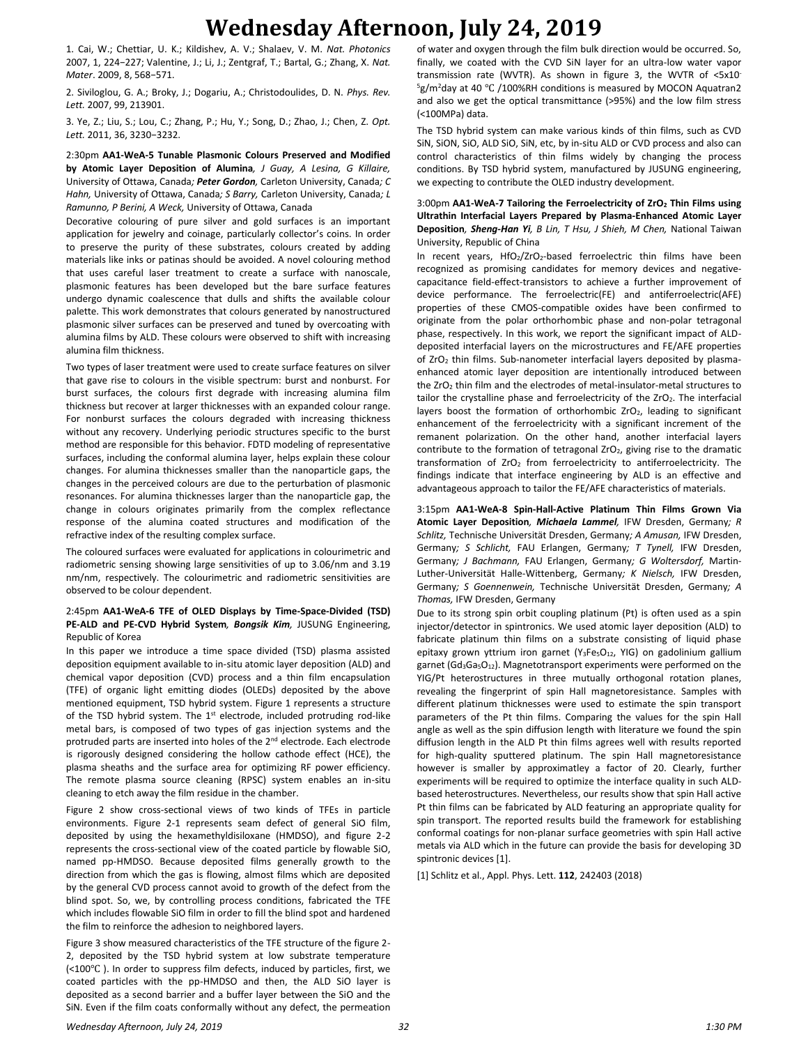1. Cai, W.; Chettiar, U. K.; Kildishev, A. V.; Shalaev, V. M. *Nat. Photonics* 2007, 1, 224−227; Valentine, J.; Li, J.; Zentgraf, T.; Bartal, G.; Zhang, X. *Nat. Mater*. 2009, 8, 568−571.

2. Siviloglou, G. A.; Broky, J.; Dogariu, A.; Christodoulides, D. N. *Phys. Rev. Lett.* 2007, 99, 213901.

3. Ye, Z.; Liu, S.; Lou, C.; Zhang, P.; Hu, Y.; Song, D.; Zhao, J.; Chen, Z. *Opt. Lett.* 2011, 36, 3230−3232.

2:30pm **AA1-WeA-5 Tunable Plasmonic Colours Preserved and Modified by Atomic Layer Deposition of Alumina***, J Guay, A Lesina, G Killaire,* University of Ottawa, Canada*; **Peter Gordon**,* Carleton University, Canada*; C Hahn,* University of Ottawa, Canada*; S Barry,* Carleton University, Canada*; L Ramunno, P Berini, A Weck,* University of Ottawa, Canada

Decorative colouring of pure silver and gold surfaces is an important application for jewelry and coinage, particularly collector's coins. In order to preserve the purity of these substrates, colours created by adding materials like inks or patinas should be avoided. A novel colouring method that uses careful laser treatment to create a surface with nanoscale, plasmonic features has been developed but the bare surface features undergo dynamic coalescence that dulls and shifts the available colour palette. This work demonstrates that colours generated by nanostructured plasmonic silver surfaces can be preserved and tuned by overcoating with alumina films by ALD. These colours were observed to shift with increasing alumina film thickness.

Two types of laser treatment were used to create surface features on silver that gave rise to colours in the visible spectrum: burst and nonburst. For burst surfaces, the colours first degrade with increasing alumina film thickness but recover at larger thicknesses with an expanded colour range. For nonburst surfaces the colours degraded with increasing thickness without any recovery. Underlying periodic structures specific to the burst method are responsible for this behavior. FDTD modeling of representative surfaces, including the conformal alumina layer, helps explain these colour changes. For alumina thicknesses smaller than the nanoparticle gaps, the changes in the perceived colours are due to the perturbation of plasmonic resonances. For alumina thicknesses larger than the nanoparticle gap, the change in colours originates primarily from the complex reflectance response of the alumina coated structures and modification of the refractive index of the resulting complex surface.

The coloured surfaces were evaluated for applications in colourimetric and radiometric sensing showing large sensitivities of up to 3.06/nm and 3.19 nm/nm, respectively. The colourimetric and radiometric sensitivities are observed to be colour dependent.

2:45pm **AA1-WeA-6 TFE of OLED Displays by Time-Space-Divided (TSD) PE-ALD and PE-CVD Hybrid System***, **Bongsik Kim**,* JUSUNG Engineering, Republic of Korea

In this paper we introduce a time space divided (TSD) plasma assisted deposition equipment available to in-situ atomic layer deposition (ALD) and chemical vapor deposition (CVD) process and a thin film encapsulation (TFE) of organic light emitting diodes (OLEDs) deposited by the above mentioned equipment, TSD hybrid system. Figure 1 represents a structure of the TSD hybrid system. The 1st electrode, included protruding rod-like metal bars, is composed of two types of gas injection systems and the protruded parts are inserted into holes of the 2nd electrode. Each electrode is rigorously designed considering the hollow cathode effect (HCE), the plasma sheaths and the surface area for optimizing RF power efficiency. The remote plasma source cleaning (RPSC) system enables an in-situ cleaning to etch away the film residue in the chamber.

Figure 2 show cross-sectional views of two kinds of TFEs in particle environments. Figure 2-1 represents seam defect of general SiO film, deposited by using the hexamethyldisiloxane (HMDSO), and figure 2-2 represents the cross-sectional view of the coated particle by flowable SiO, named pp-HMDSO. Because deposited films generally growth to the direction from which the gas is flowing, almost films which are deposited by the general CVD process cannot avoid to growth of the defect from the blind spot. So, we, by controlling process conditions, fabricated the TFE which includes flowable SiO film in order to fill the blind spot and hardened the film to reinforce the adhesion to neighbored layers.

Figure 3 show measured characteristics of the TFE structure of the figure 2-2, deposited by the TSD hybrid system at low substrate temperature (<100℃ ). In order to suppress film defects, induced by particles, first, we coated particles with the pp-HMDSO and then, the ALD SiO layer is deposited as a second barrier and a buffer layer between the SiO and the SiN. Even if the film coats conformally without any defect, the permeation of water and oxygen through the film bulk direction would be occurred. So, finally, we coated with the CVD SiN layer for an ultra-low water vapor transmission rate (WVTR). As shown in figure 3, the WVTR of $<5\times10^{-5}$ g/m$^2$day at 40 ℃ /100%RH conditions is measured by MOCON Aquatran2 and also we get the optical transmittance (>95%) and the low film stress (<100MPa) data.

The TSD hybrid system can make various kinds of thin films, such as CVD SiN, SiON, SiO, ALD SiO, SiN, etc, by in-situ ALD or CVD process and also can control characteristics of thin films widely by changing the process conditions. By TSD hybrid system, manufactured by JUSUNG engineering, we expecting to contribute the OLED industry development.

3:00pm **AA1-WeA-7 Tailoring the Ferroelectricity of $ZrO_2$ Thin Films using Ultrathin Interfacial Layers Prepared by Plasma-Enhanced Atomic Layer Deposition***, **Sheng-Han Yi**, B Lin, T Hsu, J Shieh, M Chen,* National Taiwan University, Republic of China

In recent years, $HfO_2$/$ZrO_2$-based ferroelectric thin films have been recognized as promising candidates for memory devices and negative-capacitance field-effect-transistors to achieve a further improvement of device performance. The ferroelectric(FE) and antiferroelectric(AFE) properties of these CMOS-compatible oxides have been confirmed to originate from the polar orthorhombic phase and non-polar tetragonal phase, respectively. In this work, we report the significant impact of ALD-deposited interfacial layers on the microstructures and FE/AFE properties of $ZrO_2$ thin films. Sub-nanometer interfacial layers deposited by plasma-enhanced atomic layer deposition are intentionally introduced between the $ZrO_2$ thin film and the electrodes of metal-insulator-metal structures to tailor the crystalline phase and ferroelectricity of the $ZrO_2$. The interfacial layers boost the formation of orthorhombic $ZrO_2$, leading to significant enhancement of the ferroelectricity with a significant increment of the remanent polarization. On the other hand, another interfacial layers contribute to the formation of tetragonal $ZrO_2$, giving rise to the dramatic transformation of $ZrO_2$ from ferroelectricity to antiferroelectricity. The findings indicate that interface engineering by ALD is an effective and advantageous approach to tailor the FE/AFE characteristics of materials.

3:15pm **AA1-WeA-8 Spin-Hall-Active Platinum Thin Films Grown Via Atomic Layer Deposition***, **Michaela Lammel**,* IFW Dresden, Germany*; R Schlitz,* Technische Universität Dresden, Germany*; A Amusan,* IFW Dresden, Germany*; S Schlicht,* FAU Erlangen, Germany*; T Tynell,* IFW Dresden, Germany*; J Bachmann,* FAU Erlangen, Germany*; G Woltersdorf,* Martin-Luther-Universität Halle-Wittenberg, Germany*; K Nielsch,* IFW Dresden, Germany*; S Goennenwein,* Technische Universität Dresden, Germany*; A Thomas,* IFW Dresden, Germany

Due to its strong spin orbit coupling platinum (Pt) is often used as a spin injector/detector in spintronics. We used atomic layer deposition (ALD) to fabricate platinum thin films on a substrate consisting of liquid phase epitaxy grown yttrium iron garnet ($Y_3Fe_5O_{12}$, YIG) on gadolinium gallium garnet ($Gd_3Ga_5O_{12}$). Magnetotransport experiments were performed on the YIG/Pt heterostructures in three mutually orthogonal rotation planes, revealing the fingerprint of spin Hall magnetoresistance. Samples with different platinum thicknesses were used to estimate the spin transport parameters of the Pt thin films. Comparing the values for the spin Hall angle as well as the spin diffusion length with literature we found the spin diffusion length in the ALD Pt thin films agrees well with results reported for high-quality sputtered platinum. The spin Hall magnetoresistance however is smaller by approximatley a factor of 20. Clearly, further experiments will be required to optimize the interface quality in such ALD-based heterostructures. Nevertheless, our results show that spin Hall active Pt thin films can be fabricated by ALD featuring an appropriate quality for spin transport. The reported results build the framework for establishing conformal coatings for non-planar surface geometries with spin Hall active metals via ALD which in the future can provide the basis for developing 3D spintronic devices [1].

[1] Schlitz et al., Appl. Phys. Lett. **112**, 242403 (2018)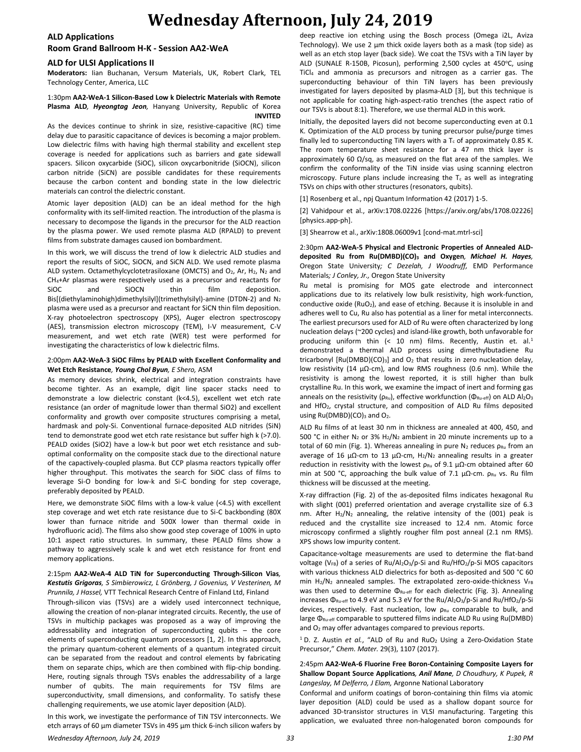# Wednesday Afternoon, July 24, 2019

## ALD Applications
## Room Grand Ballroom H-K - Session AA2-WeA

### ALD for ULSI Applications II

**Moderators:** Iian Buchanan, Versum Materials, UK, Robert Clark, TEL Technology Center, America, LLC

1:30pm **AA2-WeA-1 Silicon-Based Low k Dielectric Materials with Remote Plasma ALD**, ***Hyeongtag Jeon,*** Hanyang University, Republic of Korea **INVITED**

As the devices continue to shrink in size, resistive-capacitive (RC) time delay due to parasitic capacitance of devices is becoming a major problem. Low dielectric films with having high thermal stability and excellent step coverage is needed for applications such as barriers and gate sidewall spacers. Silicon oxycarbide (SiOC), silicon oxycarbonitride (SiOCN), silicon carbon nitride (SiCN) are possible candidates for these requirements because the carbon content and bonding state in the low dielectric materials can control the dielectric constant.

Atomic layer deposition (ALD) can be an ideal method for the high conformality with its self-limited reaction. The introduction of the plasma is necessary to decompose the ligands in the precursor for the ALD reaction by the plasma power. We used remote plasma ALD (RPALD) to prevent films from substrate damages caused ion bombardment.

In this work, we will discuss the trend of low k dielectric ALD studies and report the results of SiOC, SiOCN, and SiCN ALD. We used remote plasma ALD system. Octamethylcyclotetrasiloxane (OMCTS) and $O_2$, Ar, $H_2$, $N_2$ and $CH_4$+Ar plasmas were respectively used as a precursor and reactants for SiOC and SiOCN thin film deposition. Bis[(diethylaminohigh)dimethylsilyl](trimethylsilyl)-amine (DTDN-2) and $N_2$ plasma were used as a precursor and reactant for SiCN thin film deposition. X-ray photoelectron spectroscopy (XPS), Auger electron spectroscopy (AES), transmission electron microscopy (TEM), I-V measurement, C-V measurement, and wet etch rate (WER) test were performed for investigating the characteristics of low k dielectric films.

2:00pm **AA2-WeA-3 SiOC Films by PEALD with Excellent Conformality and Wet Etch Resistance**, ***Young Chol Byun***, *E Shero,* ASM

As memory devices shrink, electrical and integration constraints have become tighter. As an example, digit line spacer stacks need to demonstrate a low dielectric constant (k<4.5), excellent wet etch rate resistance (an order of magnitude lower than thermal SiO2) and excellent conformality and growth over composite structures comprising a metal, hardmask and poly-Si. Conventional furnace-deposited ALD nitrides (SiN) tend to demonstrate good wet etch rate resistance but suffer high k (>7.0). PEALD oxides (SiO2) have a low-k but poor wet etch resistance and sub-optimal conformality on the composite stack due to the directional nature of the capactively-coupled plasma. But CCP plasma reactors typically offer higher throughput. This motivates the search for SiOC class of films to leverage Si-O bonding for low-k and Si-C bonding for step coverage, preferably deposited by PEALD.

Here, we demonstrate SiOC films with a low-k value (<4.5) with excellent step coverage and wet etch rate resistance due to Si-C backbonding (80X lower than furnace nitride and 500X lower than thermal oxide in hydrofluoric acid). The films also show good step coverage of 100% in upto 10:1 aspect ratio structures. In summary, these PEALD films show a pathway to aggressively scale k and wet etch resistance for front end memory applications.

2:15pm **AA2-WeA-4 ALD TiN for Superconducting Through-Silicon Vias**, ***Kestutis Grigoras***, *S Simbierowicz, L Grönberg, J Govenius, V Vesterinen, M Prunnila, J Hassel,* VTT Technical Research Centre of Finland Ltd, Finland

Through-silicon vias (TSVs) are a widely used interconnect technique, allowing the creation of non-planar integrated circuits. Recently, the use of TSVs in multichip packages was proposed as a way of improving the addressability and integration of superconducting qubits – the core elements of superconducting quantum processors [1, 2]. In this approach, the primary quantum-coherent elements of a quantum integrated circuit can be separated from the readout and control elements by fabricating them on separate chips, which are then combined with flip-chip bonding. Here, routing signals through TSVs enables the addressability of a large number of qubits. The main requirements for TSV films are superconductivity, small dimensions, and conformality. To satisfy these challenging requirements, we use atomic layer deposition (ALD).

In this work, we investigate the performance of TiN TSV interconnects. We etch arrays of 60 µm diameter TSVs in 495 µm thick 6-inch silicon wafers by deep reactive ion etching using the Bosch process (Omega i2L, Aviza Technology). We use 2 µm thick oxide layers both as a mask (top side) as well as an etch stop layer (back side). We coat the TSVs with a TiN layer by ALD (SUNALE R-150B, Picosun), performing 2,500 cycles at 450°C, using $TiCl_4$ and ammonia as precursors and nitrogen as a carrier gas. The superconducting behaviour of thin TiN layers has been previously investigated for layers deposited by plasma-ALD [3], but this technique is not applicable for coating high-aspect-ratio trenches (the aspect ratio of our TSVs is about 8:1). Therefore, we use thermal ALD in this work.

Initially, the deposited layers did not become superconducting even at 0.1 K. Optimization of the ALD process by tuning precursor pulse/purge times finally led to superconducting TiN layers with a $T_c$ of approximately 0.85 K. The room temperature sheet resistance for a 47 nm thick layer is approximately 60 Ω/sq, as measured on the flat area of the samples. We confirm the conformality of the TiN inside vias using scanning electron microscopy. Future plans include increasing the $T_c$ as well as integrating TSVs on chips with other structures (resonators, qubits).

[1] Rosenberg et al., npj Quantum Information 42 (2017) 1-5.

[2] Vahidpour et al., arXiv:1708.02226 [https://arxiv.org/abs/1708.02226] [physics.app-ph].

[3] Shearrow et al., arXiv:1808.06009v1 [cond-mat.mtrl-sci]

2:30pm **AA2-WeA-5 Physical and Electronic Properties of Annealed ALD-deposited Ru from $Ru(DMBD)(CO)_3$ and Oxygen**, ***Michael H. Hayes,*** Oregon State University*; C Dezelah, J Woodruff,* EMD Performance Materials*; J Conley, Jr.,* Oregon State University

Ru metal is promising for MOS gate electrode and interconnect applications due to its relatively low bulk resistivity, high work-function, conductive oxide ($RuO_2$), and ease of etching. Because it is insoluble in and adheres well to Cu, Ru also has potential as a liner for metal interconnects. The earliest precursors used for ALD of Ru were often characterized by long nucleation delays (~200 cycles) and island-like growth, both unfavorable for producing uniform thin (< 10 nm) films. Recently, Austin et. al.[1] demonstrated a thermal ALD process using dimethylbutadiene Ru tricarbonyl [$Ru(DMBD)(CO)_3$] and $O_2$ that results in zero nucleation delay, low resistivity (14 µΩ-cm), and low RMS roughness (0.6 nm). While the resistivity is among the lowest reported, it is still higher than bulk crystalline Ru. In this work, we examine the impact of inert and forming gas anneals on the resistivity ($\rho_{Ru}$), effective workfunction ($\Phi_{Ru\text{-}eff}$) on ALD $Al_2O_3$ and $HfO_2$, crystal structure, and composition of ALD Ru films deposited using $Ru(DMBD)(CO)_3$ and $O_2$.

ALD Ru films of at least 30 nm in thickness are annealed at 400, 450, and 500 °C in either $N_2$ or 3% $H_2/N_2$ ambient in 20 minute increments up to a total of 60 min (Fig. 1). Whereas annealing in pure $N_2$ reduces $\rho_{Ru}$ from an average of 16 µΩ-cm to 13 µΩ-cm, $H_2/N_2$ annealing results in a greater reduction in resistivity with the lowest $\rho_{Ru}$ of 9.1 µΩ-cm obtained after 60 min at 500 °C, approaching the bulk value of 7.1 µΩ-cm. $\rho_{Ru}$ vs. Ru film thickness will be discussed at the meeting.

X-ray diffraction (Fig. 2) of the as-deposited films indicates hexagonal Ru with slight (001) preferred orientation and average crystallite size of 6.3 nm. After $H_2/N_2$ annealing, the relative intensity of the (001) peak is reduced and the crystallite size increased to 12.4 nm. Atomic force microscopy confirmed a slightly rougher film post anneal (2.1 nm RMS). XPS shows low impurity content.

Capacitance-voltage measurements are used to determine the flat-band voltage ($V_{FB}$) of a series of Ru/$Al_2O_3$/p-Si and Ru/$HfO_2$/p-Si MOS capacitors with various thickness ALD dielectrics for both as-deposited and 500 °C 60 min $H_2/N_2$ annealed samples. The extrapolated zero-oxide-thickness $V_{FB}$ was then used to determine $\Phi_{Ru\text{-}eff}$ for each dielectric (Fig. 3). Annealing increases $\Phi_{Ru\text{-}eff}$ to 4.9 eV and 5.3 eV for the Ru/$Al_2O_3$/p-Si and Ru/$HfO_2$/p-Si devices, respectively. Fast nucleation, low $\rho_{Ru}$ comparable to bulk, and large $\Phi_{Ru\text{-}eff}$ comparable to sputtered films indicate ALD Ru using Ru(DMBD) and $O_2$ may offer advantages compared to previous reports.

[1] D. Z. Austin *et al.*, "ALD of Ru and $RuO_2$ Using a Zero-Oxidation State Precursor," *Chem. Mater.* 29(3), 1107 (2017).

2:45pm **AA2-WeA-6 Fluorine Free Boron-Containing Composite Layers for Shallow Dopant Source Applications**, ***Anil Mane***, *D Choudhury, K Pupek, R Langeslay, M Delferro, J Elam,* Argonne National Laboratory

Conformal and uniform coatings of boron-containing thin films via atomic layer deposition (ALD) could be used as a shallow dopant source for advanced 3D-transistor structures in VLSI manufacturing. Targeting this application, we evaluated three non-halogenated boron compounds for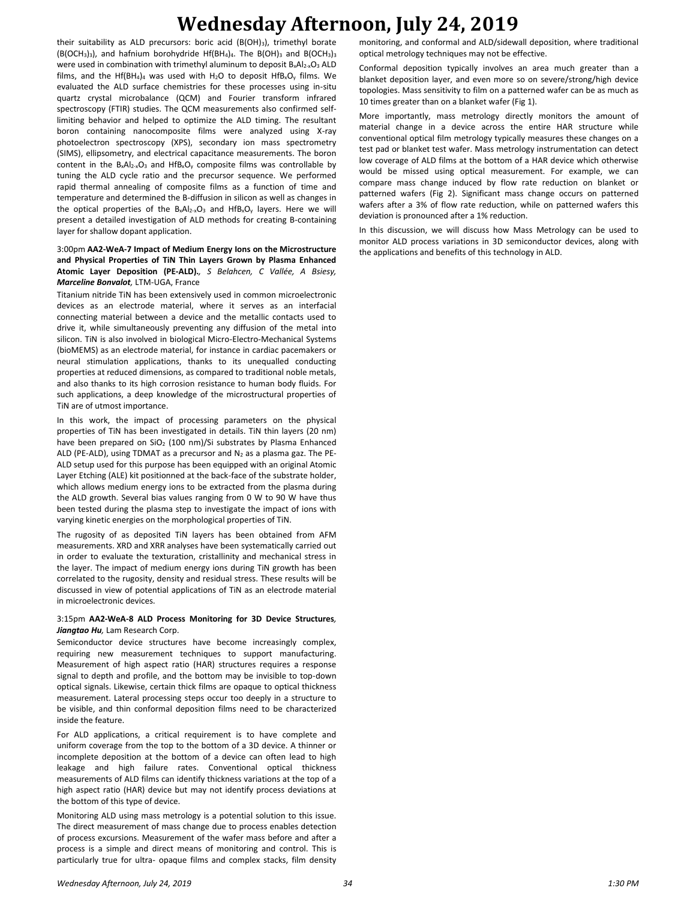their suitability as ALD precursors: boric acid ($B(OH)_3$), trimethyl borate ($B(OCH_3)_3$), and hafnium borohydride $Hf(BH_4)_4$. The $B(OH)_3$ and $B(OCH_3)_3$ were used in combination with trimethyl aluminum to deposit $B_xAl_{2-x}O_3$ ALD films, and the $Hf(BH_4)_4$ was used with $H_2O$ to deposit $HfB_xO_y$ films. We evaluated the ALD surface chemistries for these processes using in-situ quartz crystal microbalance (QCM) and Fourier transform infrared spectroscopy (FTIR) studies. The QCM measurements also confirmed self-limiting behavior and helped to optimize the ALD timing. The resultant boron containing nanocomposite films were analyzed using X-ray photoelectron spectroscopy (XPS), secondary ion mass spectrometry (SIMS), ellipsometry, and electrical capacitance measurements. The boron content in the $B_xAl_{2-x}O_3$ and $HfB_xO_y$ composite films was controllable by tuning the ALD cycle ratio and the precursor sequence. We performed rapid thermal annealing of composite films as a function of time and temperature and determined the B-diffusion in silicon as well as changes in the optical properties of the $B_xAl_{2-x}O_3$ and $HfB_xO_y$ layers. Here we will present a detailed investigation of ALD methods for creating B-containing layer for shallow dopant application.

3:00pm **AA2-WeA-7 Impact of Medium Energy Ions on the Microstructure and Physical Properties of TiN Thin Layers Grown by Plasma Enhanced Atomic Layer Deposition (PE-ALD).**, *S Belahcen, C Vallée, A Bsiesy, **Marceline Bonvalot***, LTM-UGA, France

Titanium nitride TiN has been extensively used in common microelectronic devices as an electrode material, where it serves as an interfacial connecting material between a device and the metallic contacts used to drive it, while simultaneously preventing any diffusion of the metal into silicon. TiN is also involved in biological Micro-Electro-Mechanical Systems (bioMEMS) as an electrode material, for instance in cardiac pacemakers or neural stimulation applications, thanks to its unequalled conducting properties at reduced dimensions, as compared to traditional noble metals, and also thanks to its high corrosion resistance to human body fluids. For such applications, a deep knowledge of the microstructural properties of TiN are of utmost importance.

In this work, the impact of processing parameters on the physical properties of TiN has been investigated in details. TiN thin layers (20 nm) have been prepared on $SiO_2$ (100 nm)/Si substrates by Plasma Enhanced ALD (PE-ALD), using TDMAT as a precursor and $N_2$ as a plasma gaz. The PE-ALD setup used for this purpose has been equipped with an original Atomic Layer Etching (ALE) kit positionned at the back-face of the substrate holder, which allows medium energy ions to be extracted from the plasma during the ALD growth. Several bias values ranging from 0 W to 90 W have thus been tested during the plasma step to investigate the impact of ions with varying kinetic energies on the morphological properties of TiN.

The rugosity of as deposited TiN layers has been obtained from AFM measurements. XRD and XRR analyses have been systematically carried out in order to evaluate the texturation, cristallinity and mechanical stress in the layer. The impact of medium energy ions during TiN growth has been correlated to the rugosity, density and residual stress. These results will be discussed in view of potential applications of TiN as an electrode material in microelectronic devices.

3:15pm **AA2-WeA-8 ALD Process Monitoring for 3D Device Structures**, ***Jiangtao Hu***, Lam Research Corp.

Semiconductor device structures have become increasingly complex, requiring new measurement techniques to support manufacturing. Measurement of high aspect ratio (HAR) structures requires a response signal to depth and profile, and the bottom may be invisible to top-down optical signals. Likewise, certain thick films are opaque to optical thickness measurement. Lateral processing steps occur too deeply in a structure to be visible, and thin conformal deposition films need to be characterized inside the feature.

For ALD applications, a critical requirement is to have complete and uniform coverage from the top to the bottom of a 3D device. A thinner or incomplete deposition at the bottom of a device can often lead to high leakage and high failure rates. Conventional optical thickness measurements of ALD films can identify thickness variations at the top of a high aspect ratio (HAR) device but may not identify process deviations at the bottom of this type of device.

Monitoring ALD using mass metrology is a potential solution to this issue. The direct measurement of mass change due to process enables detection of process excursions. Measurement of the wafer mass before and after a process is a simple and direct means of monitoring and control. This is particularly true for ultra- opaque films and complex stacks, film density monitoring, and conformal and ALD/sidewall deposition, where traditional optical metrology techniques may not be effective.

Conformal deposition typically involves an area much greater than a blanket deposition layer, and even more so on severe/strong/high device topologies. Mass sensitivity to film on a patterned wafer can be as much as 10 times greater than on a blanket wafer (Fig 1).

More importantly, mass metrology directly monitors the amount of material change in a device across the entire HAR structure while conventional optical film metrology typically measures these changes on a test pad or blanket test wafer. Mass metrology instrumentation can detect low coverage of ALD films at the bottom of a HAR device which otherwise would be missed using optical measurement. For example, we can compare mass change induced by flow rate reduction on blanket or patterned wafers (Fig 2). Significant mass change occurs on patterned wafers after a 3% of flow rate reduction, while on patterned wafers this deviation is pronounced after a 1% reduction.

In this discussion, we will discuss how Mass Metrology can be used to monitor ALD process variations in 3D semiconductor devices, along with the applications and benefits of this technology in ALD.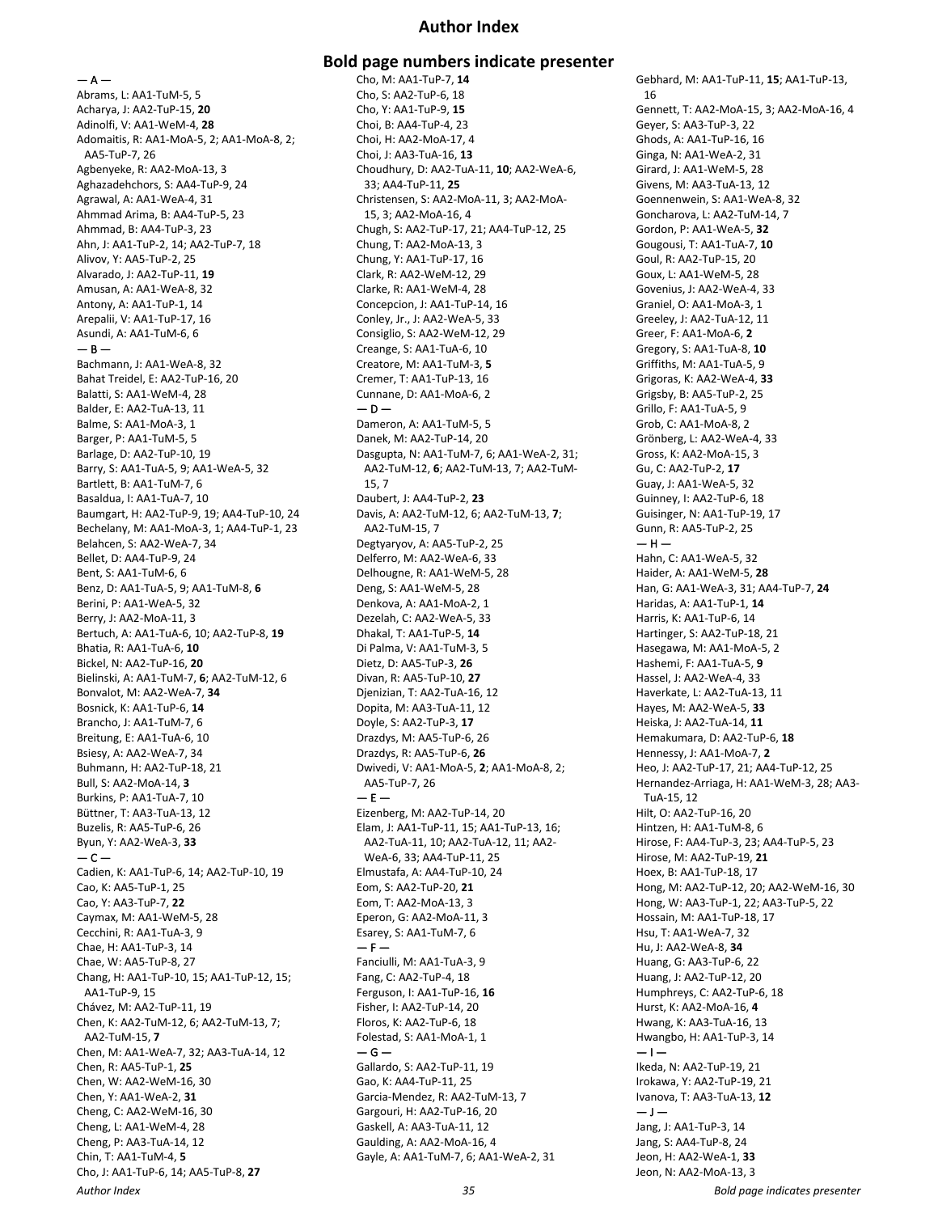# Author Index

## Bold page numbers indicate presenter

— A —

Abrams, L: AA1-TuM-5, 5
Acharya, J: AA2-TuP-15, **20**
Adinolfi, V: AA1-WeM-4, **28**
Adomaitis, R: AA1-MoA-5, 2; AA1-MoA-8, 2; AA5-TuP-7, 26
Agbenyeke, R: AA2-MoA-13, 3
Aghazadehchors, S: AA4-TuP-9, 24
Agrawal, A: AA1-WeA-4, 31
Ahmmad Arima, B: AA4-TuP-5, 23
Ahmmad, B: AA4-TuP-3, 23
Ahn, J: AA1-TuP-2, 14; AA2-TuP-7, 18
Alivov, Y: AA5-TuP-2, 25
Alvarado, J: AA2-TuP-11, **19**
Amusan, A: AA1-WeA-8, 32
Antony, A: AA1-TuP-1, 14
Arepalii, V: AA1-TuP-17, 16
Asundi, A: AA1-TuM-6, 6

— B —

Bachmann, J: AA1-WeA-8, 32
Bahat Treidel, E: AA2-TuP-16, 20
Balatti, S: AA1-WeM-4, 28
Balder, E: AA2-TuA-13, 11
Balme, S: AA1-MoA-3, 1
Barger, P: AA1-TuM-5, 5
Barlage, D: AA2-TuP-10, 19
Barry, S: AA1-TuA-5, 9; AA1-WeA-5, 32
Bartlett, B: AA1-TuM-7, 6
Basaldua, I: AA1-TuA-7, 10
Baumgart, H: AA2-TuP-9, 19; AA4-TuP-10, 24
Bechelany, M: AA1-MoA-3, 1; AA4-TuP-1, 23
Belahcen, S: AA2-WeA-7, 34
Bellet, D: AA4-TuP-9, 24
Bent, S: AA1-TuM-6, 6
Benz, D: AA1-TuA-5, 9; AA1-TuM-8, **6**
Berini, P: AA1-WeA-5, 32
Berry, J: AA2-MoA-11, 3
Bertuch, A: AA1-TuA-6, 10; AA2-TuP-8, **19**
Bhatia, R: AA1-TuA-6, **10**
Bickel, N: AA2-TuP-16, **20**
Bielinski, A: AA1-TuM-7, **6**; AA2-TuM-12, 6
Bonvalot, M: AA2-WeA-7, **34**
Bosnick, K: AA1-TuP-6, **14**
Brancho, J: AA1-TuM-7, 6
Breitung, E: AA1-TuA-6, 10
Bsiesy, A: AA2-WeA-7, 34
Buhmann, H: AA2-TuP-18, 21
Bull, S: AA2-MoA-14, **3**
Burkins, P: AA1-TuA-7, 10
Büttner, T: AA3-TuA-13, 12
Buzelis, R: AA5-TuP-6, 26
Byun, Y: AA2-WeA-3, **33**

— C —

Cadien, K: AA1-TuP-6, 14; AA2-TuP-10, 19
Cao, K: AA5-TuP-1, 25
Cao, Y: AA3-TuP-7, **22**
Caymax, M: AA1-WeM-5, 28
Cecchini, R: AA1-TuA-3, 9
Chae, H: AA1-TuP-3, 14
Chae, W: AA5-TuP-8, 27
Chang, H: AA1-TuP-10, 15; AA1-TuP-12, 15; AA1-TuP-9, 15
Chávez, M: AA2-TuP-11, 19
Chen, K: AA2-TuM-12, 6; AA2-TuM-13, 7; AA2-TuM-15, **7**
Chen, M: AA1-WeA-7, 32; AA3-TuA-14, 12
Chen, R: AA5-TuP-1, **25**
Chen, W: AA2-WeM-16, 30
Chen, Y: AA1-WeA-2, **31**
Cheng, C: AA2-WeM-16, 30
Cheng, L: AA1-WeM-4, 28
Cheng, P: AA3-TuA-14, 12
Chin, T: AA1-TuM-4, **5**
Cho, J: AA1-TuP-6, 14; AA5-TuP-8, **27**
Cho, M: AA1-TuP-7, **14**
Cho, S: AA2-TuP-6, 18
Cho, Y: AA1-TuP-9, **15**
Choi, B: AA4-TuP-4, 23
Choi, H: AA2-MoA-17, 4
Choi, J: AA3-TuA-16, **13**
Choudhury, D: AA2-TuA-11, **10**; AA2-WeA-6, 33; AA4-TuP-11, **25**
Christensen, S: AA2-MoA-11, 3; AA2-MoA-15, 3; AA2-MoA-16, 4
Chugh, S: AA2-TuP-17, 21; AA4-TuP-12, 25
Chung, T: AA2-MoA-13, 3
Chung, Y: AA1-TuP-17, 16
Clark, R: AA2-WeM-12, 29
Clarke, R: AA1-WeM-4, 28
Concepcion, J: AA1-TuP-14, 16
Conley, Jr., J: AA2-WeA-5, 33
Consiglio, S: AA2-WeM-12, 29
Creange, S: AA1-TuA-6, 10
Creatore, M: AA1-TuM-3, **5**
Cremer, T: AA1-TuP-13, 16
Cunnane, D: AA1-MoA-6, 2

— D —

Dameron, A: AA1-TuM-5, 5
Danek, M: AA2-TuP-14, 20
Dasgupta, N: AA1-TuM-7, 6; AA1-WeA-2, 31; AA2-TuM-12, **6**; AA2-TuM-13, 7; AA2-TuM-15, 7
Daubert, J: AA4-TuP-2, **23**
Davis, A: AA2-TuM-12, 6; AA2-TuM-13, **7**; AA2-TuM-15, 7
Degtyaryov, A: AA5-TuP-2, 25
Delferro, M: AA2-WeA-6, 33
Delhougne, R: AA1-WeM-5, 28
Deng, S: AA1-WeM-5, 28
Denkova, A: AA1-MoA-2, 1
Dezelah, C: AA2-WeA-5, 33
Dhakal, T: AA1-TuP-5, **14**
Di Palma, V: AA1-TuM-3, 5
Dietz, D: AA5-TuP-3, **26**
Divan, R: AA5-TuP-10, **27**
Djenizian, T: AA2-TuA-16, 12
Dopita, M: AA3-TuA-11, 12
Doyle, S: AA2-TuP-3, **17**
Drazdys, M: AA5-TuP-6, 26
Drazdys, R: AA5-TuP-6, **26**
Dwivedi, V: AA1-MoA-5, **2**; AA1-MoA-8, 2; AA5-TuP-7, 26

— E —

Eizenberg, M: AA2-TuP-14, 20
Elam, J: AA1-TuP-11, 15; AA1-TuP-13, 16; AA2-TuA-11, 10; AA2-TuA-12, 11; AA2-WeA-6, 33; AA4-TuP-11, 25
Elmustafa, A: AA4-TuP-10, 24
Eom, S: AA2-TuP-20, **21**
Eom, T: AA2-MoA-13, 3
Eperon, G: AA2-MoA-11, 3
Esarey, S: AA1-TuM-7, 6

— F —

Fanciulli, M: AA1-TuA-3, 9
Fang, C: AA2-TuP-4, 18
Ferguson, I: AA1-TuP-16, **16**
Fisher, I: AA2-TuP-14, 20
Floros, K: AA2-TuP-6, 18
Folestad, S: AA1-MoA-1, 1

— G —

Gallardo, S: AA2-TuP-11, 19
Gao, K: AA4-TuP-11, 25
Garcia-Mendez, R: AA2-TuM-13, 7
Gargouri, H: AA2-TuP-16, 20
Gaskell, A: AA3-TuA-11, 12
Gaulding, A: AA2-MoA-16, 4
Gayle, A: AA1-TuM-7, 6; AA1-WeA-2, 31
Gebhard, M: AA1-TuP-11, **15**; AA1-TuP-13, 16
Gennett, T: AA2-MoA-15, 3; AA2-MoA-16, 4
Geyer, S: AA3-TuP-3, 22
Ghods, A: AA1-TuP-16, 16
Ginga, N: AA1-WeA-2, 31
Girard, J: AA1-WeM-5, 28
Givens, M: AA3-TuA-13, 12
Goennenwein, S: AA1-WeA-8, 32
Goncharova, L: AA2-TuM-14, 7
Gordon, P: AA1-WeA-5, **32**
Gougousi, T: AA1-TuA-7, **10**
Goul, R: AA2-TuP-15, 20
Goux, L: AA1-WeM-5, 28
Govenius, J: AA2-WeA-4, 33
Graniel, O: AA1-MoA-3, 1
Greeley, J: AA2-TuA-12, 11
Greer, F: AA1-MoA-6, **2**
Gregory, S: AA1-TuA-8, **10**
Griffiths, M: AA1-TuA-5, 9
Grigoras, K: AA2-WeA-4, **33**
Grigsby, B: AA5-TuP-2, 25
Grillo, F: AA1-TuA-5, 9
Grob, C: AA1-MoA-8, 2
Grönberg, L: AA2-WeA-4, 33
Gross, K: AA2-MoA-15, 3
Gu, C: AA2-TuP-2, **17**
Guay, J: AA1-WeA-5, 32
Guinney, I: AA2-TuP-6, 18
Guisinger, N: AA1-TuP-19, 17
Gunn, R: AA5-TuP-2, 25

— H —

Hahn, C: AA1-WeA-5, 32
Haider, A: AA1-WeM-5, **28**
Han, G: AA1-WeA-3, 31; AA4-TuP-7, **24**
Haridas, A: AA1-TuP-1, **14**
Harris, K: AA1-TuP-6, 14
Hartinger, S: AA2-TuP-18, 21
Hasegawa, M: AA1-MoA-5, 2
Hashemi, F: AA1-TuA-5, **9**
Hassel, J: AA2-WeA-4, 33
Haverkate, L: AA2-TuA-13, 11
Hayes, M: AA2-WeA-5, **33**
Heiska, J: AA2-TuA-14, **11**
Hemakumara, D: AA2-TuP-6, **18**
Hennessy, J: AA1-MoA-7, **2**
Heo, J: AA2-TuP-17, 21; AA4-TuP-12, 25
Hernandez-Arriaga, H: AA1-WeM-3, 28; AA3-TuA-15, 12
Hilt, O: AA2-TuP-16, 20
Hintzen, H: AA1-TuM-8, 6
Hirose, F: AA4-TuP-3, 23; AA4-TuP-5, 23
Hirose, M: AA2-TuP-19, **21**
Hoex, B: AA1-TuP-18, 17
Hong, M: AA2-TuP-12, 20; AA2-WeM-16, 30
Hong, W: AA3-TuP-1, 22; AA3-TuP-5, 22
Hossain, M: AA1-TuP-18, 17
Hsu, T: AA1-WeA-7, 32
Hu, J: AA2-WeA-8, **34**
Huang, G: AA3-TuP-6, 22
Huang, J: AA2-TuP-12, 20
Humphreys, C: AA2-TuP-6, 18
Hurst, K: AA2-MoA-16, **4**
Hwang, K: AA3-TuA-16, 13
Hwangbo, H: AA1-TuP-3, 14

— I —

Ikeda, N: AA2-TuP-19, 21
Irokawa, Y: AA2-TuP-19, 21
Ivanova, T: AA3-TuA-13, **12**

— J —

Jang, J: AA1-TuP-3, 14
Jang, S: AA4-TuP-8, 24
Jeon, H: AA2-WeA-1, **33**
Jeon, N: AA2-MoA-13, 3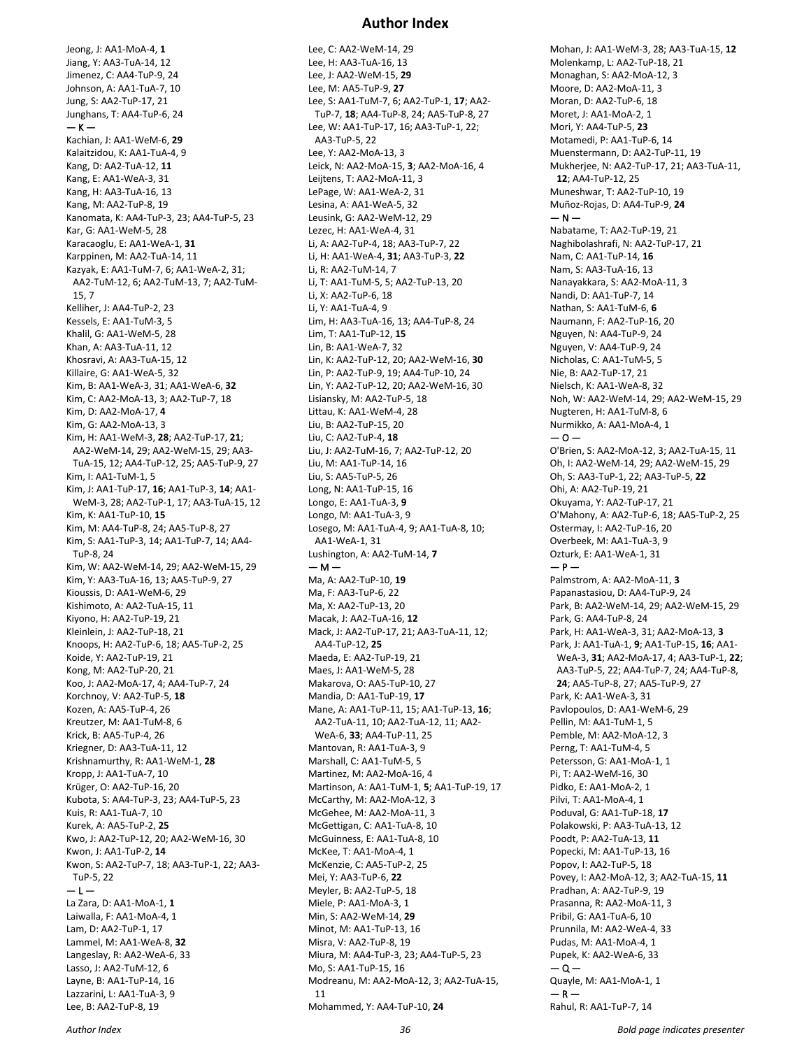# Author Index

Jeong, J: AA1-MoA-4, **1**
Jiang, Y: AA3-TuA-14, 12
Jimenez, C: AA4-TuP-9, 24
Johnson, A: AA1-TuA-7, 10
Jung, S: AA2-TuP-17, 21
Junghans, T: AA4-TuP-6, 24

— K —

Kachian, J: AA1-WeM-6, **29**
Kalaitzidou, K: AA1-TuA-4, 9
Kang, D: AA2-TuA-12, **11**
Kang, E: AA1-WeA-3, 31
Kang, H: AA3-TuA-16, 13
Kang, M: AA2-TuP-8, 19
Kanomata, K: AA4-TuP-3, 23; AA4-TuP-5, 23
Kar, G: AA1-WeM-5, 28
Karacaoglu, E: AA1-WeA-1, **31**
Karppinen, M: AA2-TuA-14, 11
Kazyak, E: AA1-TuM-7, 6; AA1-WeA-2, 31; AA2-TuM-12, 6; AA2-TuM-13, 7; AA2-TuM-15, 7
Kelliher, J: AA4-TuP-2, 23
Kessels, E: AA1-TuM-3, 5
Khalil, G: AA1-WeM-5, 28
Khan, A: AA3-TuA-11, 12
Khosravi, A: AA3-TuA-15, 12
Killaire, G: AA1-WeA-5, 32
Kim, B: AA1-WeA-3, 31; AA1-WeA-6, **32**
Kim, C: AA2-MoA-13, 3; AA2-TuP-7, 18
Kim, D: AA2-MoA-17, **4**
Kim, G: AA2-MoA-13, 3
Kim, H: AA1-WeM-3, **28**; AA2-TuP-17, **21**; AA2-WeM-14, 29; AA2-WeM-15, 29; AA3-TuA-15, 12; AA4-TuP-12, 25; AA5-TuP-9, 27
Kim, I: AA1-TuM-1, 5
Kim, J: AA1-TuP-17, **16**; AA1-TuP-3, **14**; AA1-WeM-3, 28; AA2-TuP-1, 17; AA3-TuA-15, 12
Kim, K: AA1-TuP-10, **15**
Kim, M: AA4-TuP-8, 24; AA5-TuP-8, 27
Kim, S: AA1-TuP-3, 14; AA1-TuP-7, 14; AA4-TuP-8, 24
Kim, W: AA2-WeM-14, 29; AA2-WeM-15, 29
Kim, Y: AA3-TuA-16, 13; AA5-TuP-9, 27
Kioussis, D: AA1-WeM-6, 29
Kishimoto, A: AA2-TuA-15, 11
Kiyono, H: AA2-TuP-19, 21
Kleinlein, J: AA2-TuP-18, 21
Knoops, H: AA2-TuP-6, 18; AA5-TuP-2, 25
Koide, Y: AA2-TuP-19, 21
Kong, M: AA2-TuP-20, 21
Koo, J: AA2-MoA-17, 4; AA4-TuP-7, 24
Korchnoy, V: AA2-TuP-5, **18**
Kozen, A: AA5-TuP-4, 26
Kreutzer, M: AA1-TuM-8, 6
Krick, B: AA5-TuP-4, 26
Kriegner, D: AA3-TuA-11, 12
Krishnamurthy, R: AA1-WeM-1, **28**
Kropp, J: AA1-TuA-7, 10
Krüger, O: AA2-TuP-16, 20
Kubota, S: AA4-TuP-3, 23; AA4-TuP-5, 23
Kuis, R: AA1-TuA-7, 10
Kurek, A: AA5-TuP-2, **25**
Kwo, J: AA2-TuP-12, 20; AA2-WeM-16, 30
Kwon, J: AA1-TuP-2, **14**
Kwon, S: AA2-TuP-7, 18; AA3-TuP-1, 22; AA3-TuP-5, 22

— L —

La Zara, D: AA1-MoA-1, **1**
Laiwalla, F: AA1-MoA-4, 1
Lam, D: AA2-TuP-1, 17
Lammel, M: AA1-WeA-8, **32**
Langeslay, R: AA2-WeA-6, 33
Lasso, J: AA2-TuM-12, 6
Layne, B: AA1-TuP-14, 16
Lazzarini, L: AA1-TuA-3, 9
Lee, B: AA2-TuP-8, 19
Lee, C: AA2-WeM-14, 29
Lee, H: AA3-TuA-16, 13
Lee, J: AA2-WeM-15, **29**
Lee, M: AA5-TuP-9, **27**
Lee, S: AA1-TuM-7, 6; AA2-TuP-1, **17**; AA2-TuP-7, **18**; AA4-TuP-8, 24; AA5-TuP-8, 27
Lee, W: AA1-TuP-17, 16; AA3-TuP-1, 22; AA3-TuP-5, 22
Lee, Y: AA2-MoA-13, 3
Leick, N: AA2-MoA-15, **3**; AA2-MoA-16, 4
Leijtens, T: AA2-MoA-11, 3
LePage, W: AA1-WeA-2, 31
Lesina, A: AA1-WeA-5, 32
Leusink, G: AA2-WeM-12, 29
Lezec, H: AA1-WeA-4, 31
Li, A: AA2-TuP-4, 18; AA3-TuP-7, 22
Li, H: AA1-WeA-4, **31**; AA3-TuP-3, **22**
Li, R: AA2-TuM-14, 7
Li, T: AA1-TuM-5, 5; AA2-TuP-13, 20
Li, X: AA2-TuP-6, 18
Li, Y: AA1-TuA-4, 9
Lim, H: AA3-TuA-16, 13; AA4-TuP-8, 24
Lim, T: AA1-TuP-12, **15**
Lin, B: AA1-WeA-7, 32
Lin, K: AA2-TuP-12, 20; AA2-WeM-16, **30**
Lin, P: AA2-TuP-9, 19; AA4-TuP-10, 24
Lin, Y: AA2-TuP-12, 20; AA2-WeM-16, 30
Lisiansky, M: AA2-TuP-5, 18
Littau, K: AA1-WeM-4, 28
Liu, B: AA2-TuP-15, 20
Liu, C: AA2-TuP-4, **18**
Liu, J: AA2-TuM-16, 7; AA2-TuP-12, 20
Liu, M: AA1-TuP-14, 16
Liu, S: AA5-TuP-5, 26
Long, N: AA1-TuP-15, 16
Longo, E: AA1-TuA-3, **9**
Longo, M: AA1-TuA-3, 9
Losego, M: AA1-TuA-4, 9; AA1-TuA-8, 10; AA1-WeA-1, 31
Lushington, A: AA2-TuM-14, **7**

— M —

Ma, A: AA2-TuP-10, **19**
Ma, F: AA3-TuP-6, 22
Ma, X: AA2-TuP-13, 20
Macak, J: AA2-TuA-16, **12**
Mack, J: AA2-TuP-17, 21; AA3-TuA-11, 12; AA4-TuP-12, **25**
Maeda, E: AA2-TuP-19, 21
Maes, J: AA1-WeM-5, 28
Makarova, O: AA5-TuP-10, 27
Mandia, D: AA1-TuP-19, **17**
Mane, A: AA1-TuP-11, 15; AA1-TuP-13, **16**; AA2-TuA-11, 10; AA2-TuA-12, 11; AA2-WeA-6, **33**; AA4-TuP-11, 25
Mantovan, R: AA1-TuA-3, 9
Marshall, C: AA1-TuM-5, 5
Martinez, M: AA2-MoA-16, 4
Martinson, A: AA1-TuM-1, **5**; AA1-TuP-19, 17
McCarthy, M: AA2-MoA-12, 3
McGehee, M: AA2-MoA-11, 3
McGettigan, C: AA1-TuA-8, 10
McGuinness, E: AA1-TuA-8, 10
McKee, T: AA1-MoA-4, 1
McKenzie, C: AA5-TuP-2, 25
Mei, Y: AA3-TuP-6, **22**
Meyler, B: AA2-TuP-5, 18
Miele, P: AA1-MoA-3, 1
Min, S: AA2-WeM-14, **29**
Minot, M: AA1-TuP-13, 16
Misra, V: AA2-TuP-8, 19
Miura, M: AA4-TuP-3, 23; AA4-TuP-5, 23
Mo, S: AA1-TuP-15, 16
Modreanu, M: AA2-MoA-12, 3; AA2-TuA-15, 11
Mohammed, Y: AA4-TuP-10, **24**
Mohan, J: AA1-WeM-3, 28; AA3-TuA-15, **12**
Molenkamp, L: AA2-TuP-18, 21
Monaghan, S: AA2-MoA-12, 3
Moore, D: AA2-MoA-11, 3
Moran, D: AA2-TuP-6, 18
Moret, J: AA1-MoA-2, 1
Mori, Y: AA4-TuP-5, **23**
Motamedi, P: AA1-TuP-6, 14
Muenstermann, D: AA2-TuP-11, 19
Mukherjee, N: AA2-TuP-17, 21; AA3-TuA-11, **12**; AA4-TuP-12, 25
Muneshwar, T: AA2-TuP-10, 19
Muñoz-Rojas, D: AA4-TuP-9, **24**

— N —

Nabatame, T: AA2-TuP-19, 21
Naghibolashrafi, N: AA2-TuP-17, 21
Nam, C: AA1-TuP-14, **16**
Nam, S: AA3-TuA-16, 13
Nanayakkara, S: AA2-MoA-11, 3
Nandi, D: AA1-TuP-7, 14
Nathan, S: AA1-TuM-6, **6**
Naumann, F: AA2-TuP-16, 20
Nguyen, N: AA4-TuP-9, 24
Nguyen, V: AA4-TuP-9, 24
Nicholas, C: AA1-TuM-5, 5
Nie, B: AA2-TuP-17, 21
Nielsch, K: AA1-WeA-8, 32
Noh, W: AA2-WeM-14, 29; AA2-WeM-15, 29
Nugteren, H: AA1-TuM-8, 6
Nurmikko, A: AA1-MoA-4, 1

— O —

O'Brien, S: AA2-MoA-12, 3; AA2-TuA-15, 11
Oh, I: AA2-WeM-14, 29; AA2-WeM-15, 29
Oh, S: AA3-TuP-1, 22; AA3-TuP-5, **22**
Ohi, A: AA2-TuP-19, 21
Okuyama, Y: AA2-TuP-17, 21
O'Mahony, A: AA2-TuP-6, 18; AA5-TuP-2, 25
Ostermay, I: AA2-TuP-16, 20
Overbeek, M: AA1-TuA-3, 9
Ozturk, E: AA1-WeA-1, 31

— P —

Palmstrom, A: AA2-MoA-11, **3**
Papanastasiou, D: AA4-TuP-9, 24
Park, B: AA2-WeM-14, 29; AA2-WeM-15, 29
Park, G: AA4-TuP-8, 24
Park, H: AA1-WeA-3, 31; AA2-MoA-13, **3**
Park, J: AA1-TuA-1, **9**; AA1-TuP-15, **16**; AA1-WeA-3, **31**; AA2-MoA-17, 4; AA3-TuP-1, **22**; AA3-TuP-5, 22; AA4-TuP-7, 24; AA4-TuP-8, **24**; AA5-TuP-8, 27; AA5-TuP-9, 27
Park, K: AA1-WeA-3, 31
Pavlopoulos, D: AA1-WeM-6, 29
Pellin, M: AA1-TuM-1, 5
Pemble, M: AA2-MoA-12, 3
Perng, T: AA1-TuM-4, 5
Petersson, G: AA1-MoA-1, 1
Pi, T: AA2-WeM-16, 30
Pidko, E: AA1-MoA-2, 1
Pilvi, T: AA1-MoA-4, 1
Poduval, G: AA1-TuP-18, **17**
Polakowski, P: AA3-TuA-13, 12
Poodt, P: AA2-TuA-13, **11**
Popecki, M: AA1-TuP-13, 16
Popov, I: AA2-TuP-5, 18
Povey, I: AA2-MoA-12, 3; AA2-TuA-15, **11**
Pradhan, A: AA2-TuP-9, 19
Prasanna, R: AA2-MoA-11, 3
Pribil, G: AA1-TuA-6, 10
Prunnila, M: AA2-WeA-4, 33
Pudas, M: AA1-MoA-4, 1
Pupek, K: AA2-WeA-6, 33

— Q —

Quayle, M: AA1-MoA-1, 1

— R —

Rahul, R: AA1-TuP-7, 14

*Bold page indicates presenter*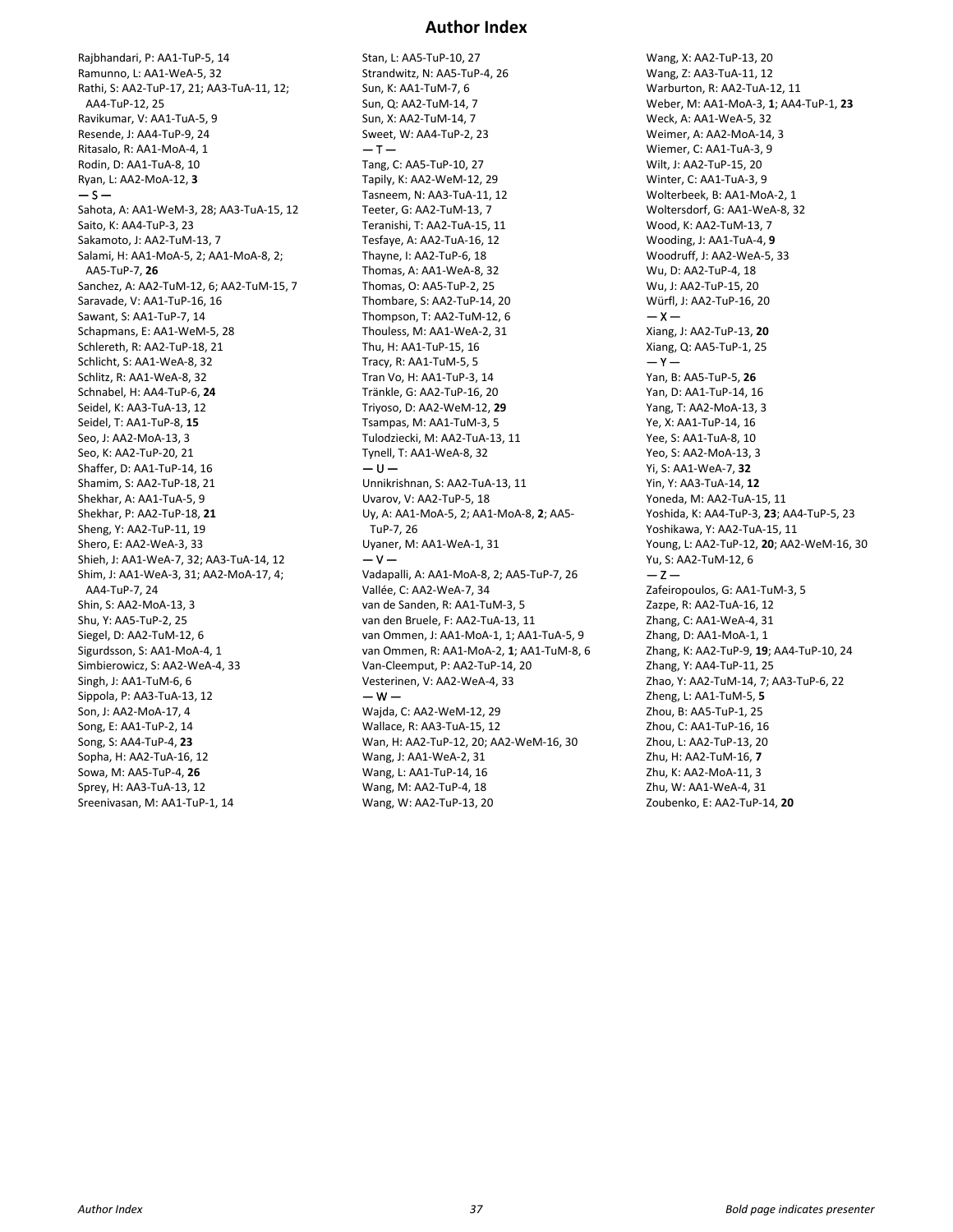# Author Index

Rajbhandari, P: AA1-TuP-5, 14
Ramunno, L: AA1-WeA-5, 32
Rathi, S: AA2-TuP-17, 21; AA3-TuA-11, 12; AA4-TuP-12, 25
Ravikumar, V: AA1-TuA-5, 9
Resende, J: AA4-TuP-9, 24
Ritasalo, R: AA1-MoA-4, 1
Rodin, D: AA1-TuA-8, 10
Ryan, L: AA2-MoA-12, **3**

— S —

Sahota, A: AA1-WeM-3, 28; AA3-TuA-15, 12
Saito, K: AA4-TuP-3, 23
Sakamoto, J: AA2-TuM-13, 7
Salami, H: AA1-MoA-5, 2; AA1-MoA-8, 2; AA5-TuP-7, **26**
Sanchez, A: AA2-TuM-12, 6; AA2-TuM-15, 7
Saravade, V: AA1-TuP-16, 16
Sawant, S: AA1-TuP-7, 14
Schapmans, E: AA1-WeM-5, 28
Schlereth, R: AA2-TuP-18, 21
Schlicht, S: AA1-WeA-8, 32
Schlitz, R: AA1-WeA-8, 32
Schnabel, H: AA4-TuP-6, **24**
Seidel, K: AA3-TuA-13, 12
Seidel, T: AA1-TuP-8, **15**
Seo, J: AA2-MoA-13, 3
Seo, K: AA2-TuP-20, 21
Shaffer, D: AA1-TuP-14, 16
Shamim, S: AA2-TuP-18, 21
Shekhar, A: AA1-TuA-5, 9
Shekhar, P: AA2-TuP-18, **21**
Sheng, Y: AA2-TuP-11, 19
Shero, E: AA2-WeA-3, 33
Shieh, J: AA1-WeA-7, 32; AA3-TuA-14, 12
Shim, J: AA1-WeA-3, 31; AA2-MoA-17, 4; AA4-TuP-7, 24
Shin, S: AA2-MoA-13, 3
Shu, Y: AA5-TuP-2, 25
Siegel, D: AA2-TuM-12, 6
Sigurdsson, S: AA1-MoA-4, 1
Simbierowicz, S: AA2-WeA-4, 33
Singh, J: AA1-TuM-6, 6
Sippola, P: AA3-TuA-13, 12
Son, J: AA2-MoA-17, 4
Song, E: AA1-TuP-2, 14
Song, S: AA4-TuP-4, **23**
Sopha, H: AA2-TuA-16, 12
Sowa, M: AA5-TuP-4, **26**
Sprey, H: AA3-TuA-13, 12
Sreenivasan, M: AA1-TuP-1, 14
Stan, L: AA5-TuP-10, 27
Strandwitz, N: AA5-TuP-4, 26
Sun, K: AA1-TuM-7, 6
Sun, Q: AA2-TuM-14, 7
Sun, X: AA2-TuM-14, 7
Sweet, W: AA4-TuP-2, 23

— T —

Tang, C: AA5-TuP-10, 27
Tapily, K: AA2-WeM-12, 29
Tasneem, N: AA3-TuA-11, 12
Teeter, G: AA2-TuM-13, 7
Teranishi, T: AA2-TuA-15, 11
Tesfaye, A: AA2-TuA-16, 12
Thayne, I: AA2-TuP-6, 18
Thomas, A: AA1-WeA-8, 32
Thomas, O: AA5-TuP-2, 25
Thombare, S: AA2-TuP-14, 20
Thompson, T: AA2-TuM-12, 6
Thouless, M: AA1-WeA-2, 31
Thu, H: AA1-TuP-15, 16
Tracy, R: AA1-TuM-5, 5
Tran Vo, H: AA1-TuP-3, 14
Tränkle, G: AA2-TuP-16, 20
Triyoso, D: AA2-WeM-12, **29**
Tsampas, M: AA1-TuM-3, 5
Tulodziecki, M: AA2-TuA-13, 11
Tynell, T: AA1-WeA-8, 32

— U —

Unnikrishnan, S: AA2-TuA-13, 11
Uvarov, V: AA2-TuP-5, 18
Uy, A: AA1-MoA-5, 2; AA1-MoA-8, **2**; AA5-TuP-7, 26
Uyaner, M: AA1-WeA-1, 31

— V —

Vadapalli, A: AA1-MoA-8, 2; AA5-TuP-7, 26
Vallée, C: AA2-WeA-7, 34
van de Sanden, R: AA1-TuM-3, 5
van den Bruele, F: AA2-TuA-13, 11
van Ommen, J: AA1-MoA-1, 1; AA1-TuA-5, 9
van Ommen, R: AA1-MoA-2, **1**; AA1-TuM-8, 6
Van-Cleemput, P: AA2-TuP-14, 20
Vesterinen, V: AA2-WeA-4, 33

— W —

Wajda, C: AA2-WeM-12, 29
Wallace, R: AA3-TuA-15, 12
Wan, H: AA2-TuP-12, 20; AA2-WeM-16, 30
Wang, J: AA1-WeA-2, 31
Wang, L: AA1-TuP-14, 16
Wang, M: AA2-TuP-4, 18
Wang, W: AA2-TuP-13, 20
Wang, X: AA2-TuP-13, 20
Wang, Z: AA3-TuA-11, 12
Warburton, R: AA2-TuA-12, 11
Weber, M: AA1-MoA-3, **1**; AA4-TuP-1, **23**
Weck, A: AA1-WeA-5, 32
Weimer, A: AA2-MoA-14, 3
Wiemer, C: AA1-TuA-3, 9
Wilt, J: AA2-TuP-15, 20
Winter, C: AA1-TuA-3, 9
Wolterbeek, B: AA1-MoA-2, 1
Woltersdorf, G: AA1-WeA-8, 32
Wood, K: AA2-TuM-13, 7
Wooding, J: AA1-TuA-4, **9**
Woodruff, J: AA2-WeA-5, 33
Wu, D: AA2-TuP-4, 18
Wu, J: AA2-TuP-15, 20
Würfl, J: AA2-TuP-16, 20

— X —

Xiang, J: AA2-TuP-13, **20**
Xiang, Q: AA5-TuP-1, 25

— Y —

Yan, B: AA5-TuP-5, **26**
Yan, D: AA1-TuP-14, 16
Yang, T: AA2-MoA-13, 3
Ye, X: AA1-TuP-14, 16
Yee, S: AA1-TuA-8, 10
Yeo, S: AA2-MoA-13, 3
Yi, S: AA1-WeA-7, **32**
Yin, Y: AA3-TuA-14, **12**
Yoneda, M: AA2-TuA-15, 11
Yoshida, K: AA4-TuP-3, **23**; AA4-TuP-5, 23
Yoshikawa, Y: AA2-TuA-15, 11
Young, L: AA2-TuP-12, **20**; AA2-WeM-16, 30
Yu, S: AA2-TuM-12, 6

— Z —

Zafeiropoulos, G: AA1-TuM-3, 5
Zazpe, R: AA2-TuA-16, 12
Zhang, C: AA1-WeA-4, 31
Zhang, D: AA1-MoA-1, 1
Zhang, K: AA2-TuP-9, **19**; AA4-TuP-10, 24
Zhang, Y: AA4-TuP-11, 25
Zhao, Y: AA2-TuM-14, 7; AA3-TuP-6, 22
Zheng, L: AA1-TuM-5, **5**
Zhou, B: AA5-TuP-1, 25
Zhou, C: AA1-TuP-16, 16
Zhou, L: AA2-TuP-13, 20
Zhu, H: AA2-TuM-16, **7**
Zhu, K: AA2-MoA-11, 3
Zhu, W: AA1-WeA-4, 31
Zoubenko, E: AA2-TuP-14, **20**

*Bold page indicates presenter*